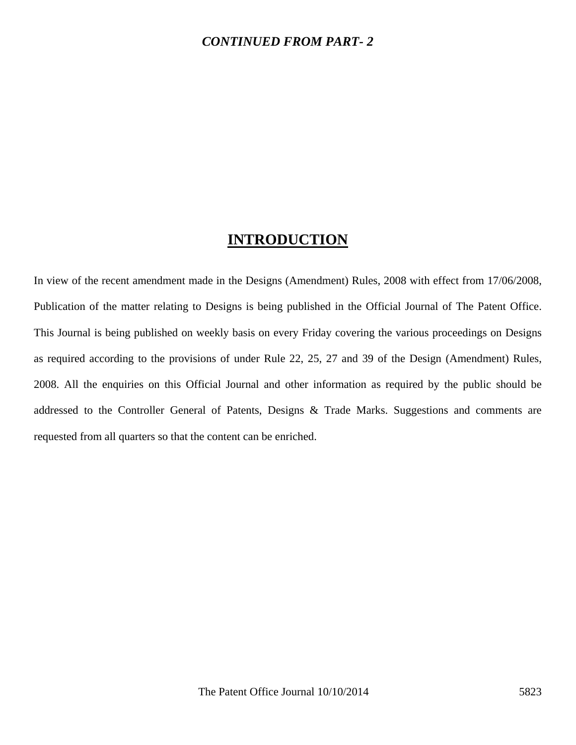***CONTINUED FROM PART- 2***

# INTRODUCTION

In view of the recent amendment made in the Designs (Amendment) Rules, 2008 with effect from 17/06/2008, Publication of the matter relating to Designs is being published in the Official Journal of The Patent Office. This Journal is being published on weekly basis on every Friday covering the various proceedings on Designs as required according to the provisions of under Rule 22, 25, 27 and 39 of the Design (Amendment) Rules, 2008. All the enquiries on this Official Journal and other information as required by the public should be addressed to the Controller General of Patents, Designs & Trade Marks. Suggestions and comments are requested from all quarters so that the content can be enriched.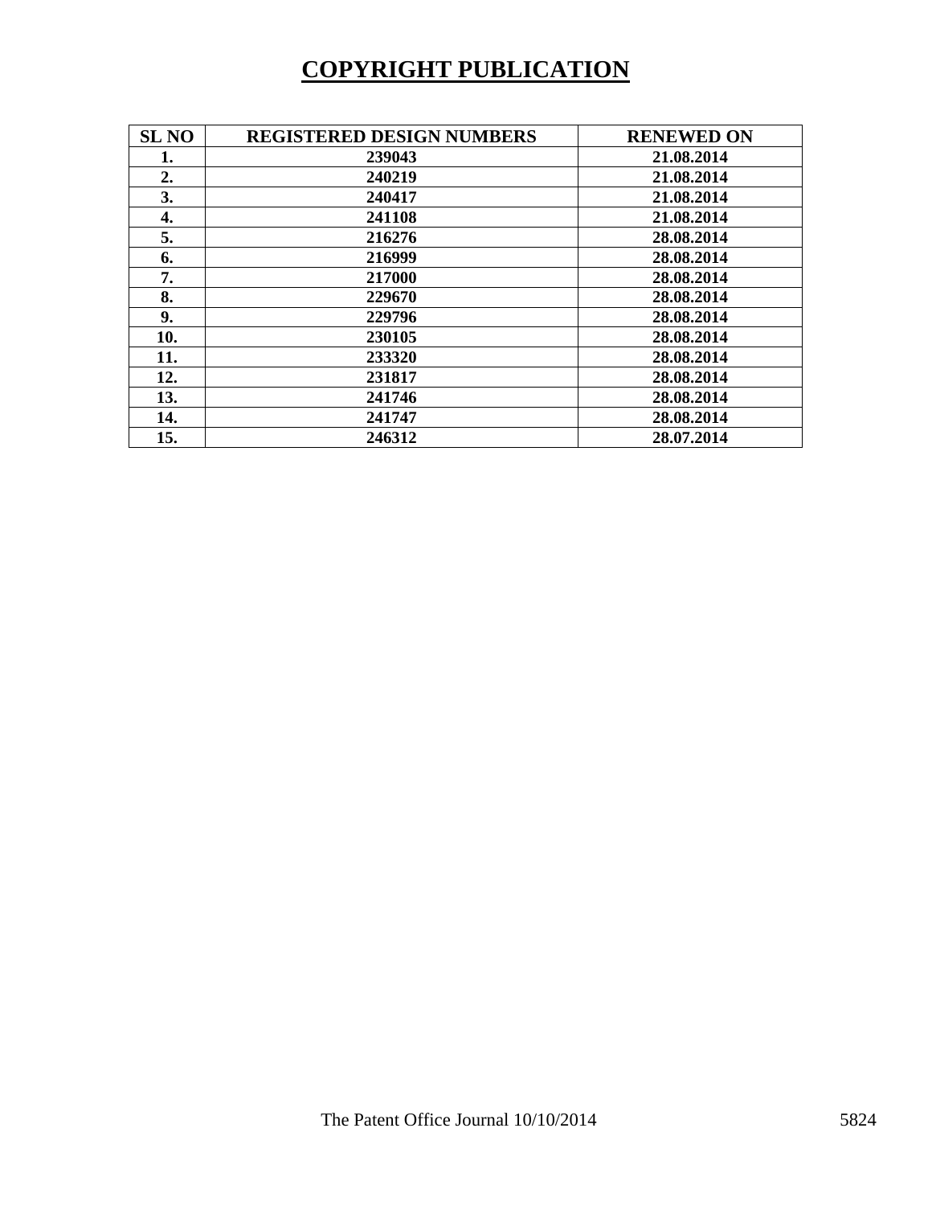# COPYRIGHT PUBLICATION

| SL NO | REGISTERED DESIGN NUMBERS | RENEWED ON |
|---|---|---|
| 1. | 239043 | 21.08.2014 |
| 2. | 240219 | 21.08.2014 |
| 3. | 240417 | 21.08.2014 |
| 4. | 241108 | 21.08.2014 |
| 5. | 216276 | 28.08.2014 |
| 6. | 216999 | 28.08.2014 |
| 7. | 217000 | 28.08.2014 |
| 8. | 229670 | 28.08.2014 |
| 9. | 229796 | 28.08.2014 |
| 10. | 230105 | 28.08.2014 |
| 11. | 233320 | 28.08.2014 |
| 12. | 231817 | 28.08.2014 |
| 13. | 241746 | 28.08.2014 |
| 14. | 241747 | 28.08.2014 |
| 15. | 246312 | 28.07.2014 |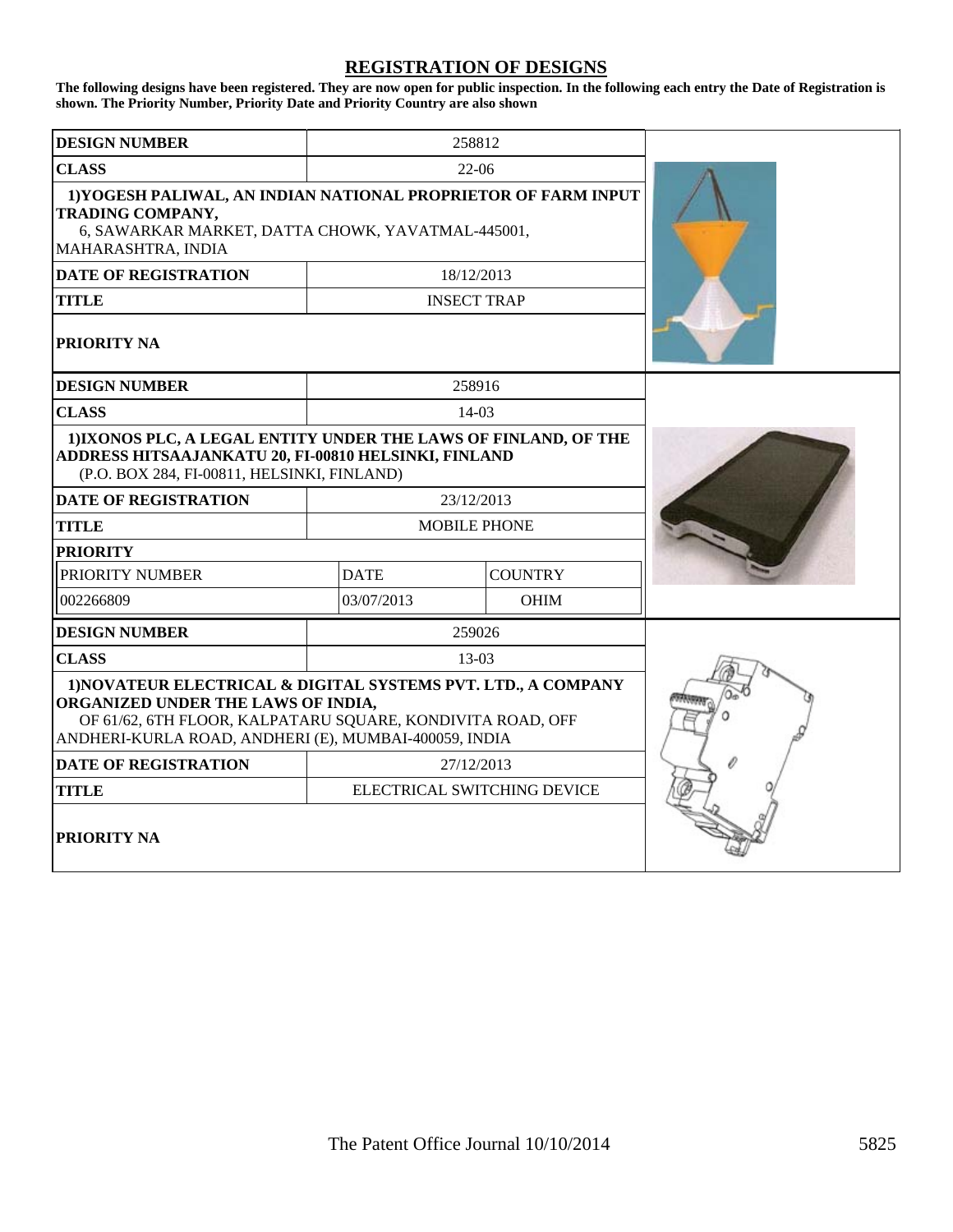# REGISTRATION OF DESIGNS

**The following designs have been registered. They are now open for public inspection. In the following each entry the Date of Registration is shown. The Priority Number, Priority Date and Priority Country are also shown**

| **DESIGN NUMBER** | 258812 |
|---|---|
| **CLASS** | 22-06 |
| **1)YOGESH PALIWAL, AN INDIAN NATIONAL PROPRIETOR OF FARM INPUT TRADING COMPANY,** 6, SAWARKAR MARKET, DATTA CHOWK, YAVATMAL-445001, MAHARASHTRA, INDIA | |
| **DATE OF REGISTRATION** | 18/12/2013 |
| **TITLE** | INSECT TRAP |
| **PRIORITY NA** | |

| **DESIGN NUMBER** | 258916 | |
|---|---|---|
| **CLASS** | 14-03 | |
| **1)IXONOS PLC, A LEGAL ENTITY UNDER THE LAWS OF FINLAND, OF THE ADDRESS HITSAAJANKATU 20, FI-00810 HELSINKI, FINLAND** (P.O. BOX 284, FI-00811, HELSINKI, FINLAND) | | |
| **DATE OF REGISTRATION** | 23/12/2013 | |
| **TITLE** | MOBILE PHONE | |
| **PRIORITY** | | |
| PRIORITY NUMBER | DATE | COUNTRY |
| 002266809 | 03/07/2013 | OHIM |

| **DESIGN NUMBER** | 259026 |
|---|---|
| **CLASS** | 13-03 |
| **1)NOVATEUR ELECTRICAL & DIGITAL SYSTEMS PVT. LTD., A COMPANY ORGANIZED UNDER THE LAWS OF INDIA,** OF 61/62, 6TH FLOOR, KALPATARU SQUARE, KONDIVITA ROAD, OFF ANDHERI-KURLA ROAD, ANDHERI (E), MUMBAI-400059, INDIA | |
| **DATE OF REGISTRATION** | 27/12/2013 |
| **TITLE** | ELECTRICAL SWITCHING DEVICE |
| **PRIORITY NA** | |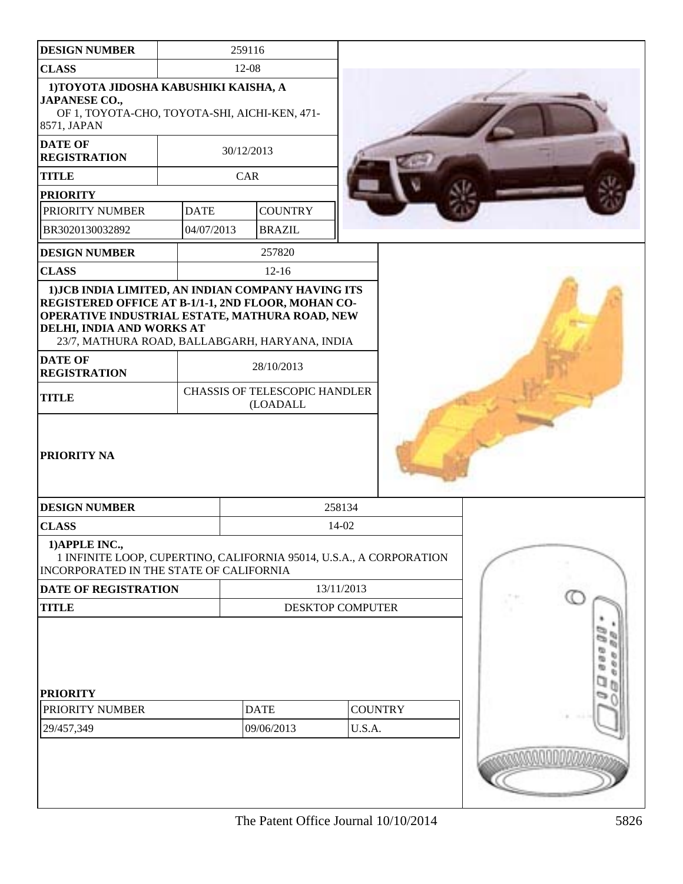| DESIGN NUMBER | 259116 | |
|---|---|---|
| CLASS | 12-08 | |
| 1)TOYOTA JIDOSHA KABUSHIKI KAISHA, A JAPANESE CO., OF 1, TOYOTA-CHO, TOYOTA-SHI, AICHI-KEN, 471-8571, JAPAN | | |
| DATE OF REGISTRATION | 30/12/2013 | |
| TITLE | CAR | |
| PRIORITY | | |
| PRIORITY NUMBER | DATE | COUNTRY |
| BR3020130032892 | 04/07/2013 | BRAZIL |

| DESIGN NUMBER | 257820 |
|---|---|
| CLASS | 12-16 |
| 1)JCB INDIA LIMITED, AN INDIAN COMPANY HAVING ITS REGISTERED OFFICE AT B-1/1-1, 2ND FLOOR, MOHAN CO-OPERATIVE INDUSTRIAL ESTATE, MATHURA ROAD, NEW DELHI, INDIA AND WORKS AT 23/7, MATHURA ROAD, BALLABGARH, HARYANA, INDIA | |
| DATE OF REGISTRATION | 28/10/2013 |
| TITLE | CHASSIS OF TELESCOPIC HANDLER (LOADALL |
| PRIORITY NA | |

| DESIGN NUMBER | 258134 | |
|---|---|---|
| CLASS | 14-02 | |
| 1)APPLE INC., 1 INFINITE LOOP, CUPERTINO, CALIFORNIA 95014, U.S.A., A CORPORATION INCORPORATED IN THE STATE OF CALIFORNIA | | |
| DATE OF REGISTRATION | 13/11/2013 | |
| TITLE | DESKTOP COMPUTER | |
| PRIORITY | | |
| PRIORITY NUMBER | DATE | COUNTRY |
| 29/457,349 | 09/06/2013 | U.S.A. |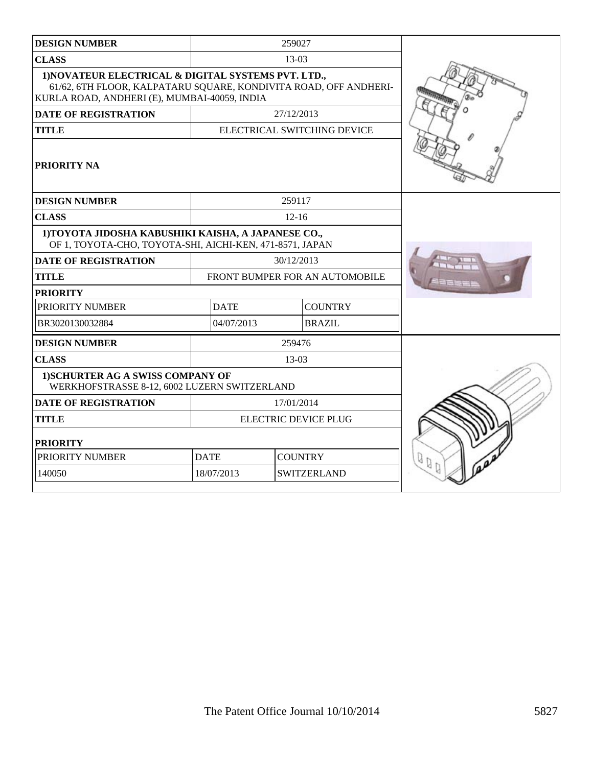| DESIGN NUMBER | 259027 |
|---|---|
| CLASS | 13-03 |
| 1)NOVATEUR ELECTRICAL & DIGITAL SYSTEMS PVT. LTD., 61/62, 6TH FLOOR, KALPATARU SQUARE, KONDIVITA ROAD, OFF ANDHERI-KURLA ROAD, ANDHERI (E), MUMBAI-40059, INDIA | |
| DATE OF REGISTRATION | 27/12/2013 |
| TITLE | ELECTRICAL SWITCHING DEVICE |
| PRIORITY NA | |

| DESIGN NUMBER | 259117 | |
|---|---|---|
| CLASS | 12-16 | |
| 1)TOYOTA JIDOSHA KABUSHIKI KAISHA, A JAPANESE CO., OF 1, TOYOTA-CHO, TOYOTA-SHI, AICHI-KEN, 471-8571, JAPAN | | |
| DATE OF REGISTRATION | 30/12/2013 | |
| TITLE | FRONT BUMPER FOR AN AUTOMOBILE | |
| PRIORITY | | |
| PRIORITY NUMBER | DATE | COUNTRY |
| BR3020130032884 | 04/07/2013 | BRAZIL |

| DESIGN NUMBER | 259476 | |
|---|---|---|
| CLASS | 13-03 | |
| 1)SCHURTER AG A SWISS COMPANY OF WERKHOFSTRASSE 8-12, 6002 LUZERN SWITZERLAND | | |
| DATE OF REGISTRATION | 17/01/2014 | |
| TITLE | ELECTRIC DEVICE PLUG | |
| PRIORITY | | |
| PRIORITY NUMBER | DATE | COUNTRY |
| 140050 | 18/07/2013 | SWITZERLAND |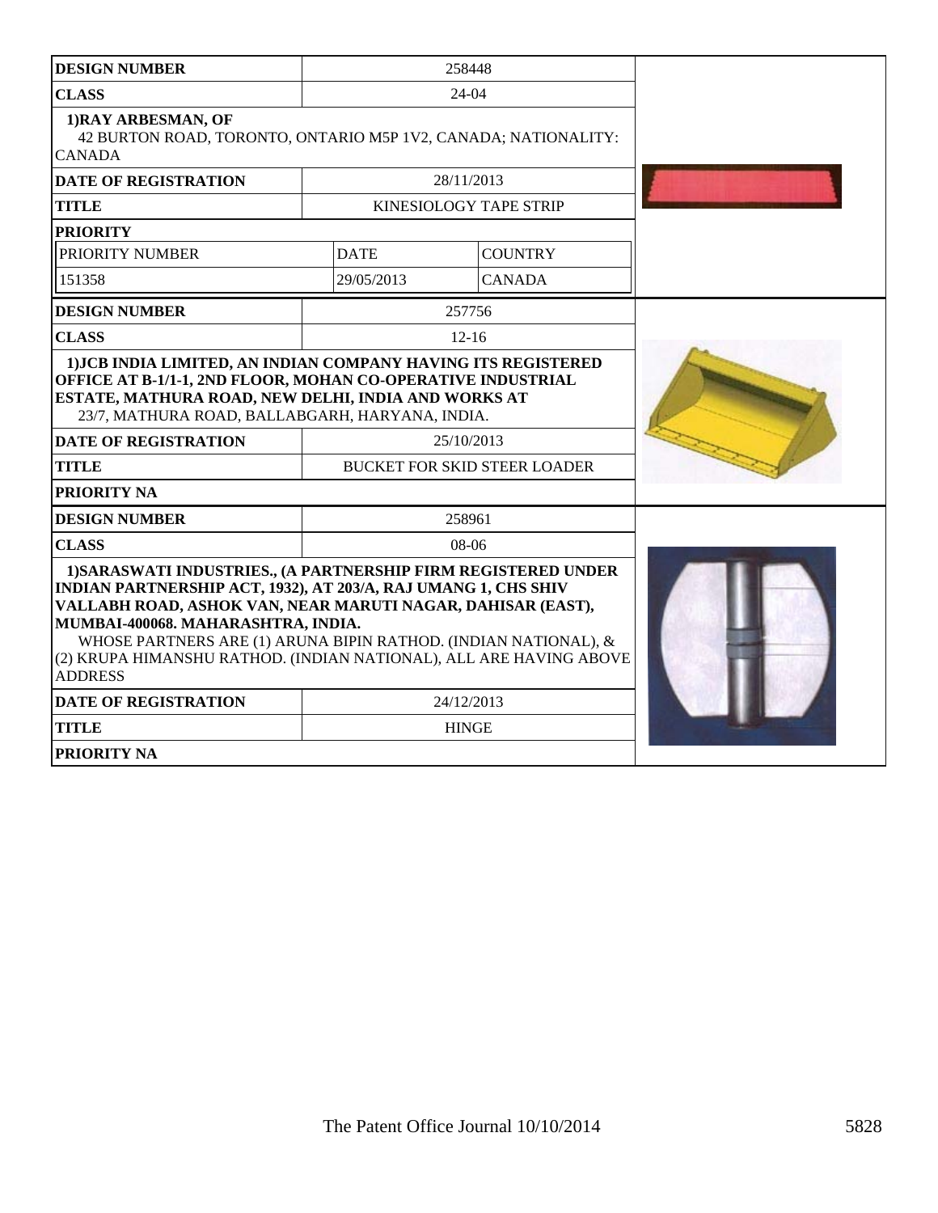| DESIGN NUMBER | 258448 | |
|---|---|---|
| CLASS | 24-04 | |
| **1)RAY ARBESMAN, OF** 42 BURTON ROAD, TORONTO, ONTARIO M5P 1V2, CANADA; NATIONALITY: CANADA | | |
| DATE OF REGISTRATION | 28/11/2013 | |
| TITLE | KINESIOLOGY TAPE STRIP | |
| PRIORITY | | |
| PRIORITY NUMBER | DATE | COUNTRY |
| 151358 | 29/05/2013 | CANADA |

| DESIGN NUMBER | 257756 |
|---|---|
| CLASS | 12-16 |
| **1)JCB INDIA LIMITED, AN INDIAN COMPANY HAVING ITS REGISTERED OFFICE AT B-1/1-1, 2ND FLOOR, MOHAN CO-OPERATIVE INDUSTRIAL ESTATE, MATHURA ROAD, NEW DELHI, INDIA AND WORKS AT** 23/7, MATHURA ROAD, BALLABGARH, HARYANA, INDIA. | |
| DATE OF REGISTRATION | 25/10/2013 |
| TITLE | BUCKET FOR SKID STEER LOADER |
| PRIORITY NA | |

| DESIGN NUMBER | 258961 |
|---|---|
| CLASS | 08-06 |
| **1)SARASWATI INDUSTRIES., (A PARTNERSHIP FIRM REGISTERED UNDER INDIAN PARTNERSHIP ACT, 1932), AT 203/A, RAJ UMANG 1, CHS SHIV VALLABH ROAD, ASHOK VAN, NEAR MARUTI NAGAR, DAHISAR (EAST), MUMBAI-400068. MAHARASHTRA, INDIA.** WHOSE PARTNERS ARE (1) ARUNA BIPIN RATHOD. (INDIAN NATIONAL), & (2) KRUPA HIMANSHU RATHOD. (INDIAN NATIONAL), ALL ARE HAVING ABOVE ADDRESS | |
| DATE OF REGISTRATION | 24/12/2013 |
| TITLE | HINGE |
| PRIORITY NA | |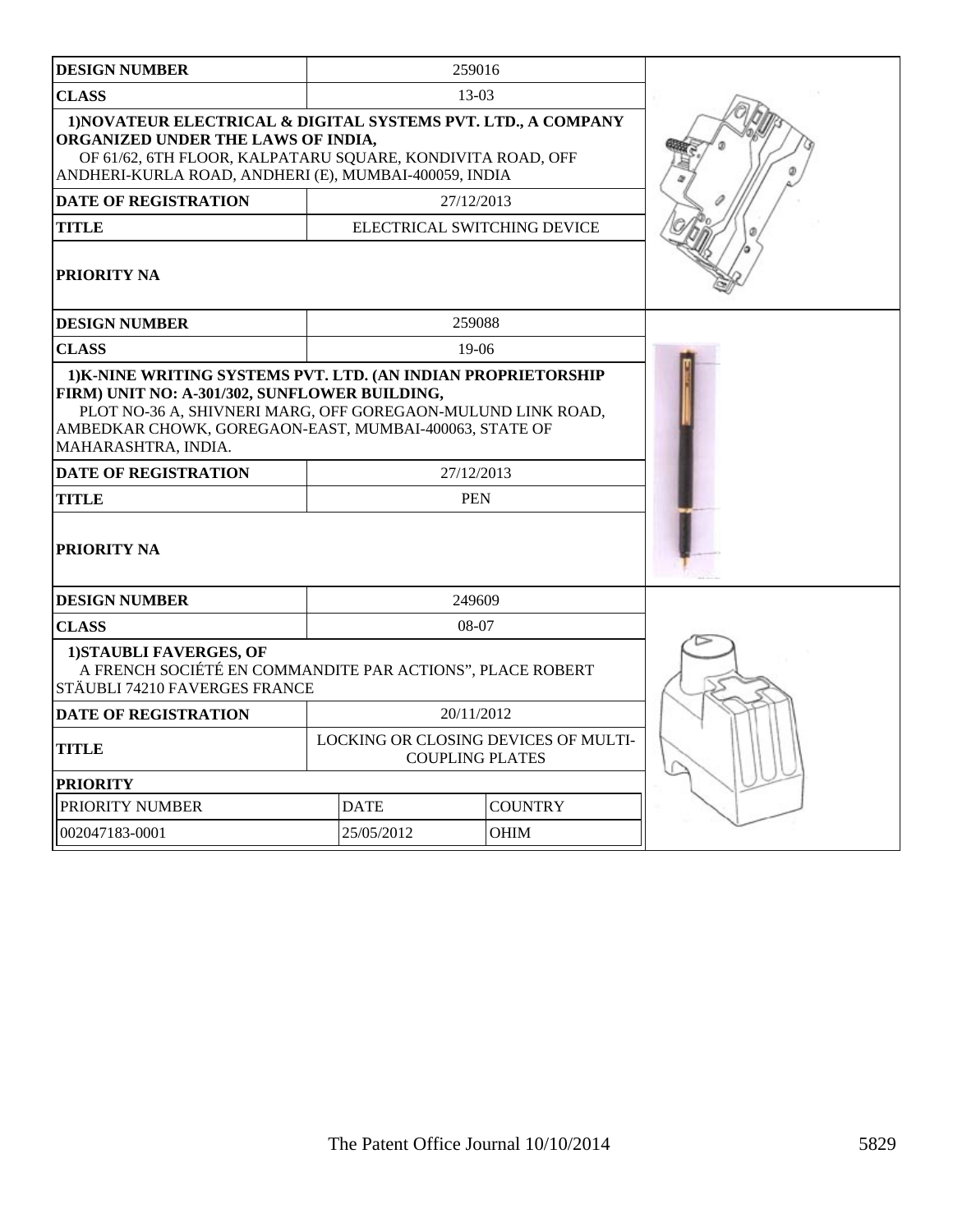| DESIGN NUMBER | 259016 |
| --- | --- |
| CLASS | 13-03 |
| 1)NOVATEUR ELECTRICAL & DIGITAL SYSTEMS PVT. LTD., A COMPANY ORGANIZED UNDER THE LAWS OF INDIA, OF 61/62, 6TH FLOOR, KALPATARU SQUARE, KONDIVITA ROAD, OFF ANDHERI-KURLA ROAD, ANDHERI (E), MUMBAI-400059, INDIA | |
| DATE OF REGISTRATION | 27/12/2013 |
| TITLE | ELECTRICAL SWITCHING DEVICE |
| PRIORITY NA | |

| DESIGN NUMBER | 259088 |
| --- | --- |
| CLASS | 19-06 |
| 1)K-NINE WRITING SYSTEMS PVT. LTD. (AN INDIAN PROPRIETORSHIP FIRM) UNIT NO: A-301/302, SUNFLOWER BUILDING, PLOT NO-36 A, SHIVNERI MARG, OFF GOREGAON-MULUND LINK ROAD, AMBEDKAR CHOWK, GOREGAON-EAST, MUMBAI-400063, STATE OF MAHARASHTRA, INDIA. | |
| DATE OF REGISTRATION | 27/12/2013 |
| TITLE | PEN |
| PRIORITY NA | |

| DESIGN NUMBER | 249609 | |
| --- | --- | --- |
| CLASS | 08-07 | |
| 1)STAUBLI FAVERGES, OF A FRENCH SOCIÉTÉ EN COMMANDITE PAR ACTIONS", PLACE ROBERT STÄUBLI 74210 FAVERGES FRANCE | | |
| DATE OF REGISTRATION | 20/11/2012 | |
| TITLE | LOCKING OR CLOSING DEVICES OF MULTI-COUPLING PLATES | |
| PRIORITY | | |
| PRIORITY NUMBER | DATE | COUNTRY |
| 002047183-0001 | 25/05/2012 | OHIM |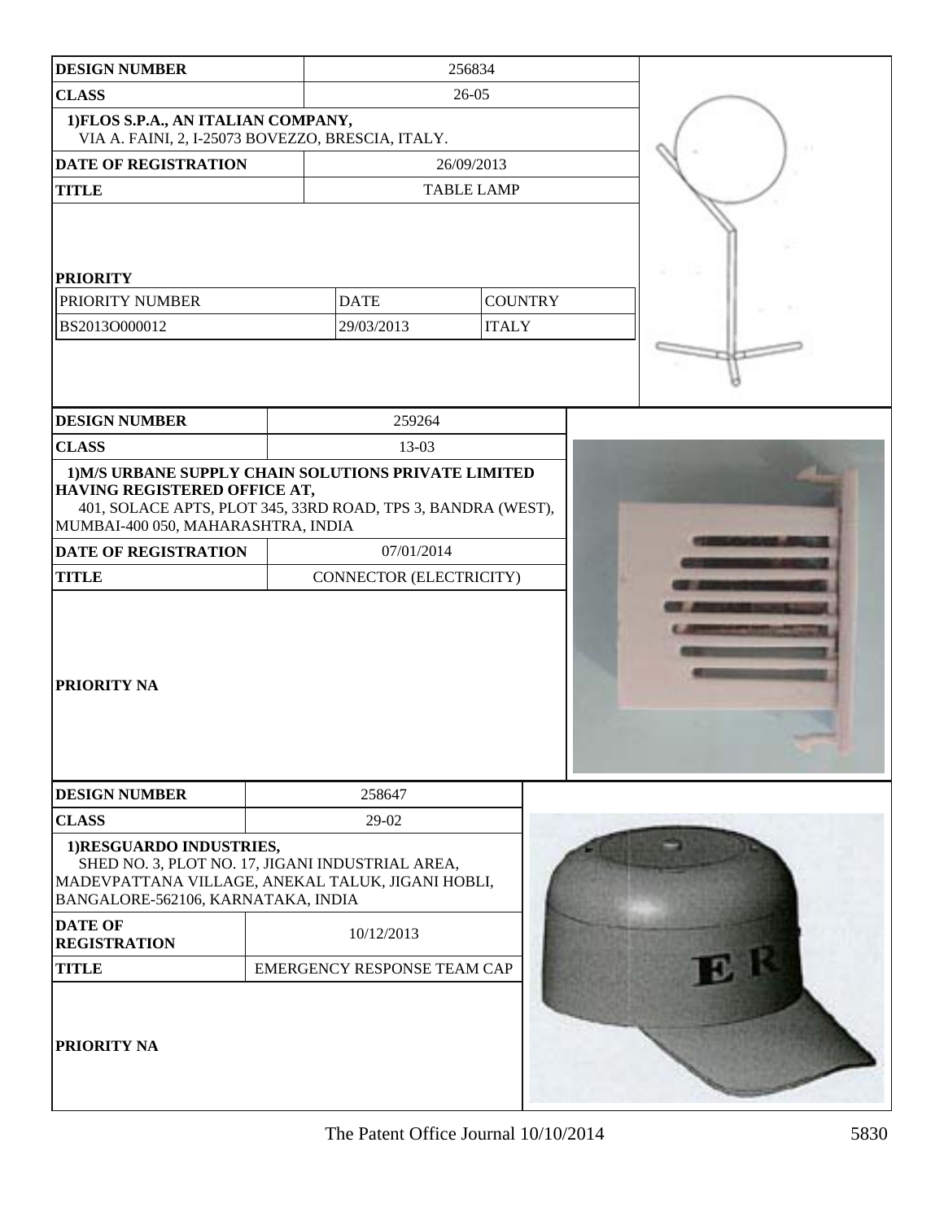| DESIGN NUMBER | 256834 | |
|---|---|---|
| CLASS | 26-05 | |
| 1)FLOS S.P.A., AN ITALIAN COMPANY, VIA A. FAINI, 2, I-25073 BOVEZZO, BRESCIA, ITALY. | | |
| DATE OF REGISTRATION | 26/09/2013 | |
| TITLE | TABLE LAMP | |
| PRIORITY | | |
| PRIORITY NUMBER | DATE | COUNTRY |
| BS2013O000012 | 29/03/2013 | ITALY |

| DESIGN NUMBER | 259264 |
|---|---|
| CLASS | 13-03 |
| 1)M/S URBANE SUPPLY CHAIN SOLUTIONS PRIVATE LIMITED HAVING REGISTERED OFFICE AT, 401, SOLACE APTS, PLOT 345, 33RD ROAD, TPS 3, BANDRA (WEST), MUMBAI-400 050, MAHARASHTRA, INDIA | |
| DATE OF REGISTRATION | 07/01/2014 |
| TITLE | CONNECTOR (ELECTRICITY) |
| PRIORITY NA | |

| DESIGN NUMBER | 258647 |
|---|---|
| CLASS | 29-02 |
| 1)RESGUARDO INDUSTRIES, SHED NO. 3, PLOT NO. 17, JIGANI INDUSTRIAL AREA, MADEVPATTANA VILLAGE, ANEKAL TALUK, JIGANI HOBLI, BANGALORE-562106, KARNATAKA, INDIA | |
| DATE OF REGISTRATION | 10/12/2013 |
| TITLE | EMERGENCY RESPONSE TEAM CAP |
| PRIORITY NA | |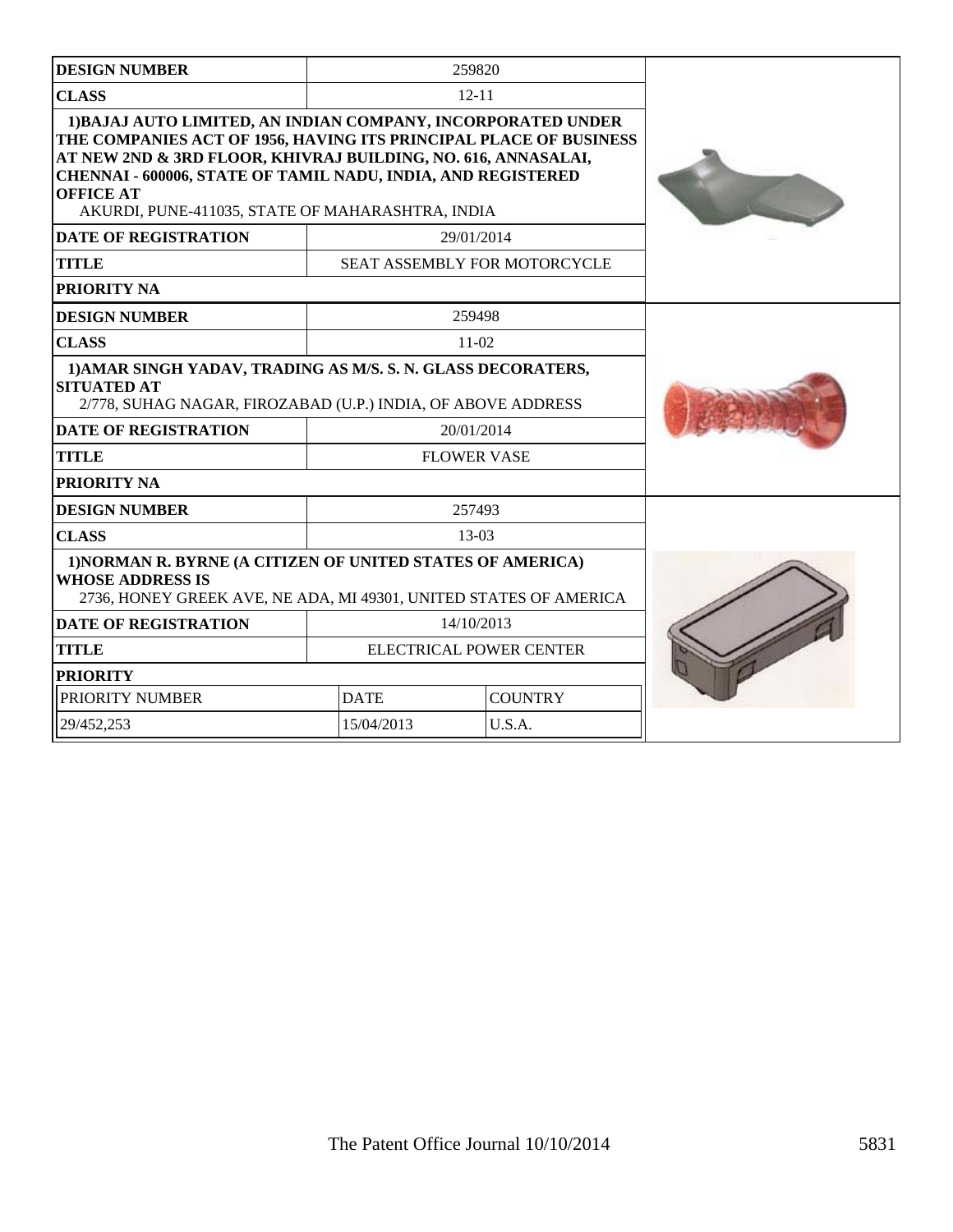| DESIGN NUMBER | 259820 | |
|---|---|---|
| CLASS | 12-11 | |
| 1)BAJAJ AUTO LIMITED, AN INDIAN COMPANY, INCORPORATED UNDER THE COMPANIES ACT OF 1956, HAVING ITS PRINCIPAL PLACE OF BUSINESS AT NEW 2ND & 3RD FLOOR, KHIVRAJ BUILDING, NO. 616, ANNASALAI, CHENNAI - 600006, STATE OF TAMIL NADU, INDIA, AND REGISTERED OFFICE AT AKURDI, PUNE-411035, STATE OF MAHARASHTRA, INDIA | | |
| DATE OF REGISTRATION | 29/01/2014 | |
| TITLE | SEAT ASSEMBLY FOR MOTORCYCLE | |
| PRIORITY NA | | |

| DESIGN NUMBER | 259498 | |
|---|---|---|
| CLASS | 11-02 | |
| 1)AMAR SINGH YADAV, TRADING AS M/S. S. N. GLASS DECORATERS, SITUATED AT 2/778, SUHAG NAGAR, FIROZABAD (U.P.) INDIA, OF ABOVE ADDRESS | | |
| DATE OF REGISTRATION | 20/01/2014 | |
| TITLE | FLOWER VASE | |
| PRIORITY NA | | |

| DESIGN NUMBER | 257493 | |
|---|---|---|
| CLASS | 13-03 | |
| 1)NORMAN R. BYRNE (A CITIZEN OF UNITED STATES OF AMERICA) WHOSE ADDRESS IS 2736, HONEY GREEK AVE, NE ADA, MI 49301, UNITED STATES OF AMERICA | | |
| DATE OF REGISTRATION | 14/10/2013 | |
| TITLE | ELECTRICAL POWER CENTER | |
| PRIORITY | | |
| PRIORITY NUMBER | DATE | COUNTRY |
| 29/452,253 | 15/04/2013 | U.S.A. |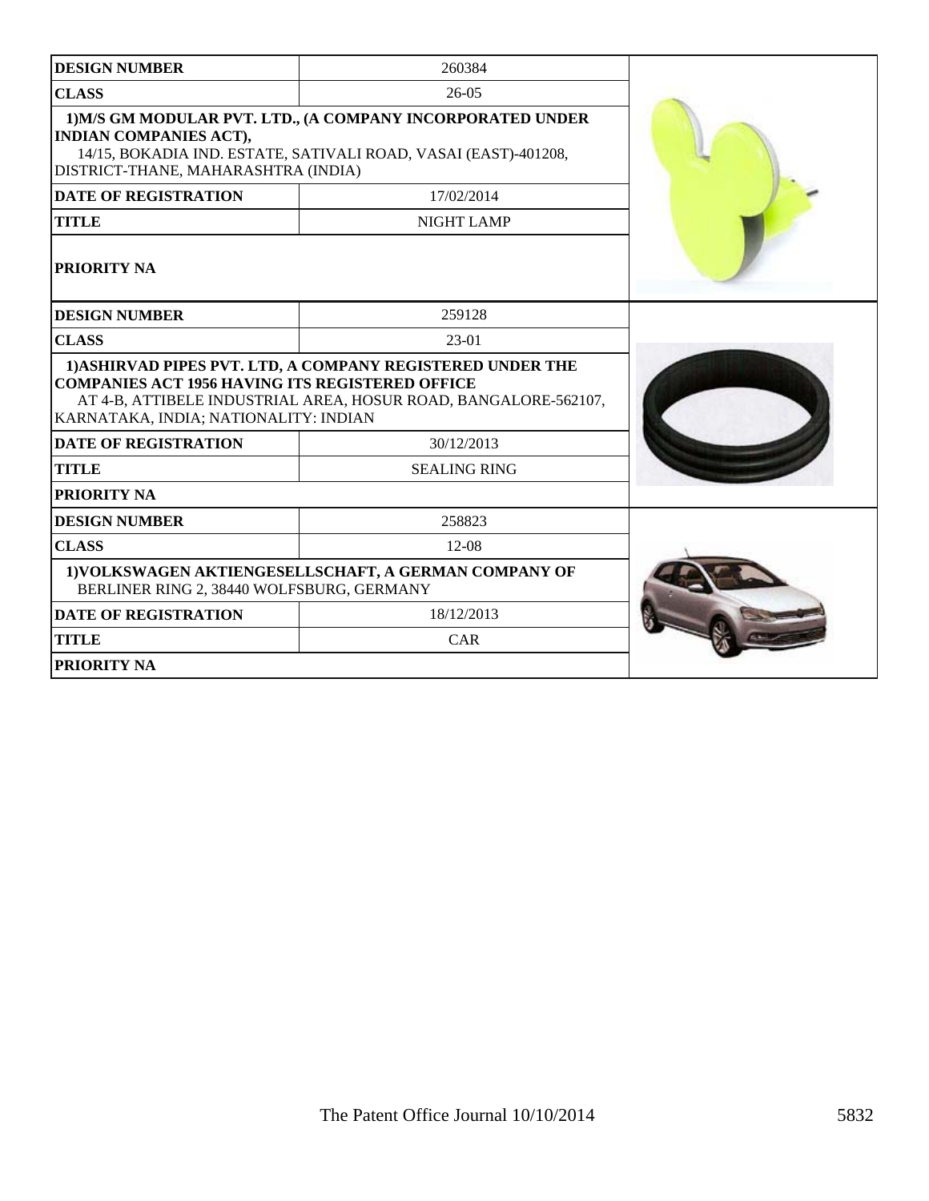| DESIGN NUMBER | 260384 |
| --- | --- |
| CLASS | 26-05 |
| 1)M/S GM MODULAR PVT. LTD., (A COMPANY INCORPORATED UNDER INDIAN COMPANIES ACT), 14/15, BOKADIA IND. ESTATE, SATIVALI ROAD, VASAI (EAST)-401208, DISTRICT-THANE, MAHARASHTRA (INDIA) | |
| DATE OF REGISTRATION | 17/02/2014 |
| TITLE | NIGHT LAMP |
| PRIORITY NA | |

| DESIGN NUMBER | 259128 |
| --- | --- |
| CLASS | 23-01 |
| 1)ASHIRVAD PIPES PVT. LTD, A COMPANY REGISTERED UNDER THE COMPANIES ACT 1956 HAVING ITS REGISTERED OFFICE AT 4-B, ATTIBELE INDUSTRIAL AREA, HOSUR ROAD, BANGALORE-562107, KARNATAKA, INDIA; NATIONALITY: INDIAN | |
| DATE OF REGISTRATION | 30/12/2013 |
| TITLE | SEALING RING |
| PRIORITY NA | |

| DESIGN NUMBER | 258823 |
| --- | --- |
| CLASS | 12-08 |
| 1)VOLKSWAGEN AKTIENGESELLSCHAFT, A GERMAN COMPANY OF BERLINER RING 2, 38440 WOLFSBURG, GERMANY | |
| DATE OF REGISTRATION | 18/12/2013 |
| TITLE | CAR |
| PRIORITY NA | |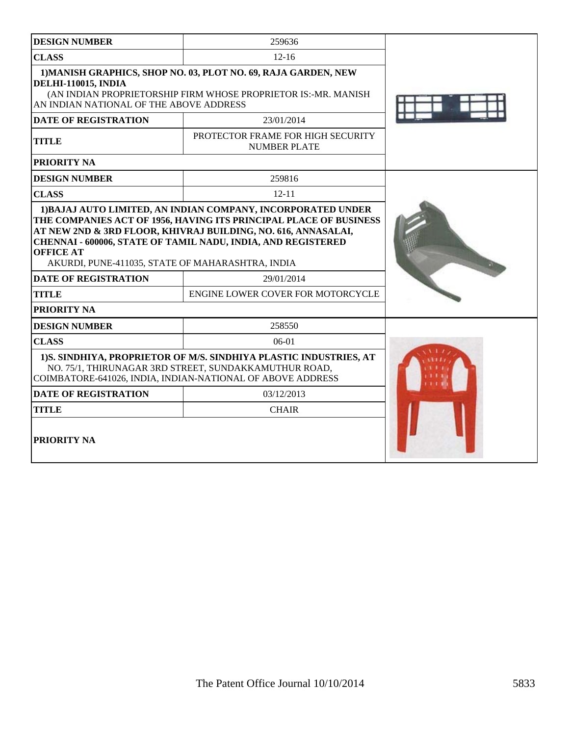| DESIGN NUMBER | 259636 |
|---|---|
| CLASS | 12-16 |
| 1)MANISH GRAPHICS, SHOP NO. 03, PLOT NO. 69, RAJA GARDEN, NEW DELHI-110015, INDIA (AN INDIAN PROPRIETORSHIP FIRM WHOSE PROPRIETOR IS:-MR. MANISH AN INDIAN NATIONAL OF THE ABOVE ADDRESS | |
| DATE OF REGISTRATION | 23/01/2014 |
| TITLE | PROTECTOR FRAME FOR HIGH SECURITY NUMBER PLATE |
| PRIORITY NA | |

| DESIGN NUMBER | 259816 |
|---|---|
| CLASS | 12-11 |
| 1)BAJAJ AUTO LIMITED, AN INDIAN COMPANY, INCORPORATED UNDER THE COMPANIES ACT OF 1956, HAVING ITS PRINCIPAL PLACE OF BUSINESS AT NEW 2ND & 3RD FLOOR, KHIVRAJ BUILDING, NO. 616, ANNASALAI, CHENNAI - 600006, STATE OF TAMIL NADU, INDIA, AND REGISTERED OFFICE AT AKURDI, PUNE-411035, STATE OF MAHARASHTRA, INDIA | |
| DATE OF REGISTRATION | 29/01/2014 |
| TITLE | ENGINE LOWER COVER FOR MOTORCYCLE |
| PRIORITY NA | |

| DESIGN NUMBER | 258550 |
|---|---|
| CLASS | 06-01 |
| 1)S. SINDHIYA, PROPRIETOR OF M/S. SINDHIYA PLASTIC INDUSTRIES, AT NO. 75/1, THIRUNAGAR 3RD STREET, SUNDAKKAMUTHUR ROAD, COIMBATORE-641026, INDIA, INDIAN-NATIONAL OF ABOVE ADDRESS | |
| DATE OF REGISTRATION | 03/12/2013 |
| TITLE | CHAIR |
| PRIORITY NA | |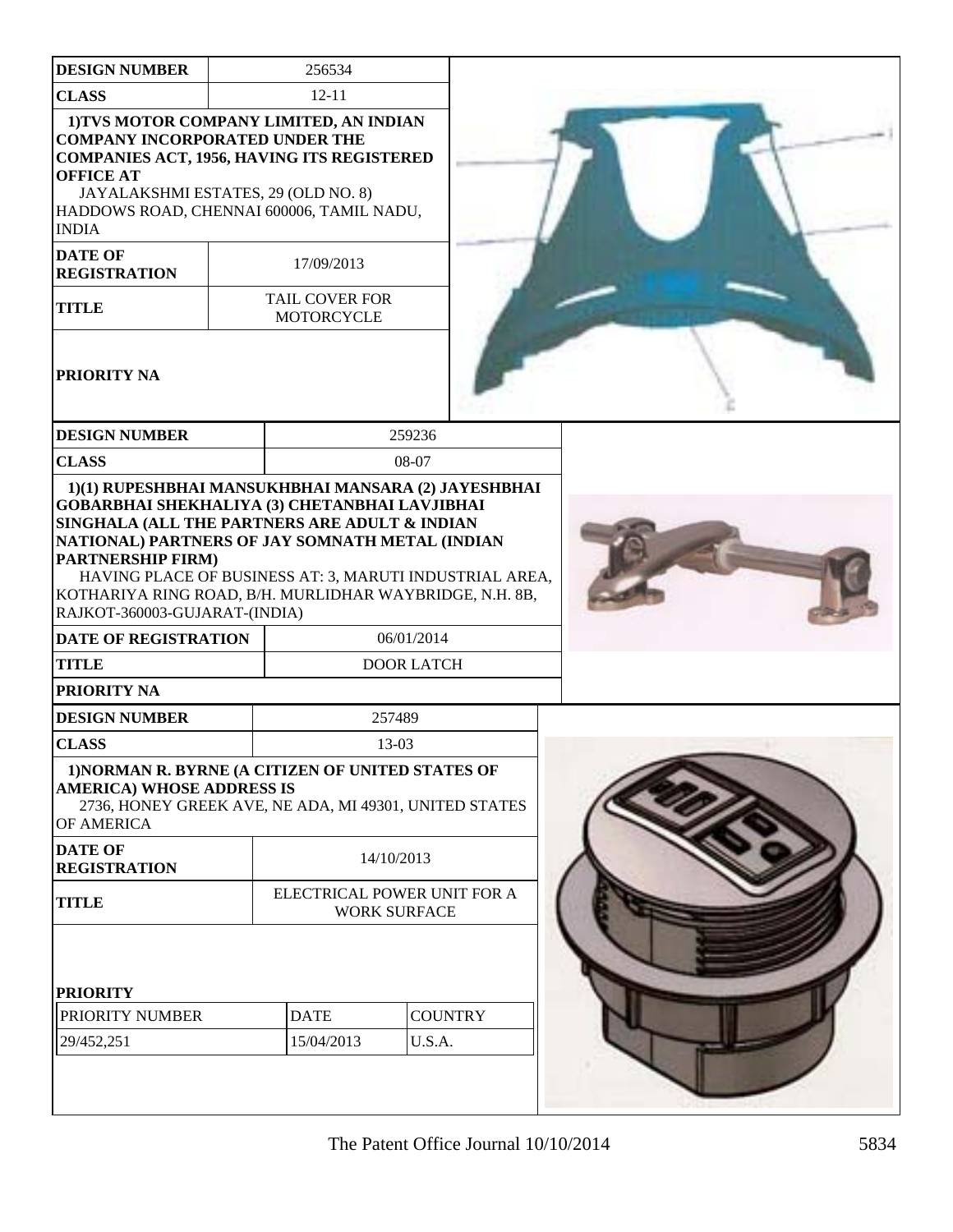| DESIGN NUMBER | 256534 |
| --- | --- |
| CLASS | 12-11 |
| 1)TVS MOTOR COMPANY LIMITED, AN INDIAN COMPANY INCORPORATED UNDER THE COMPANIES ACT, 1956, HAVING ITS REGISTERED OFFICE AT JAYALAKSHMI ESTATES, 29 (OLD NO. 8) HADDOWS ROAD, CHENNAI 600006, TAMIL NADU, INDIA | |
| DATE OF REGISTRATION | 17/09/2013 |
| TITLE | TAIL COVER FOR MOTORCYCLE |
| PRIORITY NA | |

| DESIGN NUMBER | 259236 |
| --- | --- |
| CLASS | 08-07 |
| 1)(1) RUPESHBHAI MANSUKHBHAI MANSARA (2) JAYESHBHAI GOBARBHAI SHEKHALIYA (3) CHETANBHAI LAVJIBHAI SINGHALA (ALL THE PARTNERS ARE ADULT & INDIAN NATIONAL) PARTNERS OF JAY SOMNATH METAL (INDIAN PARTNERSHIP FIRM) HAVING PLACE OF BUSINESS AT: 3, MARUTI INDUSTRIAL AREA, KOTHARIYA RING ROAD, B/H. MURLIDHAR WAYBRIDGE, N.H. 8B, RAJKOT-360003-GUJARAT-(INDIA) | |
| DATE OF REGISTRATION | 06/01/2014 |
| TITLE | DOOR LATCH |
| PRIORITY NA | |

| DESIGN NUMBER | 257489 |
| --- | --- |
| CLASS | 13-03 |
| 1)NORMAN R. BYRNE (A CITIZEN OF UNITED STATES OF AMERICA) WHOSE ADDRESS IS 2736, HONEY GREEK AVE, NE ADA, MI 49301, UNITED STATES OF AMERICA | |
| DATE OF REGISTRATION | 14/10/2013 |
| TITLE | ELECTRICAL POWER UNIT FOR A WORK SURFACE |

**PRIORITY**

| PRIORITY NUMBER | DATE | COUNTRY |
| --- | --- | --- |
| 29/452,251 | 15/04/2013 | U.S.A. |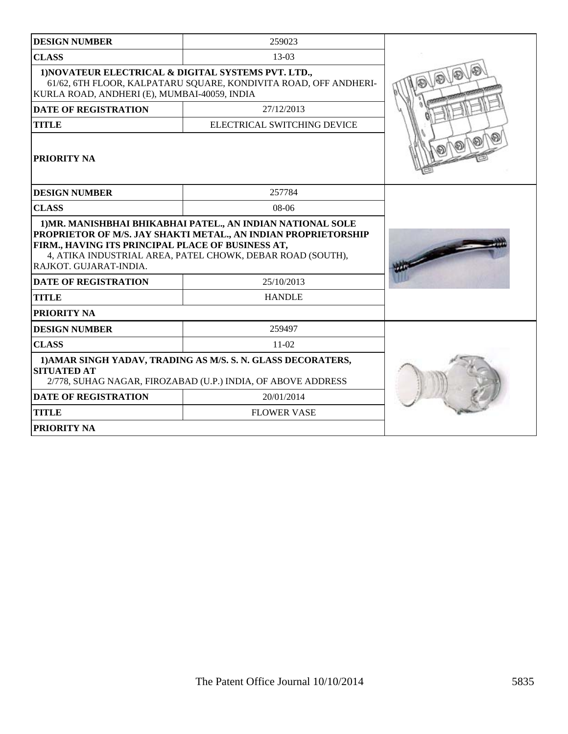| DESIGN NUMBER | 259023 |
|---|---|
| CLASS | 13-03 |
| 1)NOVATEUR ELECTRICAL & DIGITAL SYSTEMS PVT. LTD., 61/62, 6TH FLOOR, KALPATARU SQUARE, KONDIVITA ROAD, OFF ANDHERI-KURLA ROAD, ANDHERI (E), MUMBAI-40059, INDIA | |
| DATE OF REGISTRATION | 27/12/2013 |
| TITLE | ELECTRICAL SWITCHING DEVICE |
| PRIORITY NA | |

| DESIGN NUMBER | 257784 |
|---|---|
| CLASS | 08-06 |
| 1)MR. MANISHBHAI BHIKABHAI PATEL., AN INDIAN NATIONAL SOLE PROPRIETOR OF M/S. JAY SHAKTI METAL., AN INDIAN PROPRIETORSHIP FIRM., HAVING ITS PRINCIPAL PLACE OF BUSINESS AT, 4, ATIKA INDUSTRIAL AREA, PATEL CHOWK, DEBAR ROAD (SOUTH), RAJKOT. GUJARAT-INDIA. | |
| DATE OF REGISTRATION | 25/10/2013 |
| TITLE | HANDLE |
| PRIORITY NA | |

| DESIGN NUMBER | 259497 |
|---|---|
| CLASS | 11-02 |
| 1)AMAR SINGH YADAV, TRADING AS M/S. S. N. GLASS DECORATERS, SITUATED AT 2/778, SUHAG NAGAR, FIROZABAD (U.P.) INDIA, OF ABOVE ADDRESS | |
| DATE OF REGISTRATION | 20/01/2014 |
| TITLE | FLOWER VASE |
| PRIORITY NA | |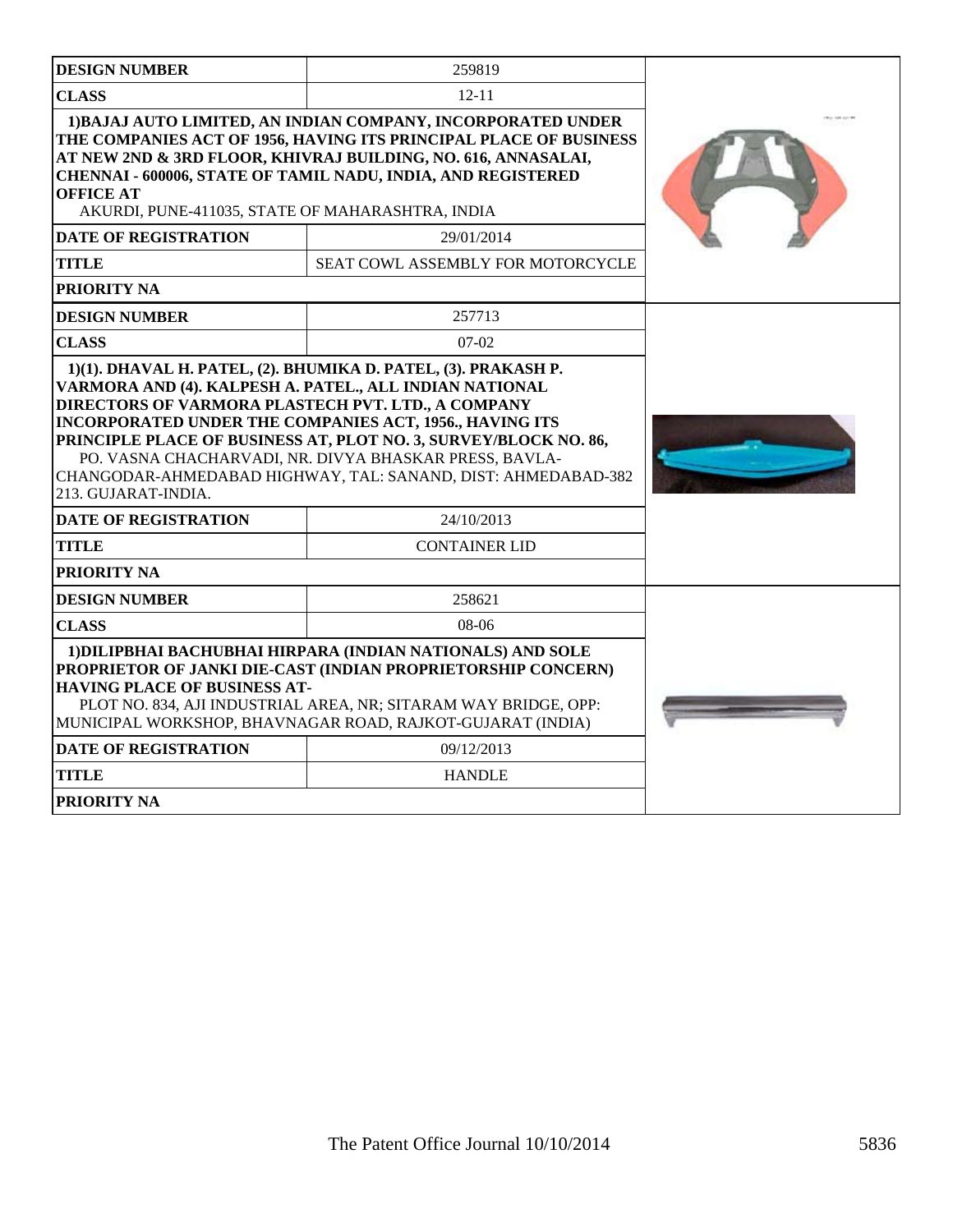| DESIGN NUMBER | 259819 |
| --- | --- |
| CLASS | 12-11 |
| **1)BAJAJ AUTO LIMITED, AN INDIAN COMPANY, INCORPORATED UNDER THE COMPANIES ACT OF 1956, HAVING ITS PRINCIPAL PLACE OF BUSINESS AT NEW 2ND & 3RD FLOOR, KHIVRAJ BUILDING, NO. 616, ANNASALAI, CHENNAI - 600006, STATE OF TAMIL NADU, INDIA, AND REGISTERED OFFICE AT** AKURDI, PUNE-411035, STATE OF MAHARASHTRA, INDIA | |
| DATE OF REGISTRATION | 29/01/2014 |
| TITLE | SEAT COWL ASSEMBLY FOR MOTORCYCLE |
| PRIORITY NA | |

| DESIGN NUMBER | 257713 |
| --- | --- |
| CLASS | 07-02 |
| **1)(1). DHAVAL H. PATEL, (2). BHUMIKA D. PATEL, (3). PRAKASH P. VARMORA AND (4). KALPESH A. PATEL., ALL INDIAN NATIONAL DIRECTORS OF VARMORA PLASTECH PVT. LTD., A COMPANY INCORPORATED UNDER THE COMPANIES ACT, 1956., HAVING ITS PRINCIPLE PLACE OF BUSINESS AT, PLOT NO. 3, SURVEY/BLOCK NO. 86,** PO. VASNA CHACHARVADI, NR. DIVYA BHASKAR PRESS, BAVLA-CHANGODAR-AHMEDABAD HIGHWAY, TAL: SANAND, DIST: AHMEDABAD-382 213. GUJARAT-INDIA. | |
| DATE OF REGISTRATION | 24/10/2013 |
| TITLE | CONTAINER LID |
| PRIORITY NA | |

| DESIGN NUMBER | 258621 |
| --- | --- |
| CLASS | 08-06 |
| **1)DILIPBHAI BACHUBHAI HIRPARA (INDIAN NATIONALS) AND SOLE PROPRIETOR OF JANKI DIE-CAST (INDIAN PROPRIETORSHIP CONCERN) HAVING PLACE OF BUSINESS AT-** PLOT NO. 834, AJI INDUSTRIAL AREA, NR; SITARAM WAY BRIDGE, OPP: MUNICIPAL WORKSHOP, BHAVNAGAR ROAD, RAJKOT-GUJARAT (INDIA) | |
| DATE OF REGISTRATION | 09/12/2013 |
| TITLE | HANDLE |
| PRIORITY NA | |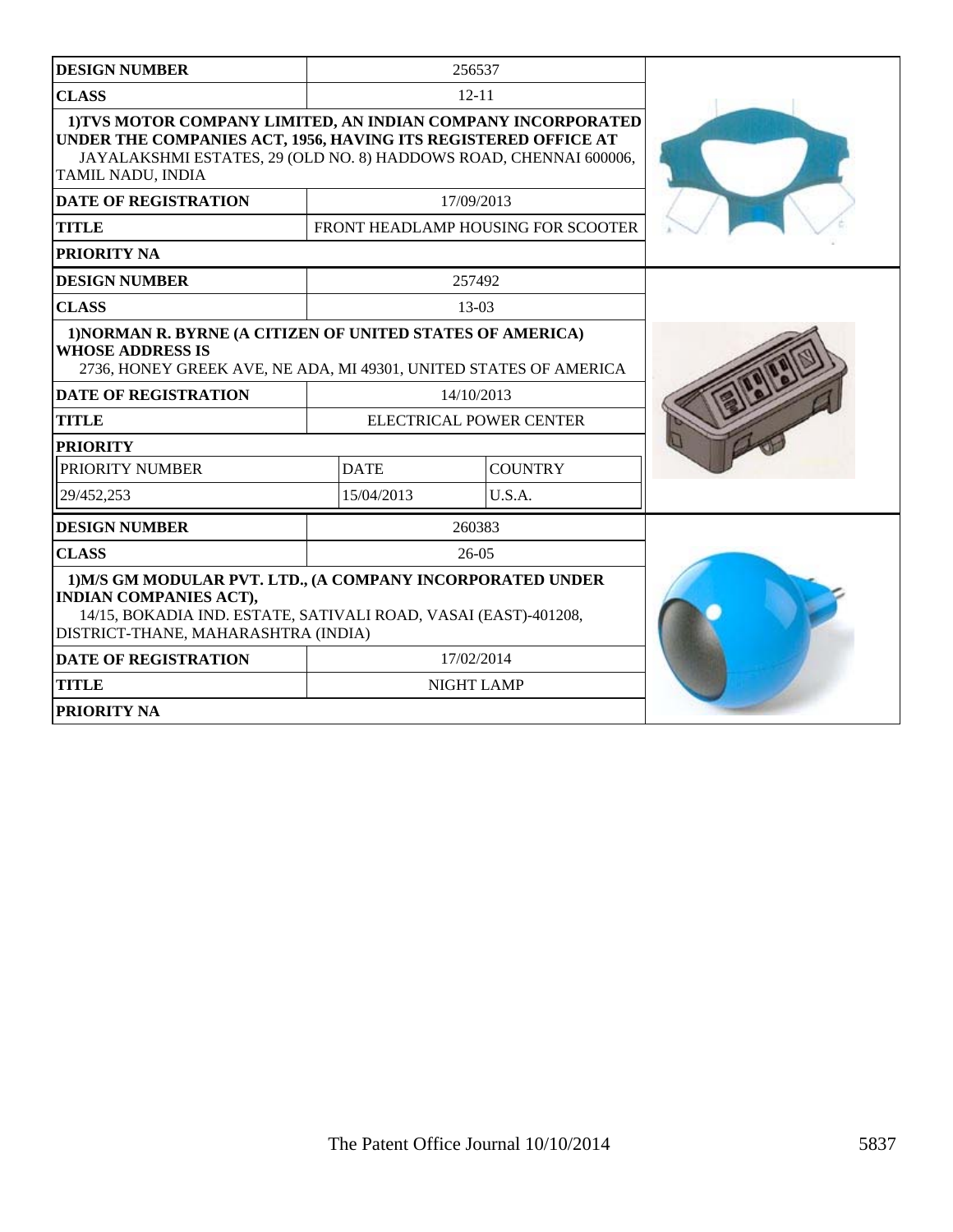| DESIGN NUMBER | 256537 | |
|---|---|---|
| CLASS | 12-11 | |
| 1)TVS MOTOR COMPANY LIMITED, AN INDIAN COMPANY INCORPORATED UNDER THE COMPANIES ACT, 1956, HAVING ITS REGISTERED OFFICE AT JAYALAKSHMI ESTATES, 29 (OLD NO. 8) HADDOWS ROAD, CHENNAI 600006, TAMIL NADU, INDIA | | |
| DATE OF REGISTRATION | 17/09/2013 | |
| TITLE | FRONT HEADLAMP HOUSING FOR SCOOTER | |
| PRIORITY NA | | |

| DESIGN NUMBER | 257492 | |
|---|---|---|
| CLASS | 13-03 | |
| 1)NORMAN R. BYRNE (A CITIZEN OF UNITED STATES OF AMERICA) WHOSE ADDRESS IS 2736, HONEY GREEK AVE, NE ADA, MI 49301, UNITED STATES OF AMERICA | | |
| DATE OF REGISTRATION | 14/10/2013 | |
| TITLE | ELECTRICAL POWER CENTER | |
| PRIORITY | | |
| PRIORITY NUMBER | DATE | COUNTRY |
| 29/452,253 | 15/04/2013 | U.S.A. |

| DESIGN NUMBER | 260383 | |
|---|---|---|
| CLASS | 26-05 | |
| 1)M/S GM MODULAR PVT. LTD., (A COMPANY INCORPORATED UNDER INDIAN COMPANIES ACT), 14/15, BOKADIA IND. ESTATE, SATIVALI ROAD, VASAI (EAST)-401208, DISTRICT-THANE, MAHARASHTRA (INDIA) | | |
| DATE OF REGISTRATION | 17/02/2014 | |
| TITLE | NIGHT LAMP | |
| PRIORITY NA | | |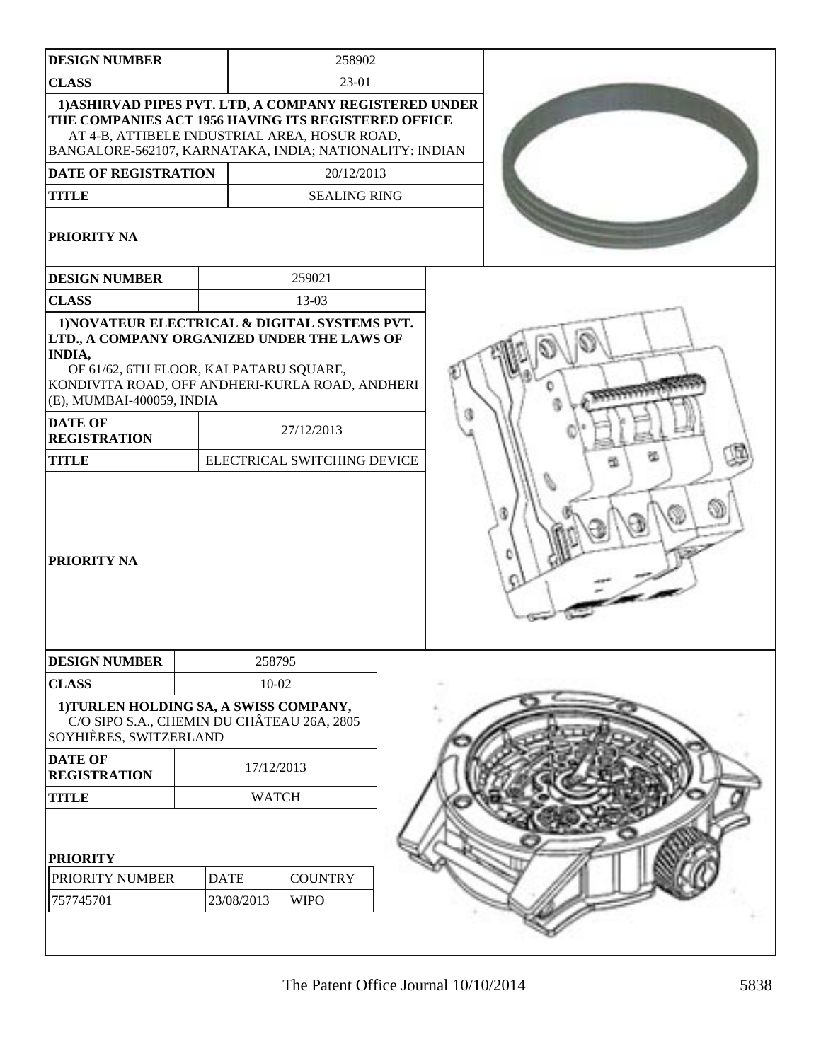| DESIGN NUMBER | 258902 |
|---|---|
| CLASS | 23-01 |
| 1)ASHIRVAD PIPES PVT. LTD, A COMPANY REGISTERED UNDER THE COMPANIES ACT 1956 HAVING ITS REGISTERED OFFICE AT 4-B, ATTIBELE INDUSTRIAL AREA, HOSUR ROAD, BANGALORE-562107, KARNATAKA, INDIA; NATIONALITY: INDIAN | |
| DATE OF REGISTRATION | 20/12/2013 |
| TITLE | SEALING RING |
| PRIORITY NA | |

| DESIGN NUMBER | 259021 |
|---|---|
| CLASS | 13-03 |
| 1)NOVATEUR ELECTRICAL & DIGITAL SYSTEMS PVT. LTD., A COMPANY ORGANIZED UNDER THE LAWS OF INDIA, OF 61/62, 6TH FLOOR, KALPATARU SQUARE, KONDIVITA ROAD, OFF ANDHERI-KURLA ROAD, ANDHERI (E), MUMBAI-400059, INDIA | |
| DATE OF REGISTRATION | 27/12/2013 |
| TITLE | ELECTRICAL SWITCHING DEVICE |
| PRIORITY NA | |

| DESIGN NUMBER | 258795 | |
|---|---|---|
| CLASS | 10-02 | |
| 1)TURLEN HOLDING SA, A SWISS COMPANY, C/O SIPO S.A., CHEMIN DU CHÂTEAU 26A, 2805 SOYHIÈRES, SWITZERLAND | | |
| DATE OF REGISTRATION | 17/12/2013 | |
| TITLE | WATCH | |
| PRIORITY | | |
| PRIORITY NUMBER | DATE | COUNTRY |
| 757745701 | 23/08/2013 | WIPO |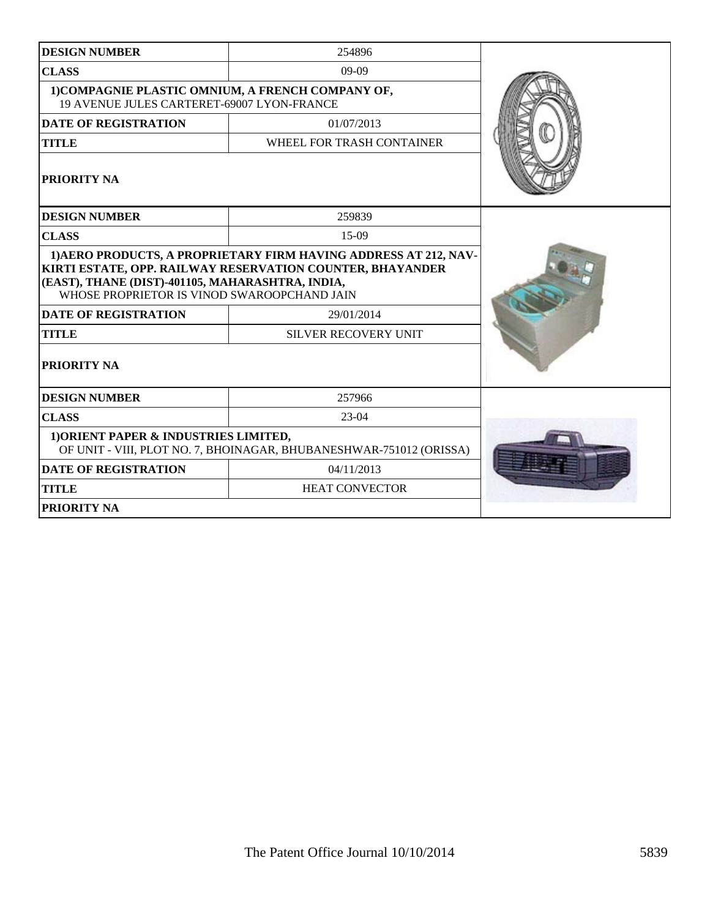| DESIGN NUMBER | 254896 |
|---|---|
| CLASS | 09-09 |
| 1)COMPAGNIE PLASTIC OMNIUM, A FRENCH COMPANY OF, 19 AVENUE JULES CARTERET-69007 LYON-FRANCE | |
| DATE OF REGISTRATION | 01/07/2013 |
| TITLE | WHEEL FOR TRASH CONTAINER |
| PRIORITY NA | |

| DESIGN NUMBER | 259839 |
|---|---|
| CLASS | 15-09 |
| 1)AERO PRODUCTS, A PROPRIETARY FIRM HAVING ADDRESS AT 212, NAV-KIRTI ESTATE, OPP. RAILWAY RESERVATION COUNTER, BHAYANDER (EAST), THANE (DIST)-401105, MAHARASHTRA, INDIA, WHOSE PROPRIETOR IS VINOD SWAROOPCHAND JAIN | |
| DATE OF REGISTRATION | 29/01/2014 |
| TITLE | SILVER RECOVERY UNIT |
| PRIORITY NA | |

| DESIGN NUMBER | 257966 |
|---|---|
| CLASS | 23-04 |
| 1)ORIENT PAPER & INDUSTRIES LIMITED, OF UNIT - VIII, PLOT NO. 7, BHOINAGAR, BHUBANESHWAR-751012 (ORISSA) | |
| DATE OF REGISTRATION | 04/11/2013 |
| TITLE | HEAT CONVECTOR |
| PRIORITY NA | |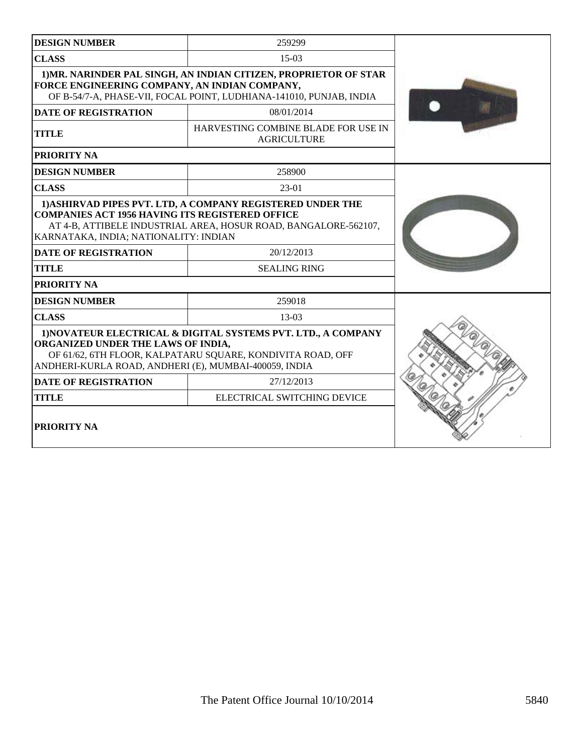| DESIGN NUMBER | 259299 |
| --- | --- |
| CLASS | 15-03 |
| 1)MR. NARINDER PAL SINGH, AN INDIAN CITIZEN, PROPRIETOR OF STAR FORCE ENGINEERING COMPANY, AN INDIAN COMPANY, OF B-54/7-A, PHASE-VII, FOCAL POINT, LUDHIANA-141010, PUNJAB, INDIA | |
| DATE OF REGISTRATION | 08/01/2014 |
| TITLE | HARVESTING COMBINE BLADE FOR USE IN AGRICULTURE |
| PRIORITY NA | |

| DESIGN NUMBER | 258900 |
| --- | --- |
| CLASS | 23-01 |
| 1)ASHIRVAD PIPES PVT. LTD, A COMPANY REGISTERED UNDER THE COMPANIES ACT 1956 HAVING ITS REGISTERED OFFICE AT 4-B, ATTIBELE INDUSTRIAL AREA, HOSUR ROAD, BANGALORE-562107, KARNATAKA, INDIA; NATIONALITY: INDIAN | |
| DATE OF REGISTRATION | 20/12/2013 |
| TITLE | SEALING RING |
| PRIORITY NA | |

| DESIGN NUMBER | 259018 |
| --- | --- |
| CLASS | 13-03 |
| 1)NOVATEUR ELECTRICAL & DIGITAL SYSTEMS PVT. LTD., A COMPANY ORGANIZED UNDER THE LAWS OF INDIA, OF 61/62, 6TH FLOOR, KALPATARU SQUARE, KONDIVITA ROAD, OFF ANDHERI-KURLA ROAD, ANDHERI (E), MUMBAI-400059, INDIA | |
| DATE OF REGISTRATION | 27/12/2013 |
| TITLE | ELECTRICAL SWITCHING DEVICE |
| PRIORITY NA | |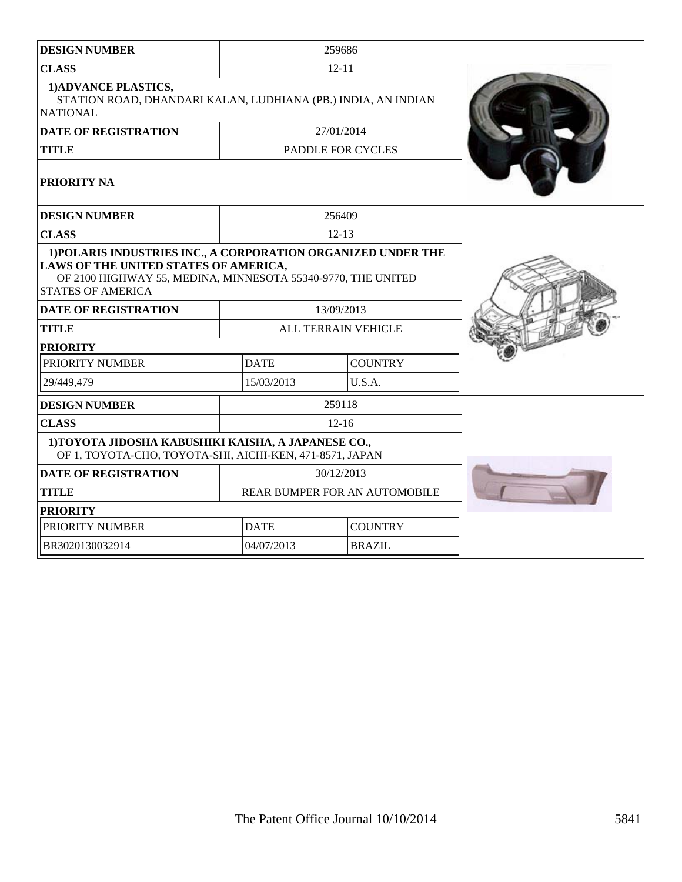| DESIGN NUMBER | 259686 | |
|---|---|---|
| CLASS | 12-11 | |
| 1)ADVANCE PLASTICS, STATION ROAD, DHANDARI KALAN, LUDHIANA (PB.) INDIA, AN INDIAN NATIONAL | | |
| DATE OF REGISTRATION | 27/01/2014 | |
| TITLE | PADDLE FOR CYCLES | |
| PRIORITY NA | | |

| DESIGN NUMBER | 256409 | |
|---|---|---|
| CLASS | 12-13 | |
| 1)POLARIS INDUSTRIES INC., A CORPORATION ORGANIZED UNDER THE LAWS OF THE UNITED STATES OF AMERICA, OF 2100 HIGHWAY 55, MEDINA, MINNESOTA 55340-9770, THE UNITED STATES OF AMERICA | | |
| DATE OF REGISTRATION | 13/09/2013 | |
| TITLE | ALL TERRAIN VEHICLE | |
| PRIORITY | | |
| PRIORITY NUMBER | DATE | COUNTRY |
| 29/449,479 | 15/03/2013 | U.S.A. |

| DESIGN NUMBER | 259118 | |
|---|---|---|
| CLASS | 12-16 | |
| 1)TOYOTA JIDOSHA KABUSHIKI KAISHA, A JAPANESE CO., OF 1, TOYOTA-CHO, TOYOTA-SHI, AICHI-KEN, 471-8571, JAPAN | | |
| DATE OF REGISTRATION | 30/12/2013 | |
| TITLE | REAR BUMPER FOR AN AUTOMOBILE | |
| PRIORITY | | |
| PRIORITY NUMBER | DATE | COUNTRY |
| BR3020130032914 | 04/07/2013 | BRAZIL |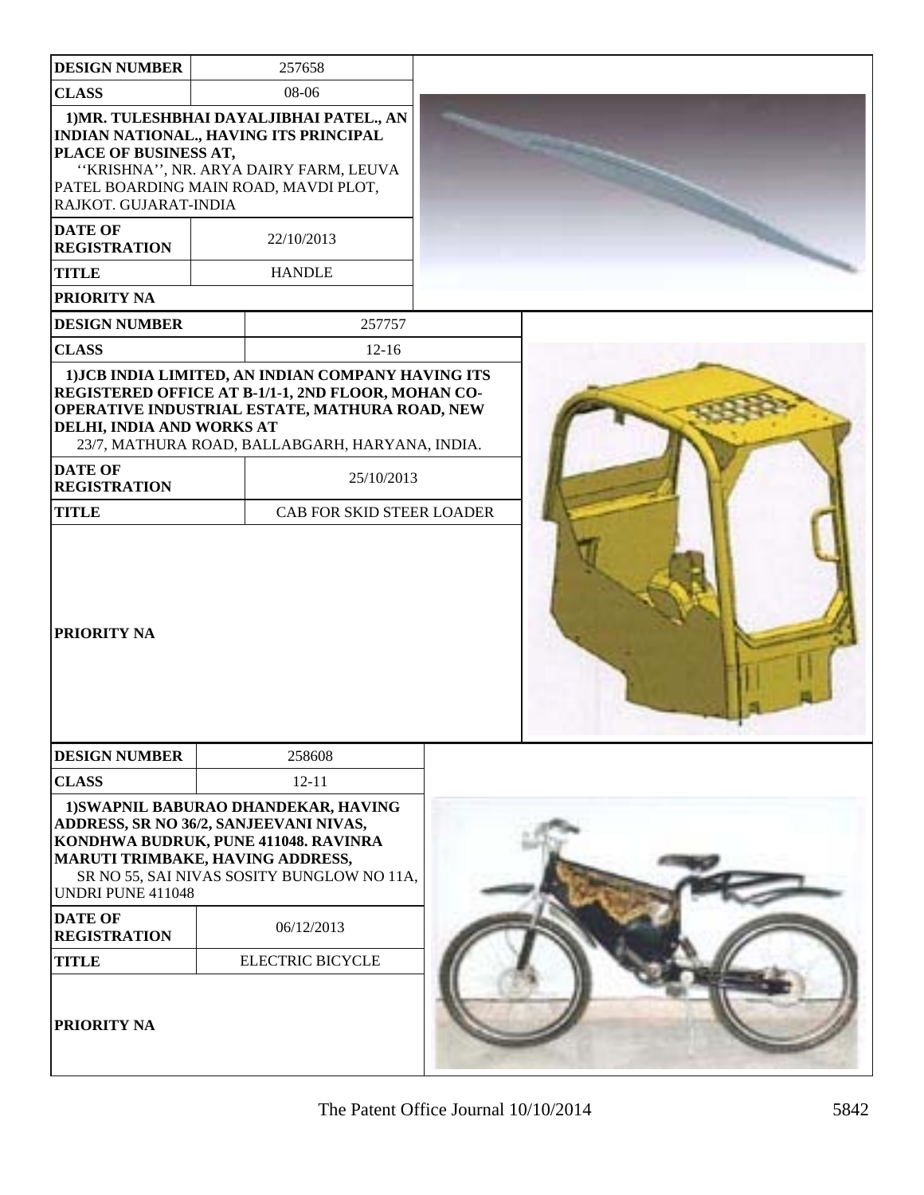| DESIGN NUMBER | 257658 |
|---|---|
| CLASS | 08-06 |
| 1)MR. TULESHBHAI DAYALJIBHAI PATEL., AN INDIAN NATIONAL., HAVING ITS PRINCIPAL PLACE OF BUSINESS AT, ''KRISHNA'', NR. ARYA DAIRY FARM, LEUVA PATEL BOARDING MAIN ROAD, MAVDI PLOT, RAJKOT. GUJARAT-INDIA | |
| DATE OF REGISTRATION | 22/10/2013 |
| TITLE | HANDLE |
| PRIORITY NA | |

| DESIGN NUMBER | 257757 |
|---|---|
| CLASS | 12-16 |
| 1)JCB INDIA LIMITED, AN INDIAN COMPANY HAVING ITS REGISTERED OFFICE AT B-1/1-1, 2ND FLOOR, MOHAN CO-OPERATIVE INDUSTRIAL ESTATE, MATHURA ROAD, NEW DELHI, INDIA AND WORKS AT 23/7, MATHURA ROAD, BALLABGARH, HARYANA, INDIA. | |
| DATE OF REGISTRATION | 25/10/2013 |
| TITLE | CAB FOR SKID STEER LOADER |
| PRIORITY NA | |

| DESIGN NUMBER | 258608 |
|---|---|
| CLASS | 12-11 |
| 1)SWAPNIL BABURAO DHANDEKAR, HAVING ADDRESS, SR NO 36/2, SANJEEVANI NIVAS, KONDHWA BUDRUK, PUNE 411048. RAVINRA MARUTI TRIMBAKE, HAVING ADDRESS, SR NO 55, SAI NIVAS SOSITY BUNGLOW NO 11A, UNDRI PUNE 411048 | |
| DATE OF REGISTRATION | 06/12/2013 |
| TITLE | ELECTRIC BICYCLE |
| PRIORITY NA | |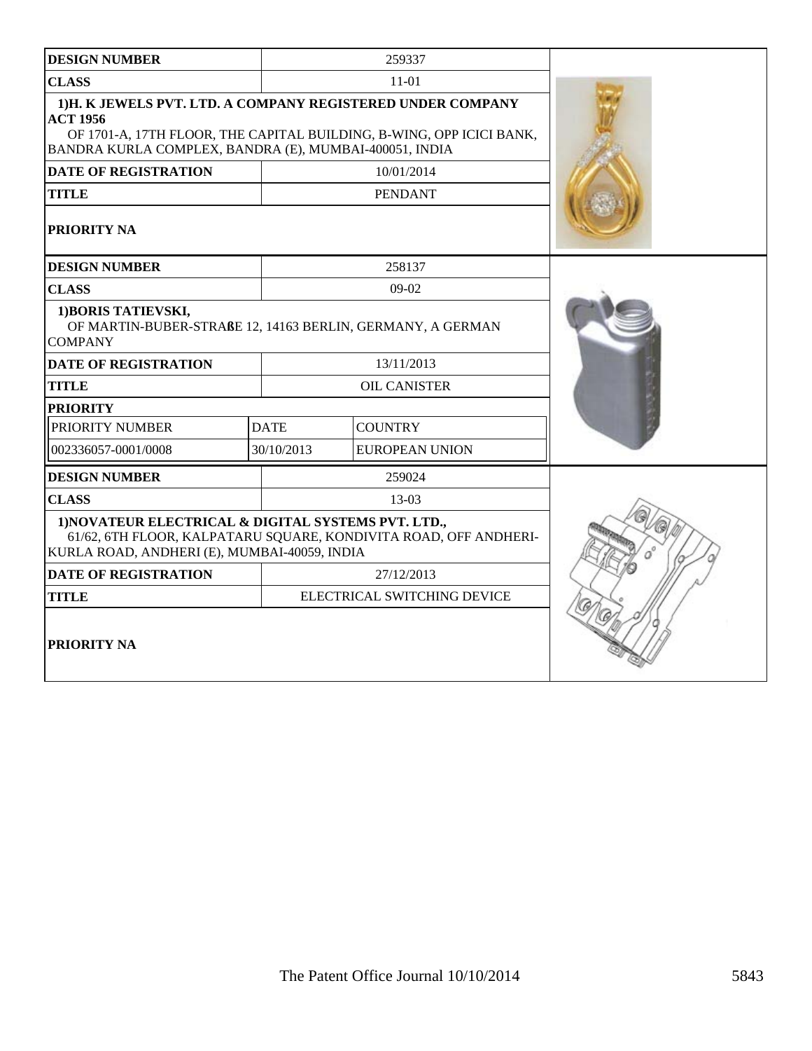| DESIGN NUMBER | 259337 |
| --- | --- |
| CLASS | 11-01 |
| 1)H. K JEWELS PVT. LTD. A COMPANY REGISTERED UNDER COMPANY ACT 1956<br>OF 1701-A, 17TH FLOOR, THE CAPITAL BUILDING, B-WING, OPP ICICI BANK, BANDRA KURLA COMPLEX, BANDRA (E), MUMBAI-400051, INDIA | |
| DATE OF REGISTRATION | 10/01/2014 |
| TITLE | PENDANT |
| PRIORITY NA | |

| DESIGN NUMBER | 258137 | |
| --- | --- | --- |
| CLASS | 09-02 | |
| 1)BORIS TATIEVSKI,<br>OF MARTIN-BUBER-STRAßE 12, 14163 BERLIN, GERMANY, A GERMAN COMPANY | | |
| DATE OF REGISTRATION | 13/11/2013 | |
| TITLE | OIL CANISTER | |
| PRIORITY | | |
| PRIORITY NUMBER | DATE | COUNTRY |
| 002336057-0001/0008 | 30/10/2013 | EUROPEAN UNION |

| DESIGN NUMBER | 259024 |
| --- | --- |
| CLASS | 13-03 |
| 1)NOVATEUR ELECTRICAL & DIGITAL SYSTEMS PVT. LTD.,<br>61/62, 6TH FLOOR, KALPATARU SQUARE, KONDIVITA ROAD, OFF ANDHERI-KURLA ROAD, ANDHERI (E), MUMBAI-40059, INDIA | |
| DATE OF REGISTRATION | 27/12/2013 |
| TITLE | ELECTRICAL SWITCHING DEVICE |
| PRIORITY NA | |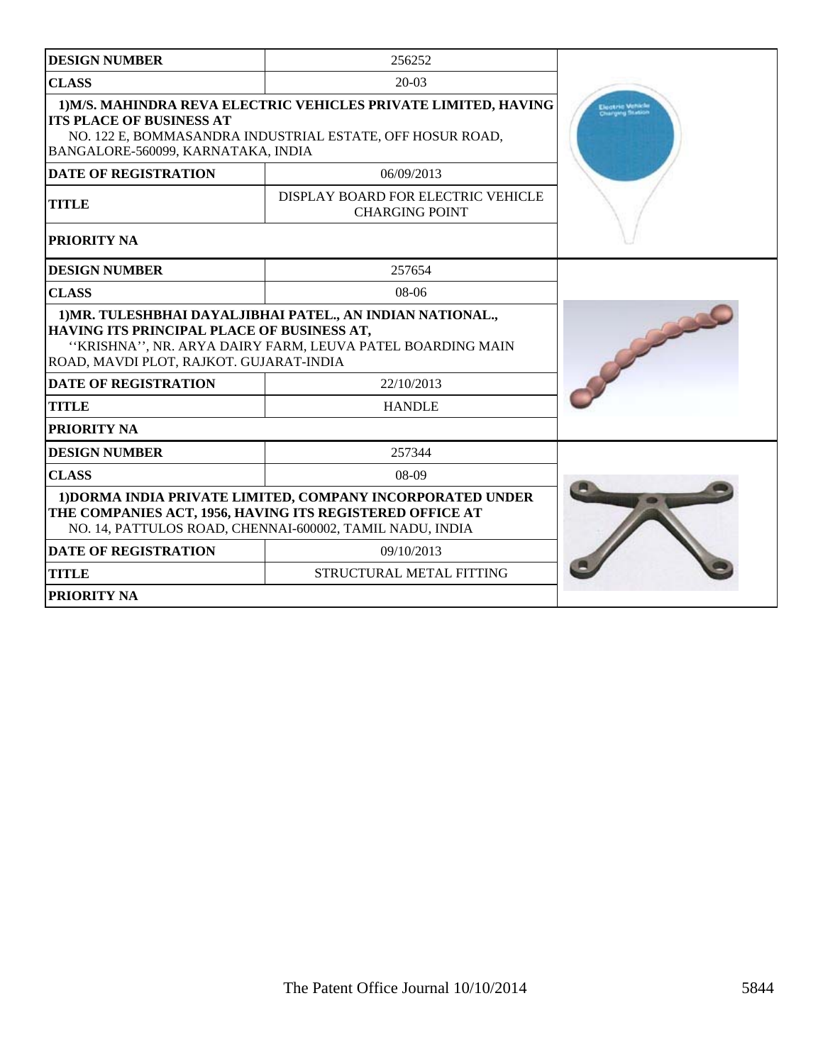| DESIGN NUMBER | 256252 |
| --- | --- |
| CLASS | 20-03 |
| 1)M/S. MAHINDRA REVA ELECTRIC VEHICLES PRIVATE LIMITED, HAVING ITS PLACE OF BUSINESS AT NO. 122 E, BOMMASANDRA INDUSTRIAL ESTATE, OFF HOSUR ROAD, BANGALORE-560099, KARNATAKA, INDIA | |
| DATE OF REGISTRATION | 06/09/2013 |
| TITLE | DISPLAY BOARD FOR ELECTRIC VEHICLE CHARGING POINT |
| PRIORITY NA | |

| DESIGN NUMBER | 257654 |
| --- | --- |
| CLASS | 08-06 |
| 1)MR. TULESHBHAI DAYALJIBHAI PATEL., AN INDIAN NATIONAL., HAVING ITS PRINCIPAL PLACE OF BUSINESS AT, ''KRISHNA'', NR. ARYA DAIRY FARM, LEUVA PATEL BOARDING MAIN ROAD, MAVDI PLOT, RAJKOT. GUJARAT-INDIA | |
| DATE OF REGISTRATION | 22/10/2013 |
| TITLE | HANDLE |
| PRIORITY NA | |

| DESIGN NUMBER | 257344 |
| --- | --- |
| CLASS | 08-09 |
| 1)DORMA INDIA PRIVATE LIMITED, COMPANY INCORPORATED UNDER THE COMPANIES ACT, 1956, HAVING ITS REGISTERED OFFICE AT NO. 14, PATTULOS ROAD, CHENNAI-600002, TAMIL NADU, INDIA | |
| DATE OF REGISTRATION | 09/10/2013 |
| TITLE | STRUCTURAL METAL FITTING |
| PRIORITY NA | |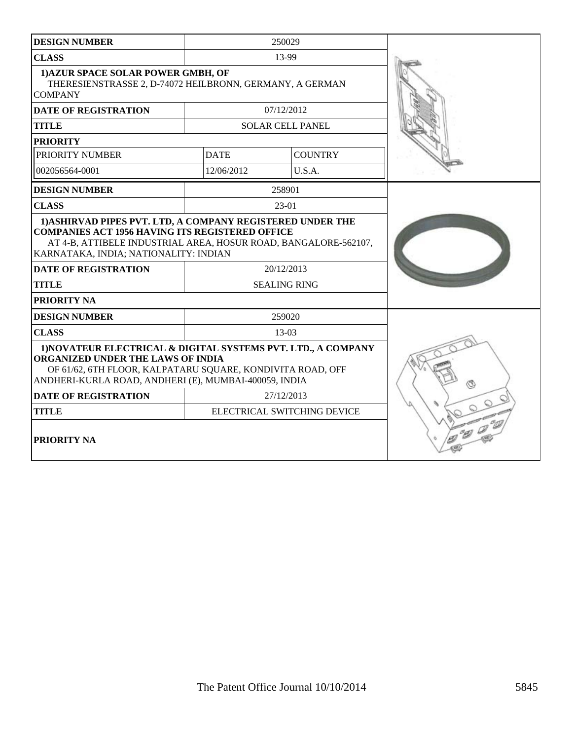| DESIGN NUMBER | 250029 | |
|---|---|---|
| CLASS | 13-99 | |
| 1)AZUR SPACE SOLAR POWER GMBH, OF THERESIENSTRASSE 2, D-74072 HEILBRONN, GERMANY, A GERMAN COMPANY | | |
| DATE OF REGISTRATION | 07/12/2012 | |
| TITLE | SOLAR CELL PANEL | |
| PRIORITY | | |
| PRIORITY NUMBER | DATE | COUNTRY |
| 002056564-0001 | 12/06/2012 | U.S.A. |

| DESIGN NUMBER | 258901 |
|---|---|
| CLASS | 23-01 |
| 1)ASHIRVAD PIPES PVT. LTD, A COMPANY REGISTERED UNDER THE COMPANIES ACT 1956 HAVING ITS REGISTERED OFFICE AT 4-B, ATTIBELE INDUSTRIAL AREA, HOSUR ROAD, BANGALORE-562107, KARNATAKA, INDIA; NATIONALITY: INDIAN | |
| DATE OF REGISTRATION | 20/12/2013 |
| TITLE | SEALING RING |
| PRIORITY NA | |

| DESIGN NUMBER | 259020 |
|---|---|
| CLASS | 13-03 |
| 1)NOVATEUR ELECTRICAL & DIGITAL SYSTEMS PVT. LTD., A COMPANY ORGANIZED UNDER THE LAWS OF INDIA OF 61/62, 6TH FLOOR, KALPATARU SQUARE, KONDIVITA ROAD, OFF ANDHERI-KURLA ROAD, ANDHERI (E), MUMBAI-400059, INDIA | |
| DATE OF REGISTRATION | 27/12/2013 |
| TITLE | ELECTRICAL SWITCHING DEVICE |
| PRIORITY NA | |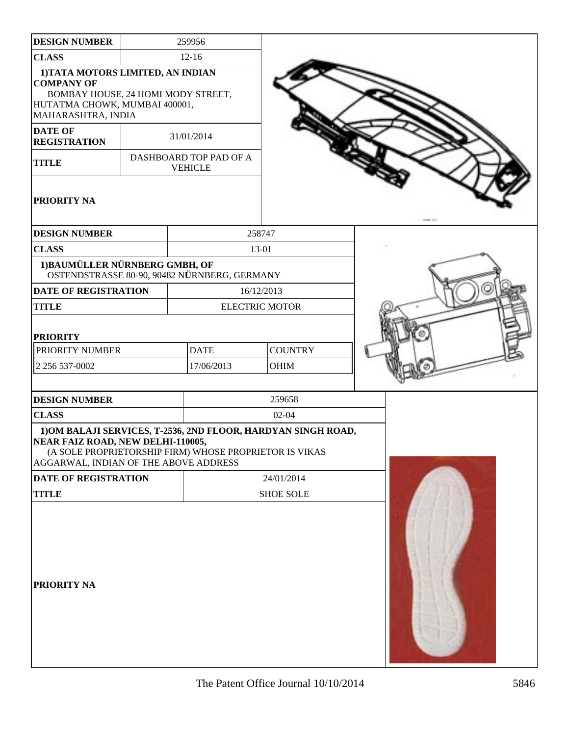| DESIGN NUMBER | 259956 |
|---|---|
| CLASS | 12-16 |
| 1)TATA MOTORS LIMITED, AN INDIAN COMPANY OF BOMBAY HOUSE, 24 HOMI MODY STREET, HUTATMA CHOWK, MUMBAI 400001, MAHARASHTRA, INDIA | |
| DATE OF REGISTRATION | 31/01/2014 |
| TITLE | DASHBOARD TOP PAD OF A VEHICLE |
| PRIORITY NA | |

| DESIGN NUMBER | 258747 | |
|---|---|---|
| CLASS | 13-01 | |
| 1)BAUMÜLLER NÜRNBERG GMBH, OF OSTENDSTRASSE 80-90, 90482 NÜRNBERG, GERMANY | | |
| DATE OF REGISTRATION | 16/12/2013 | |
| TITLE | ELECTRIC MOTOR | |
| PRIORITY | | |
| PRIORITY NUMBER | DATE | COUNTRY |
| 2 256 537-0002 | 17/06/2013 | OHIM |

| DESIGN NUMBER | 259658 |
|---|---|
| CLASS | 02-04 |
| 1)OM BALAJI SERVICES, T-2536, 2ND FLOOR, HARDYAN SINGH ROAD, NEAR FAIZ ROAD, NEW DELHI-110005, (A SOLE PROPRIETORSHIP FIRM) WHOSE PROPRIETOR IS VIKAS AGGARWAL, INDIAN OF THE ABOVE ADDRESS | |
| DATE OF REGISTRATION | 24/01/2014 |
| TITLE | SHOE SOLE |
| PRIORITY NA | |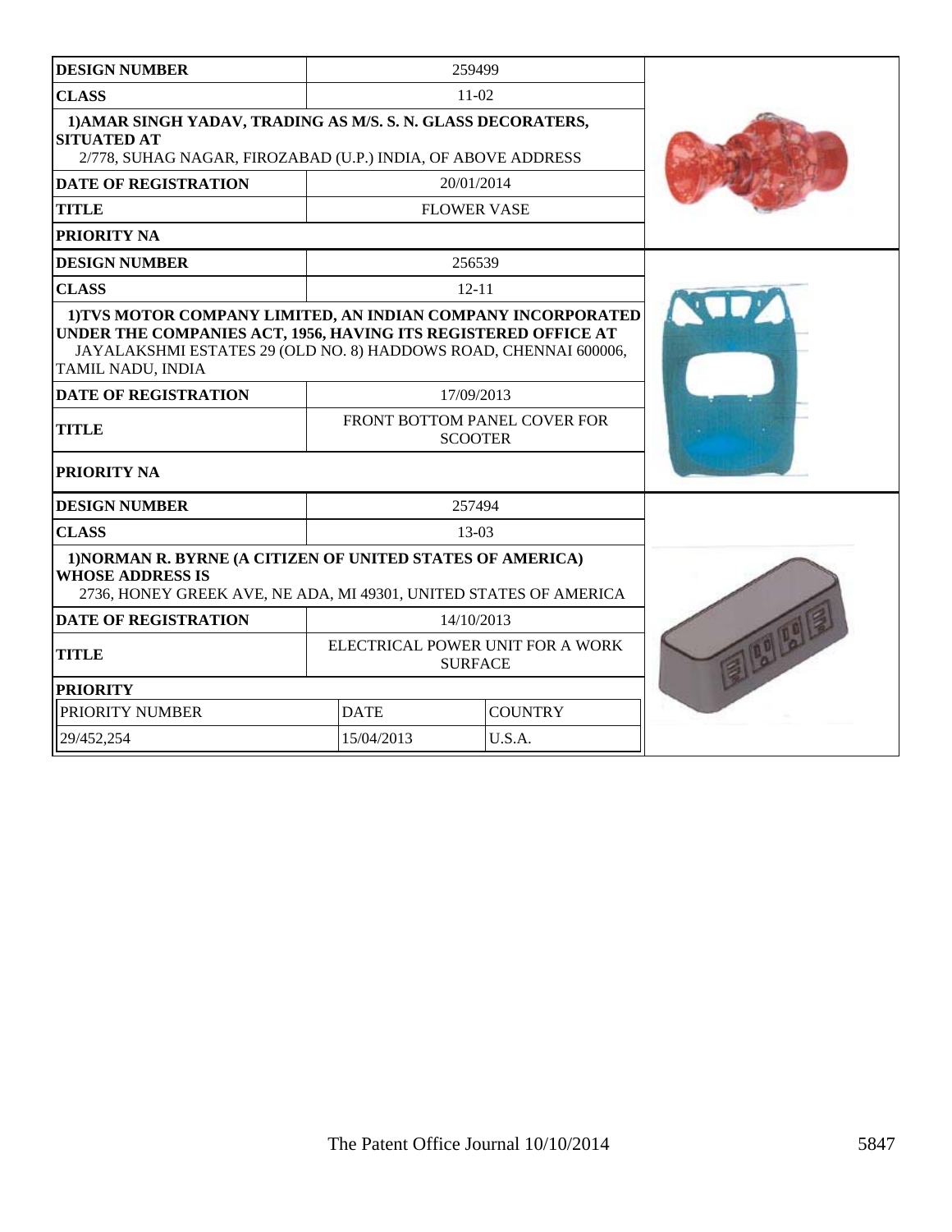| DESIGN NUMBER | 259499 | |
|---|---|---|
| CLASS | 11-02 | |
| 1)AMAR SINGH YADAV, TRADING AS M/S. S. N. GLASS DECORATERS, SITUATED AT 2/778, SUHAG NAGAR, FIROZABAD (U.P.) INDIA, OF ABOVE ADDRESS | | |
| DATE OF REGISTRATION | 20/01/2014 | |
| TITLE | FLOWER VASE | |
| PRIORITY NA | | |

| DESIGN NUMBER | 256539 | |
|---|---|---|
| CLASS | 12-11 | |
| 1)TVS MOTOR COMPANY LIMITED, AN INDIAN COMPANY INCORPORATED UNDER THE COMPANIES ACT, 1956, HAVING ITS REGISTERED OFFICE AT JAYALAKSHMI ESTATES 29 (OLD NO. 8) HADDOWS ROAD, CHENNAI 600006, TAMIL NADU, INDIA | | |
| DATE OF REGISTRATION | 17/09/2013 | |
| TITLE | FRONT BOTTOM PANEL COVER FOR SCOOTER | |
| PRIORITY NA | | |

| DESIGN NUMBER | 257494 | |
|---|---|---|
| CLASS | 13-03 | |
| 1)NORMAN R. BYRNE (A CITIZEN OF UNITED STATES OF AMERICA) WHOSE ADDRESS IS 2736, HONEY GREEK AVE, NE ADA, MI 49301, UNITED STATES OF AMERICA | | |
| DATE OF REGISTRATION | 14/10/2013 | |
| TITLE | ELECTRICAL POWER UNIT FOR A WORK SURFACE | |
| PRIORITY | | |
| PRIORITY NUMBER | DATE | COUNTRY |
| 29/452,254 | 15/04/2013 | U.S.A. |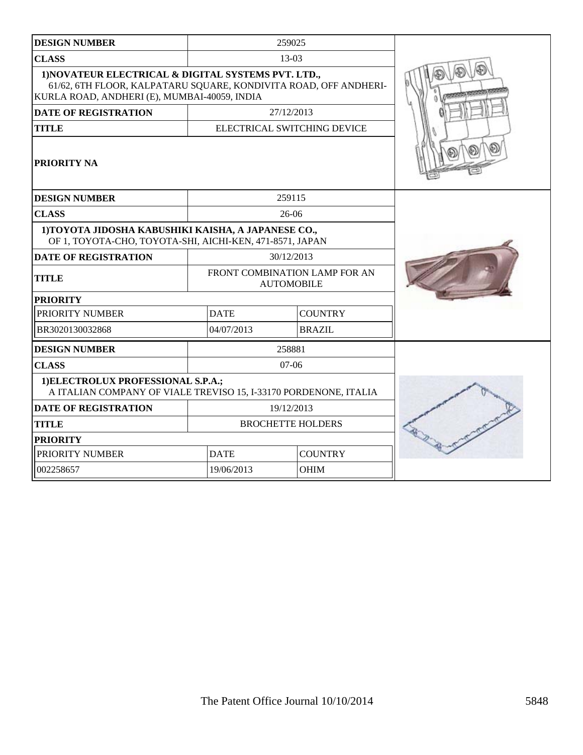| DESIGN NUMBER | 259025 | |
| --- | --- | --- |
| CLASS | 13-03 | |
| 1)NOVATEUR ELECTRICAL & DIGITAL SYSTEMS PVT. LTD., 61/62, 6TH FLOOR, KALPATARU SQUARE, KONDIVITA ROAD, OFF ANDHERI-KURLA ROAD, ANDHERI (E), MUMBAI-40059, INDIA | | |
| DATE OF REGISTRATION | 27/12/2013 | |
| TITLE | ELECTRICAL SWITCHING DEVICE | |
| PRIORITY NA | | |

| DESIGN NUMBER | 259115 | |
| --- | --- | --- |
| CLASS | 26-06 | |
| 1)TOYOTA JIDOSHA KABUSHIKI KAISHA, A JAPANESE CO., OF 1, TOYOTA-CHO, TOYOTA-SHI, AICHI-KEN, 471-8571, JAPAN | | |
| DATE OF REGISTRATION | 30/12/2013 | |
| TITLE | FRONT COMBINATION LAMP FOR AN AUTOMOBILE | |
| PRIORITY | | |
| PRIORITY NUMBER | DATE | COUNTRY |
| BR3020130032868 | 04/07/2013 | BRAZIL |

| DESIGN NUMBER | 258881 | |
| --- | --- | --- |
| CLASS | 07-06 | |
| 1)ELECTROLUX PROFESSIONAL S.P.A.; A ITALIAN COMPANY OF VIALE TREVISO 15, I-33170 PORDENONE, ITALIA | | |
| DATE OF REGISTRATION | 19/12/2013 | |
| TITLE | BROCHETTE HOLDERS | |
| PRIORITY | | |
| PRIORITY NUMBER | DATE | COUNTRY |
| 002258657 | 19/06/2013 | OHIM |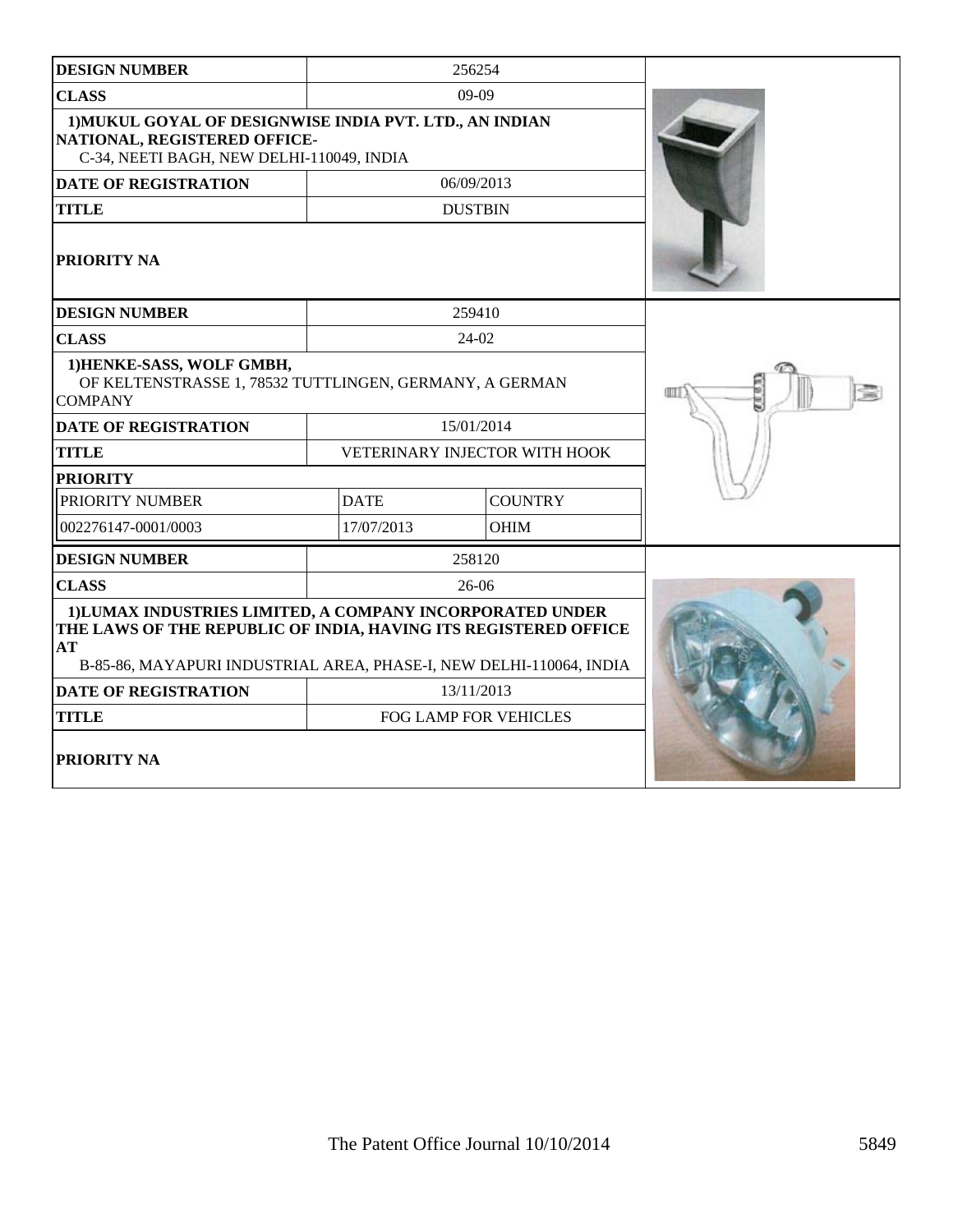| DESIGN NUMBER | 256254 | |
|---|---|---|
| CLASS | 09-09 | |
| 1)MUKUL GOYAL OF DESIGNWISE INDIA PVT. LTD., AN INDIAN NATIONAL, REGISTERED OFFICE- C-34, NEETI BAGH, NEW DELHI-110049, INDIA | | |
| DATE OF REGISTRATION | 06/09/2013 | |
| TITLE | DUSTBIN | |
| PRIORITY NA | | |

| DESIGN NUMBER | 259410 | |
|---|---|---|
| CLASS | 24-02 | |
| 1)HENKE-SASS, WOLF GMBH, OF KELTENSTRASSE 1, 78532 TUTTLINGEN, GERMANY, A GERMAN COMPANY | | |
| DATE OF REGISTRATION | 15/01/2014 | |
| TITLE | VETERINARY INJECTOR WITH HOOK | |
| PRIORITY | | |
| PRIORITY NUMBER | DATE | COUNTRY |
| 002276147-0001/0003 | 17/07/2013 | OHIM |

| DESIGN NUMBER | 258120 | |
|---|---|---|
| CLASS | 26-06 | |
| 1)LUMAX INDUSTRIES LIMITED, A COMPANY INCORPORATED UNDER THE LAWS OF THE REPUBLIC OF INDIA, HAVING ITS REGISTERED OFFICE AT B-85-86, MAYAPURI INDUSTRIAL AREA, PHASE-I, NEW DELHI-110064, INDIA | | |
| DATE OF REGISTRATION | 13/11/2013 | |
| TITLE | FOG LAMP FOR VEHICLES | |
| PRIORITY NA | | |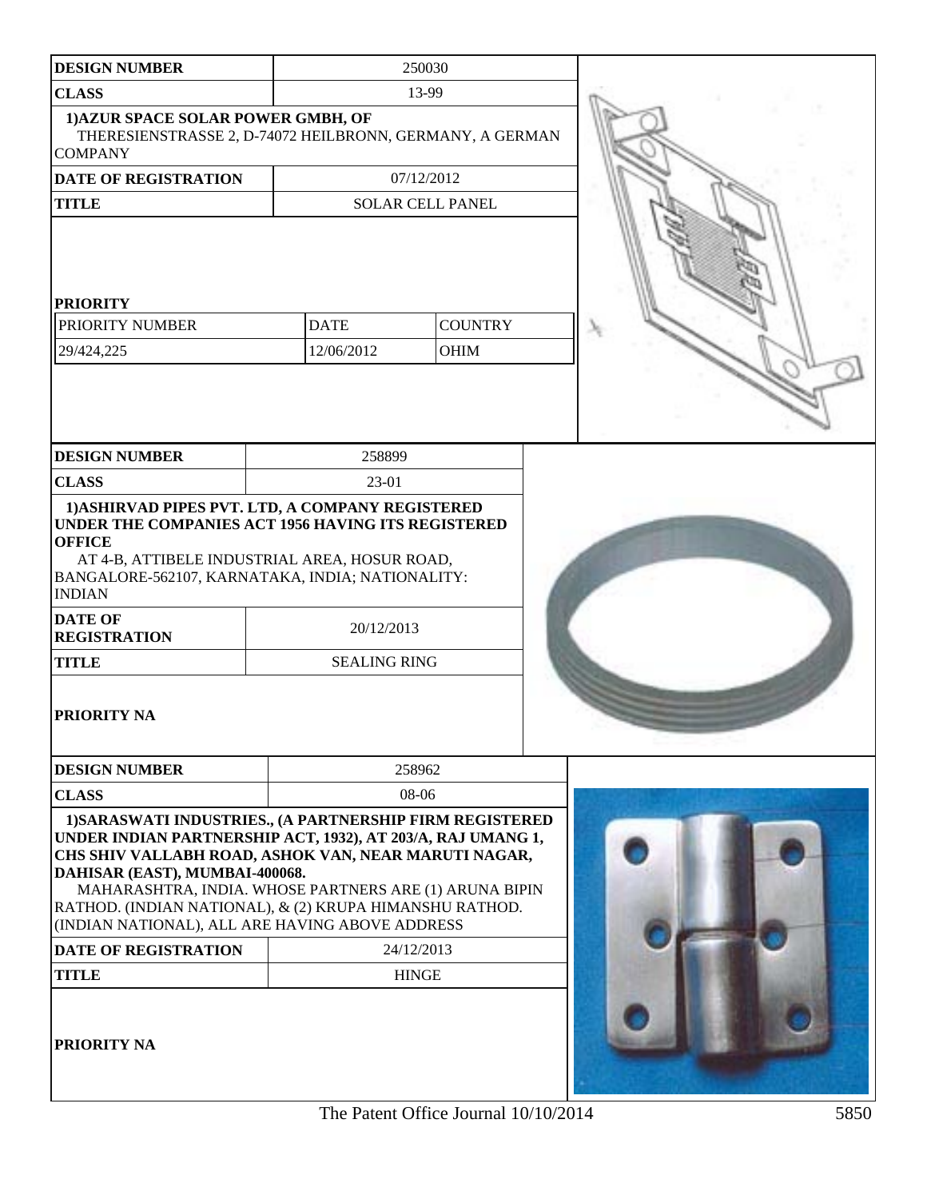| DESIGN NUMBER | 250030 | |
|---|---|---|
| CLASS | 13-99 | |
| 1)AZUR SPACE SOLAR POWER GMBH, OF THERESIENSTRASSE 2, D-74072 HEILBRONN, GERMANY, A GERMAN COMPANY | | |
| DATE OF REGISTRATION | 07/12/2012 | |
| TITLE | SOLAR CELL PANEL | |
| PRIORITY | | |
| PRIORITY NUMBER | DATE | COUNTRY |
| 29/424,225 | 12/06/2012 | OHIM |

| DESIGN NUMBER | 258899 |
|---|---|
| CLASS | 23-01 |
| 1)ASHIRVAD PIPES PVT. LTD, A COMPANY REGISTERED UNDER THE COMPANIES ACT 1956 HAVING ITS REGISTERED OFFICE AT 4-B, ATTIBELE INDUSTRIAL AREA, HOSUR ROAD, BANGALORE-562107, KARNATAKA, INDIA; NATIONALITY: INDIAN | |
| DATE OF REGISTRATION | 20/12/2013 |
| TITLE | SEALING RING |
| PRIORITY NA | |

| DESIGN NUMBER | 258962 |
|---|---|
| CLASS | 08-06 |
| 1)SARASWATI INDUSTRIES., (A PARTNERSHIP FIRM REGISTERED UNDER INDIAN PARTNERSHIP ACT, 1932), AT 203/A, RAJ UMANG 1, CHS SHIV VALLABH ROAD, ASHOK VAN, NEAR MARUTI NAGAR, DAHISAR (EAST), MUMBAI-400068. MAHARASHTRA, INDIA. WHOSE PARTNERS ARE (1) ARUNA BIPIN RATHOD. (INDIAN NATIONAL), & (2) KRUPA HIMANSHU RATHOD. (INDIAN NATIONAL), ALL ARE HAVING ABOVE ADDRESS | |
| DATE OF REGISTRATION | 24/12/2013 |
| TITLE | HINGE |
| PRIORITY NA | |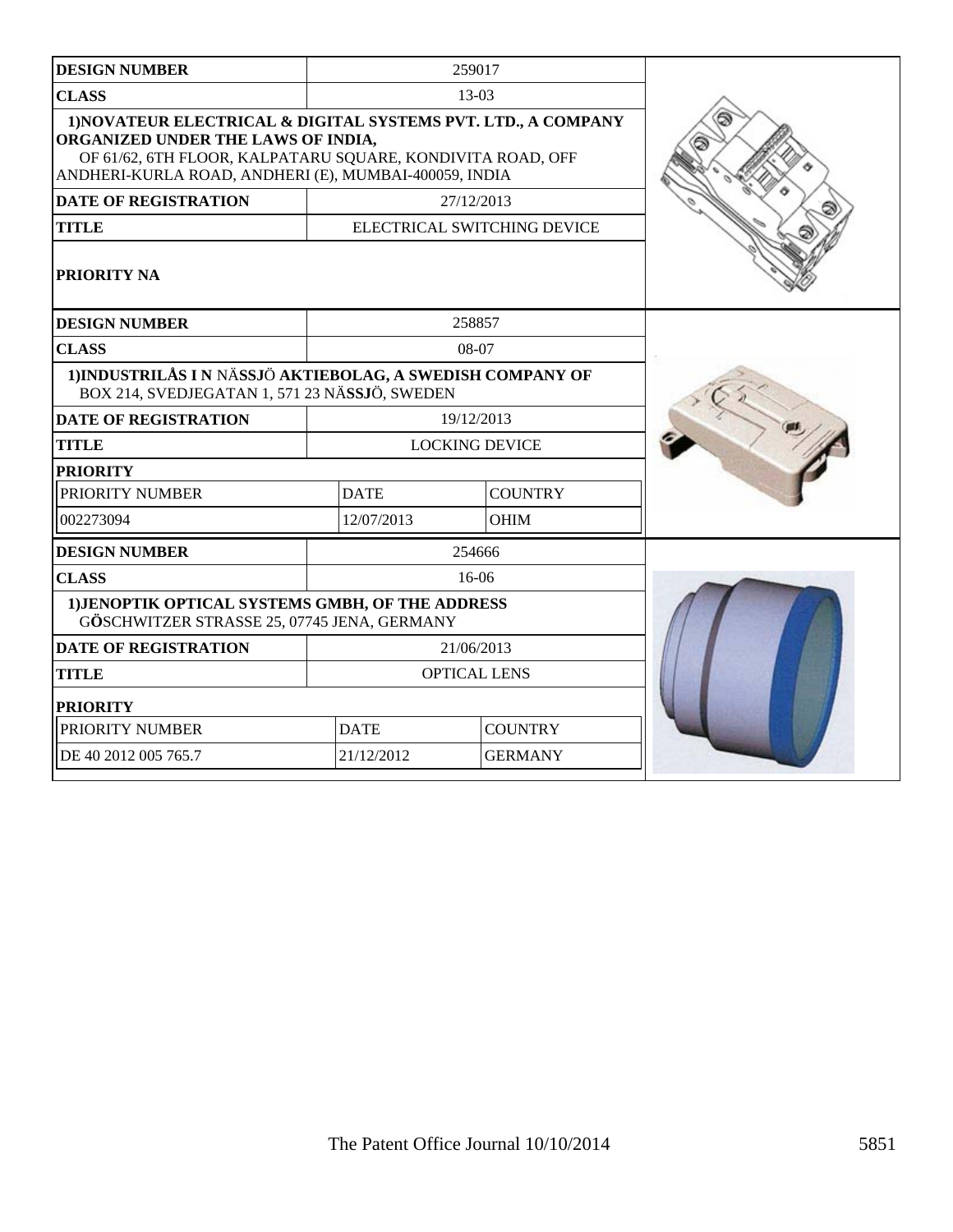| DESIGN NUMBER | 259017 | |
|---|---|---|
| CLASS | 13-03 | |
| 1)NOVATEUR ELECTRICAL & DIGITAL SYSTEMS PVT. LTD., A COMPANY ORGANIZED UNDER THE LAWS OF INDIA, OF 61/62, 6TH FLOOR, KALPATARU SQUARE, KONDIVITA ROAD, OFF ANDHERI-KURLA ROAD, ANDHERI (E), MUMBAI-400059, INDIA | | |
| DATE OF REGISTRATION | 27/12/2013 | |
| TITLE | ELECTRICAL SWITCHING DEVICE | |
| PRIORITY NA | | |

| DESIGN NUMBER | 258857 | |
|---|---|---|
| CLASS | 08-07 | |
| 1)INDUSTRILÅS I N NÄSSJÖ AKTIEBOLAG, A SWEDISH COMPANY OF BOX 214, SVEDJEGATAN 1, 571 23 NÄSSJÖ, SWEDEN | | |
| DATE OF REGISTRATION | 19/12/2013 | |
| TITLE | LOCKING DEVICE | |
| PRIORITY | | |
| PRIORITY NUMBER | DATE | COUNTRY |
| 002273094 | 12/07/2013 | OHIM |

| DESIGN NUMBER | 254666 | |
|---|---|---|
| CLASS | 16-06 | |
| 1)JENOPTIK OPTICAL SYSTEMS GMBH, OF THE ADDRESS GÖSCHWITZER STRASSE 25, 07745 JENA, GERMANY | | |
| DATE OF REGISTRATION | 21/06/2013 | |
| TITLE | OPTICAL LENS | |
| PRIORITY | | |
| PRIORITY NUMBER | DATE | COUNTRY |
| DE 40 2012 005 765.7 | 21/12/2012 | GERMANY |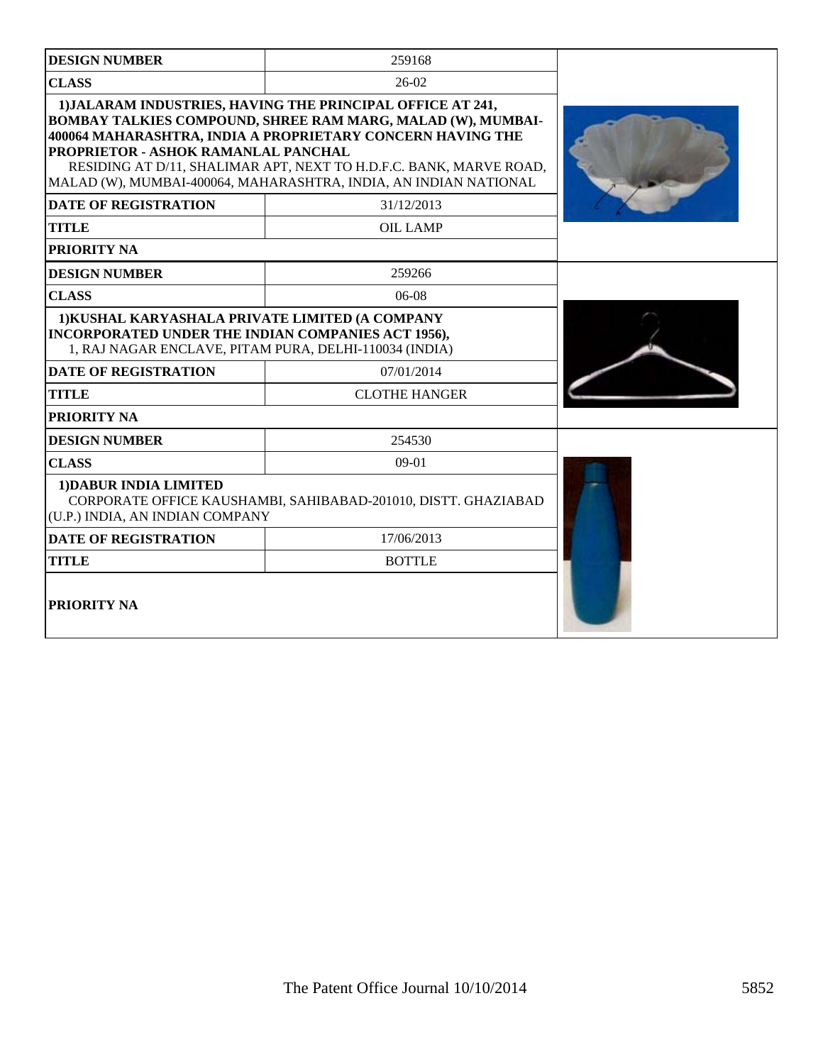| DESIGN NUMBER | 259168 |
|---|---|
| CLASS | 26-02 |
| **1)JALARAM INDUSTRIES, HAVING THE PRINCIPAL OFFICE AT 241, BOMBAY TALKIES COMPOUND, SHREE RAM MARG, MALAD (W), MUMBAI-400064 MAHARASHTRA, INDIA A PROPRIETARY CONCERN HAVING THE PROPRIETOR - ASHOK RAMANLAL PANCHAL** RESIDING AT D/11, SHALIMAR APT, NEXT TO H.D.F.C. BANK, MARVE ROAD, MALAD (W), MUMBAI-400064, MAHARASHTRA, INDIA, AN INDIAN NATIONAL | |
| DATE OF REGISTRATION | 31/12/2013 |
| TITLE | OIL LAMP |
| PRIORITY NA | |

| DESIGN NUMBER | 259266 |
|---|---|
| CLASS | 06-08 |
| **1)KUSHAL KARYASHALA PRIVATE LIMITED (A COMPANY INCORPORATED UNDER THE INDIAN COMPANIES ACT 1956),** 1, RAJ NAGAR ENCLAVE, PITAM PURA, DELHI-110034 (INDIA) | |
| DATE OF REGISTRATION | 07/01/2014 |
| TITLE | CLOTHE HANGER |
| PRIORITY NA | |

| DESIGN NUMBER | 254530 |
|---|---|
| CLASS | 09-01 |
| **1)DABUR INDIA LIMITED** CORPORATE OFFICE KAUSHAMBI, SAHIBABAD-201010, DISTT. GHAZIABAD (U.P.) INDIA, AN INDIAN COMPANY | |
| DATE OF REGISTRATION | 17/06/2013 |
| TITLE | BOTTLE |
| PRIORITY NA | |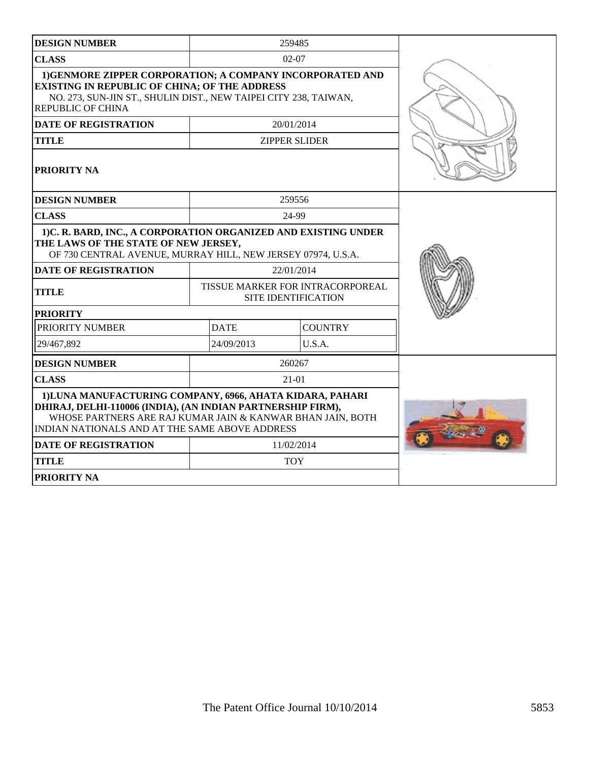| DESIGN NUMBER | 259485 | |
|---|---|---|
| CLASS | 02-07 | |
| 1)GENMORE ZIPPER CORPORATION; A COMPANY INCORPORATED AND EXISTING IN REPUBLIC OF CHINA; OF THE ADDRESS NO. 273, SUN-JIN ST., SHULIN DIST., NEW TAIPEI CITY 238, TAIWAN, REPUBLIC OF CHINA | | |
| DATE OF REGISTRATION | 20/01/2014 | |
| TITLE | ZIPPER SLIDER | |
| PRIORITY NA | | |

| DESIGN NUMBER | 259556 | |
|---|---|---|
| CLASS | 24-99 | |
| 1)C. R. BARD, INC., A CORPORATION ORGANIZED AND EXISTING UNDER THE LAWS OF THE STATE OF NEW JERSEY, OF 730 CENTRAL AVENUE, MURRAY HILL, NEW JERSEY 07974, U.S.A. | | |
| DATE OF REGISTRATION | 22/01/2014 | |
| TITLE | TISSUE MARKER FOR INTRACORPOREAL SITE IDENTIFICATION | |
| PRIORITY | | |
| PRIORITY NUMBER | DATE | COUNTRY |
| 29/467,892 | 24/09/2013 | U.S.A. |

| DESIGN NUMBER | 260267 |
|---|---|
| CLASS | 21-01 |
| 1)LUNA MANUFACTURING COMPANY, 6966, AHATA KIDARA, PAHARI DHIRAJ, DELHI-110006 (INDIA), (AN INDIAN PARTNERSHIP FIRM), WHOSE PARTNERS ARE RAJ KUMAR JAIN & KANWAR BHAN JAIN, BOTH INDIAN NATIONALS AND AT THE SAME ABOVE ADDRESS | |
| DATE OF REGISTRATION | 11/02/2014 |
| TITLE | TOY |
| PRIORITY NA | |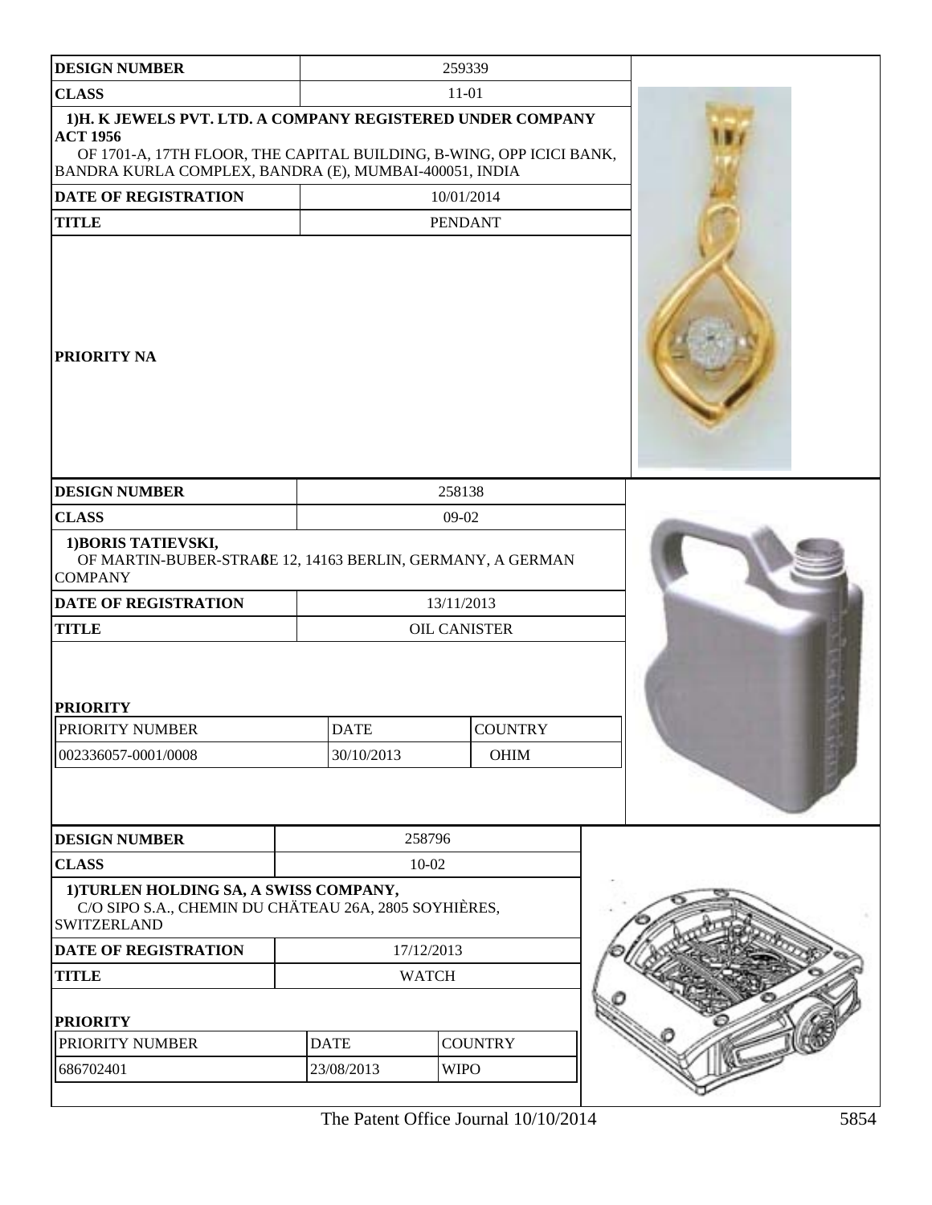| DESIGN NUMBER | 259339 |
|---|---|
| CLASS | 11-01 |
| 1)H. K JEWELS PVT. LTD. A COMPANY REGISTERED UNDER COMPANY ACT 1956<br>OF 1701-A, 17TH FLOOR, THE CAPITAL BUILDING, B-WING, OPP ICICI BANK, BANDRA KURLA COMPLEX, BANDRA (E), MUMBAI-400051, INDIA | |
| DATE OF REGISTRATION | 10/01/2014 |
| TITLE | PENDANT |
| PRIORITY NA | |

| DESIGN NUMBER | 258138 |
|---|---|
| CLASS | 09-02 |
| 1)BORIS TATIEVSKI,<br>OF MARTIN-BUBER-STRAßE 12, 14163 BERLIN, GERMANY, A GERMAN COMPANY | |
| DATE OF REGISTRATION | 13/11/2013 |
| TITLE | OIL CANISTER |

**PRIORITY**

| PRIORITY NUMBER | DATE | COUNTRY |
|---|---|---|
| 002336057-0001/0008 | 30/10/2013 | OHIM |

| DESIGN NUMBER | 258796 |
|---|---|
| CLASS | 10-02 |
| 1)TURLEN HOLDING SA, A SWISS COMPANY,<br>C/O SIPO S.A., CHEMIN DU CHÂTEAU 26A, 2805 SOYHIÈRES, SWITZERLAND | |
| DATE OF REGISTRATION | 17/12/2013 |
| TITLE | WATCH |

**PRIORITY**

| PRIORITY NUMBER | DATE | COUNTRY |
|---|---|---|
| 686702401 | 23/08/2013 | WIPO |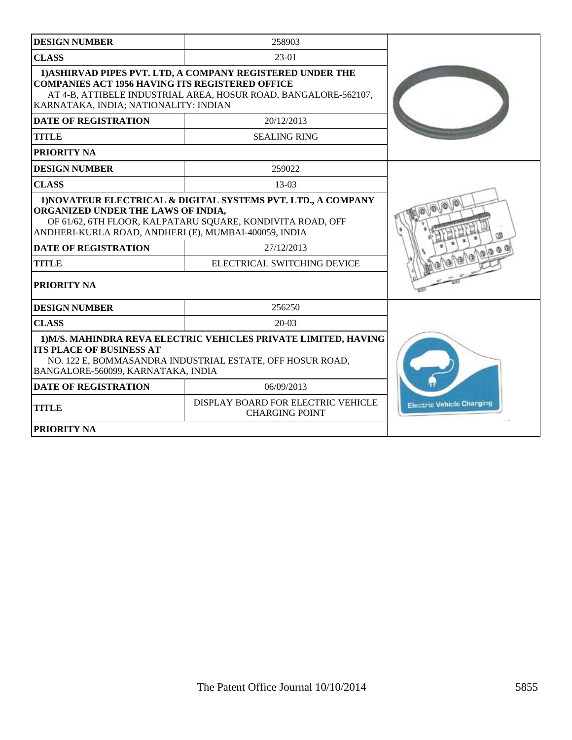| DESIGN NUMBER | 258903 |
| --- | --- |
| CLASS | 23-01 |
| 1)ASHIRVAD PIPES PVT. LTD, A COMPANY REGISTERED UNDER THE COMPANIES ACT 1956 HAVING ITS REGISTERED OFFICE AT 4-B, ATTIBELE INDUSTRIAL AREA, HOSUR ROAD, BANGALORE-562107, KARNATAKA, INDIA; NATIONALITY: INDIAN | |
| DATE OF REGISTRATION | 20/12/2013 |
| TITLE | SEALING RING |
| PRIORITY NA | |

| DESIGN NUMBER | 259022 |
| --- | --- |
| CLASS | 13-03 |
| 1)NOVATEUR ELECTRICAL & DIGITAL SYSTEMS PVT. LTD., A COMPANY ORGANIZED UNDER THE LAWS OF INDIA, OF 61/62, 6TH FLOOR, KALPATARU SQUARE, KONDIVITA ROAD, OFF ANDHERI-KURLA ROAD, ANDHERI (E), MUMBAI-400059, INDIA | |
| DATE OF REGISTRATION | 27/12/2013 |
| TITLE | ELECTRICAL SWITCHING DEVICE |
| PRIORITY NA | |

| DESIGN NUMBER | 256250 |
| --- | --- |
| CLASS | 20-03 |
| 1)M/S. MAHINDRA REVA ELECTRIC VEHICLES PRIVATE LIMITED, HAVING ITS PLACE OF BUSINESS AT NO. 122 E, BOMMASANDRA INDUSTRIAL ESTATE, OFF HOSUR ROAD, BANGALORE-560099, KARNATAKA, INDIA | |
| DATE OF REGISTRATION | 06/09/2013 |
| TITLE | DISPLAY BOARD FOR ELECTRIC VEHICLE CHARGING POINT |
| PRIORITY NA | |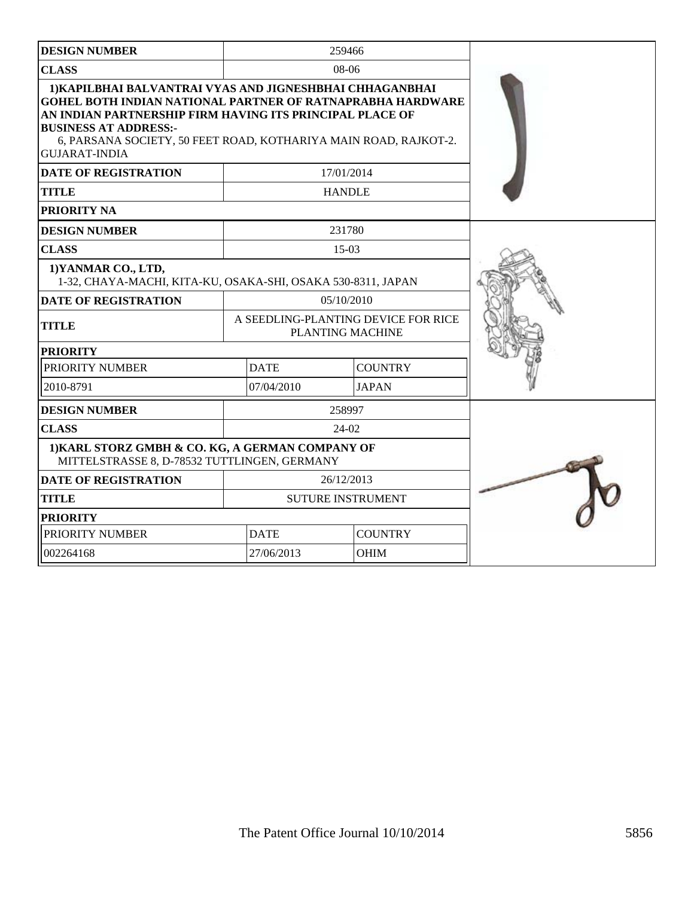| DESIGN NUMBER | 259466 | |
|---|---|---|
| CLASS | 08-06 | |
| 1)KAPILBHAI BALVANTRAI VYAS AND JIGNESHBHAI CHHAGANBHAI GOHEL BOTH INDIAN NATIONAL PARTNER OF RATNAPRABHA HARDWARE AN INDIAN PARTNERSHIP FIRM HAVING ITS PRINCIPAL PLACE OF BUSINESS AT ADDRESS:- 6, PARSANA SOCIETY, 50 FEET ROAD, KOTHARIYA MAIN ROAD, RAJKOT-2. GUJARAT-INDIA | | |
| DATE OF REGISTRATION | 17/01/2014 | |
| TITLE | HANDLE | |
| PRIORITY NA | | |

| DESIGN NUMBER | 231780 | |
|---|---|---|
| CLASS | 15-03 | |
| 1)YANMAR CO., LTD, 1-32, CHAYA-MACHI, KITA-KU, OSAKA-SHI, OSAKA 530-8311, JAPAN | | |
| DATE OF REGISTRATION | 05/10/2010 | |
| TITLE | A SEEDLING-PLANTING DEVICE FOR RICE PLANTING MACHINE | |
| PRIORITY | | |
| PRIORITY NUMBER | DATE | COUNTRY |
| 2010-8791 | 07/04/2010 | JAPAN |

| DESIGN NUMBER | 258997 | |
|---|---|---|
| CLASS | 24-02 | |
| 1)KARL STORZ GMBH & CO. KG, A GERMAN COMPANY OF MITTELSTRASSE 8, D-78532 TUTTLINGEN, GERMANY | | |
| DATE OF REGISTRATION | 26/12/2013 | |
| TITLE | SUTURE INSTRUMENT | |
| PRIORITY | | |
| PRIORITY NUMBER | DATE | COUNTRY |
| 002264168 | 27/06/2013 | OHIM |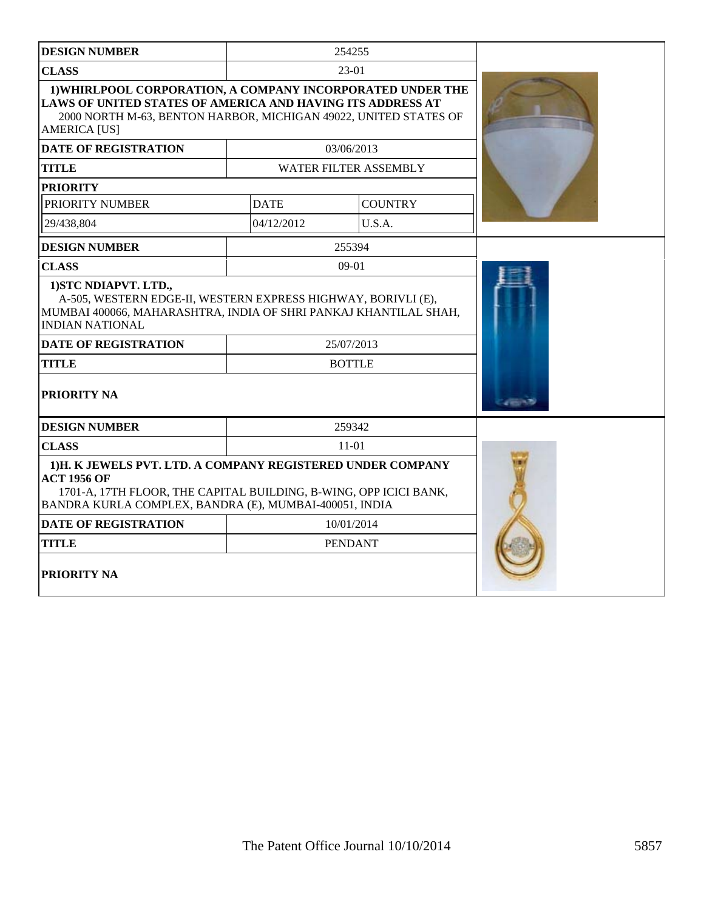| DESIGN NUMBER | 254255 | |
|---|---|---|
| CLASS | 23-01 | |
| **1)WHIRLPOOL CORPORATION, A COMPANY INCORPORATED UNDER THE LAWS OF UNITED STATES OF AMERICA AND HAVING ITS ADDRESS AT** 2000 NORTH M-63, BENTON HARBOR, MICHIGAN 49022, UNITED STATES OF AMERICA [US] | | |
| DATE OF REGISTRATION | 03/06/2013 | |
| TITLE | WATER FILTER ASSEMBLY | |
| PRIORITY | | |
| PRIORITY NUMBER | DATE | COUNTRY |
| 29/438,804 | 04/12/2012 | U.S.A. |

| DESIGN NUMBER | 255394 |
|---|---|
| CLASS | 09-01 |
| **1)STC NDIAPVT. LTD.,** A-505, WESTERN EDGE-II, WESTERN EXPRESS HIGHWAY, BORIVLI (E), MUMBAI 400066, MAHARASHTRA, INDIA OF SHRI PANKAJ KHANTILAL SHAH, INDIAN NATIONAL | |
| DATE OF REGISTRATION | 25/07/2013 |
| TITLE | BOTTLE |
| PRIORITY NA | |

| DESIGN NUMBER | 259342 |
|---|---|
| CLASS | 11-01 |
| **1)H. K JEWELS PVT. LTD. A COMPANY REGISTERED UNDER COMPANY ACT 1956 OF** 1701-A, 17TH FLOOR, THE CAPITAL BUILDING, B-WING, OPP ICICI BANK, BANDRA KURLA COMPLEX, BANDRA (E), MUMBAI-400051, INDIA | |
| DATE OF REGISTRATION | 10/01/2014 |
| TITLE | PENDANT |
| PRIORITY NA | |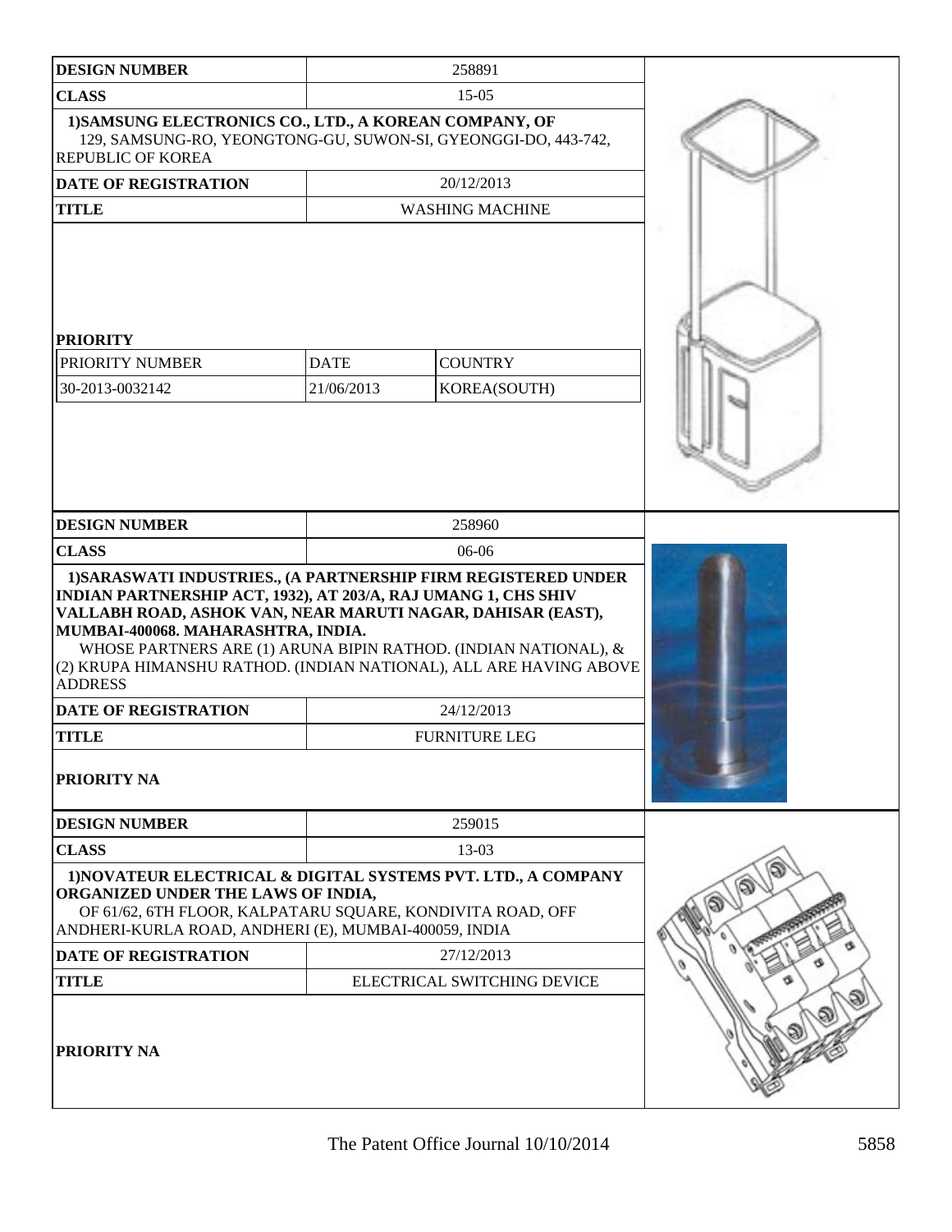| DESIGN NUMBER | 258891 | |
|---|---|---|
| CLASS | 15-05 | |
| 1)SAMSUNG ELECTRONICS CO., LTD., A KOREAN COMPANY, OF 129, SAMSUNG-RO, YEONGTONG-GU, SUWON-SI, GYEONGGI-DO, 443-742, REPUBLIC OF KOREA | | |
| DATE OF REGISTRATION | 20/12/2013 | |
| TITLE | WASHING MACHINE | |
| **PRIORITY** | | |
| PRIORITY NUMBER | DATE | COUNTRY |
| 30-2013-0032142 | 21/06/2013 | KOREA(SOUTH) |

| DESIGN NUMBER | 258960 |
|---|---|
| CLASS | 06-06 |
| 1)SARASWATI INDUSTRIES., (A PARTNERSHIP FIRM REGISTERED UNDER INDIAN PARTNERSHIP ACT, 1932), AT 203/A, RAJ UMANG 1, CHS SHIV VALLABH ROAD, ASHOK VAN, NEAR MARUTI NAGAR, DAHISAR (EAST), MUMBAI-400068. MAHARASHTRA, INDIA. WHOSE PARTNERS ARE (1) ARUNA BIPIN RATHOD. (INDIAN NATIONAL), & (2) KRUPA HIMANSHU RATHOD. (INDIAN NATIONAL), ALL ARE HAVING ABOVE ADDRESS | |
| DATE OF REGISTRATION | 24/12/2013 |
| TITLE | FURNITURE LEG |
| **PRIORITY NA** | |

| DESIGN NUMBER | 259015 |
|---|---|
| CLASS | 13-03 |
| 1)NOVATEUR ELECTRICAL & DIGITAL SYSTEMS PVT. LTD., A COMPANY ORGANIZED UNDER THE LAWS OF INDIA, OF 61/62, 6TH FLOOR, KALPATARU SQUARE, KONDIVITA ROAD, OFF ANDHERI-KURLA ROAD, ANDHERI (E), MUMBAI-400059, INDIA | |
| DATE OF REGISTRATION | 27/12/2013 |
| TITLE | ELECTRICAL SWITCHING DEVICE |
| **PRIORITY NA** | |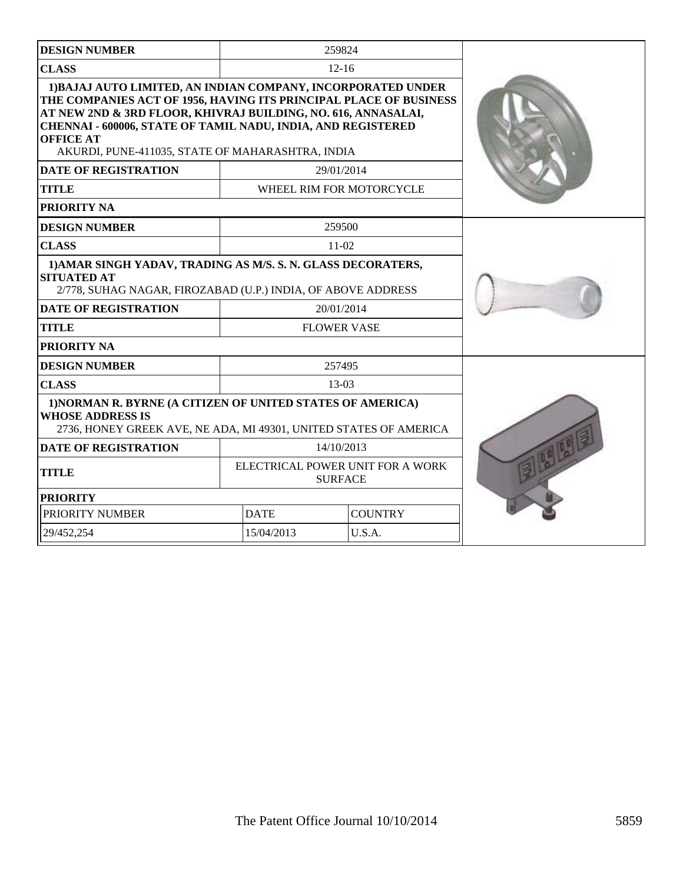| DESIGN NUMBER | 259824 |
|---|---|
| CLASS | 12-16 |
| **1)BAJAJ AUTO LIMITED, AN INDIAN COMPANY, INCORPORATED UNDER THE COMPANIES ACT OF 1956, HAVING ITS PRINCIPAL PLACE OF BUSINESS AT NEW 2ND & 3RD FLOOR, KHIVRAJ BUILDING, NO. 616, ANNASALAI, CHENNAI - 600006, STATE OF TAMIL NADU, INDIA, AND REGISTERED OFFICE AT** AKURDI, PUNE-411035, STATE OF MAHARASHTRA, INDIA | |
| DATE OF REGISTRATION | 29/01/2014 |
| TITLE | WHEEL RIM FOR MOTORCYCLE |
| PRIORITY NA | |

| DESIGN NUMBER | 259500 |
|---|---|
| CLASS | 11-02 |
| **1)AMAR SINGH YADAV, TRADING AS M/S. S. N. GLASS DECORATERS, SITUATED AT** 2/778, SUHAG NAGAR, FIROZABAD (U.P.) INDIA, OF ABOVE ADDRESS | |
| DATE OF REGISTRATION | 20/01/2014 |
| TITLE | FLOWER VASE |
| PRIORITY NA | |

| DESIGN NUMBER | 257495 | |
|---|---|---|
| CLASS | 13-03 | |
| **1)NORMAN R. BYRNE (A CITIZEN OF UNITED STATES OF AMERICA) WHOSE ADDRESS IS** 2736, HONEY GREEK AVE, NE ADA, MI 49301, UNITED STATES OF AMERICA | | |
| DATE OF REGISTRATION | 14/10/2013 | |
| TITLE | ELECTRICAL POWER UNIT FOR A WORK SURFACE | |
| PRIORITY | | |
| PRIORITY NUMBER | DATE | COUNTRY |
| 29/452,254 | 15/04/2013 | U.S.A. |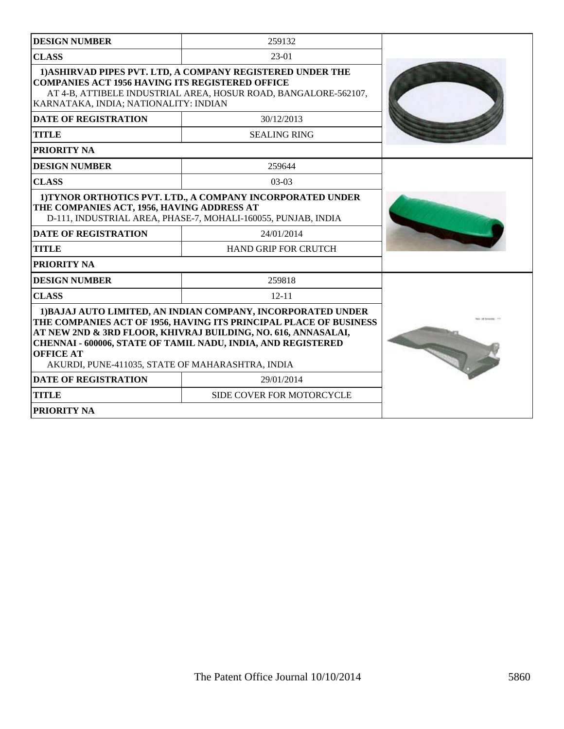| DESIGN NUMBER | 259132 |
| --- | --- |
| CLASS | 23-01 |
| 1)ASHIRVAD PIPES PVT. LTD, A COMPANY REGISTERED UNDER THE COMPANIES ACT 1956 HAVING ITS REGISTERED OFFICE AT 4-B, ATTIBELE INDUSTRIAL AREA, HOSUR ROAD, BANGALORE-562107, KARNATAKA, INDIA; NATIONALITY: INDIAN | |
| DATE OF REGISTRATION | 30/12/2013 |
| TITLE | SEALING RING |
| PRIORITY NA | |

| DESIGN NUMBER | 259644 |
| --- | --- |
| CLASS | 03-03 |
| 1)TYNOR ORTHOTICS PVT. LTD., A COMPANY INCORPORATED UNDER THE COMPANIES ACT, 1956, HAVING ADDRESS AT D-111, INDUSTRIAL AREA, PHASE-7, MOHALI-160055, PUNJAB, INDIA | |
| DATE OF REGISTRATION | 24/01/2014 |
| TITLE | HAND GRIP FOR CRUTCH |
| PRIORITY NA | |

| DESIGN NUMBER | 259818 |
| --- | --- |
| CLASS | 12-11 |
| 1)BAJAJ AUTO LIMITED, AN INDIAN COMPANY, INCORPORATED UNDER THE COMPANIES ACT OF 1956, HAVING ITS PRINCIPAL PLACE OF BUSINESS AT NEW 2ND & 3RD FLOOR, KHIVRAJ BUILDING, NO. 616, ANNASALAI, CHENNAI - 600006, STATE OF TAMIL NADU, INDIA, AND REGISTERED OFFICE AT AKURDI, PUNE-411035, STATE OF MAHARASHTRA, INDIA | |
| DATE OF REGISTRATION | 29/01/2014 |
| TITLE | SIDE COVER FOR MOTORCYCLE |
| PRIORITY NA | |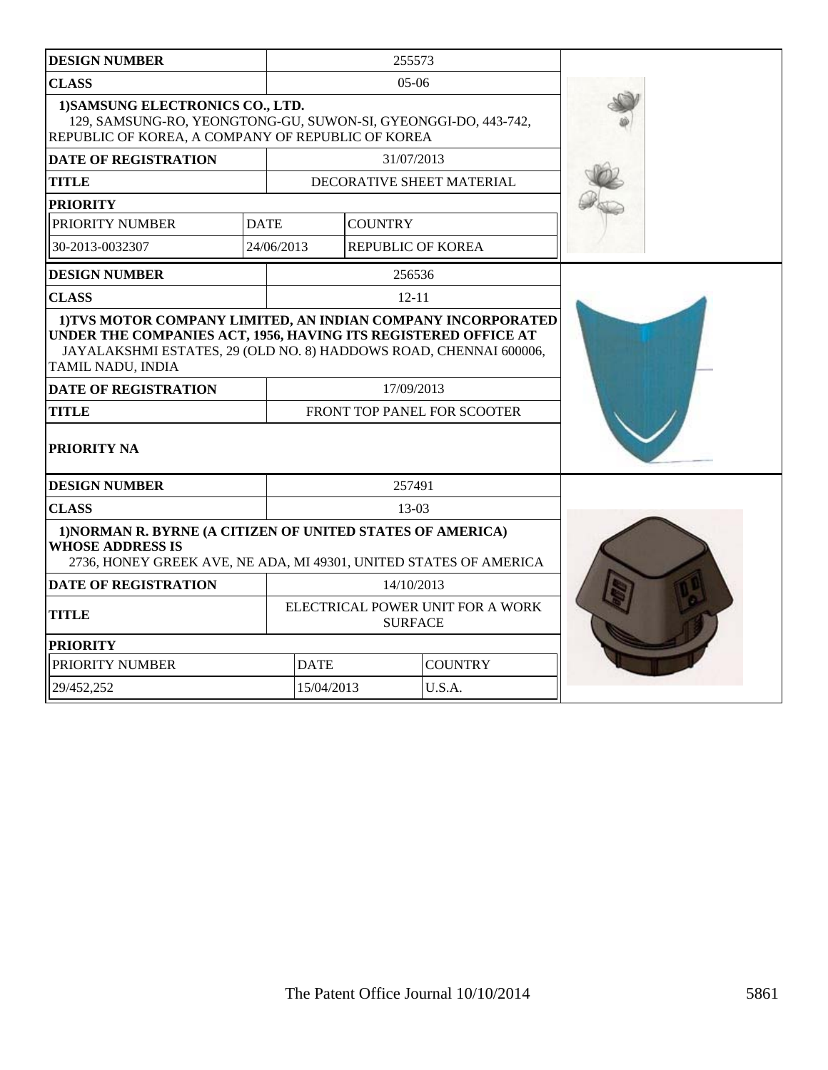| DESIGN NUMBER | 255573 | | |
|---|---|---|---|
| CLASS | 05-06 | | |
| 1)SAMSUNG ELECTRONICS CO., LTD. 129, SAMSUNG-RO, YEONGTONG-GU, SUWON-SI, GYEONGGI-DO, 443-742, REPUBLIC OF KOREA, A COMPANY OF REPUBLIC OF KOREA | | | |
| DATE OF REGISTRATION | 31/07/2013 | | |
| TITLE | DECORATIVE SHEET MATERIAL | | |
| PRIORITY | | | |
| PRIORITY NUMBER | DATE | COUNTRY | |
| 30-2013-0032307 | 24/06/2013 | REPUBLIC OF KOREA | |

| DESIGN NUMBER | 256536 |
|---|---|
| CLASS | 12-11 |
| 1)TVS MOTOR COMPANY LIMITED, AN INDIAN COMPANY INCORPORATED UNDER THE COMPANIES ACT, 1956, HAVING ITS REGISTERED OFFICE AT JAYALAKSHMI ESTATES, 29 (OLD NO. 8) HADDOWS ROAD, CHENNAI 600006, TAMIL NADU, INDIA | |
| DATE OF REGISTRATION | 17/09/2013 |
| TITLE | FRONT TOP PANEL FOR SCOOTER |
| PRIORITY NA | |

| DESIGN NUMBER | 257491 | |
|---|---|---|
| CLASS | 13-03 | |
| 1)NORMAN R. BYRNE (A CITIZEN OF UNITED STATES OF AMERICA) WHOSE ADDRESS IS 2736, HONEY GREEK AVE, NE ADA, MI 49301, UNITED STATES OF AMERICA | | |
| DATE OF REGISTRATION | 14/10/2013 | |
| TITLE | ELECTRICAL POWER UNIT FOR A WORK SURFACE | |
| PRIORITY | | |
| PRIORITY NUMBER | DATE | COUNTRY |
| 29/452,252 | 15/04/2013 | U.S.A. |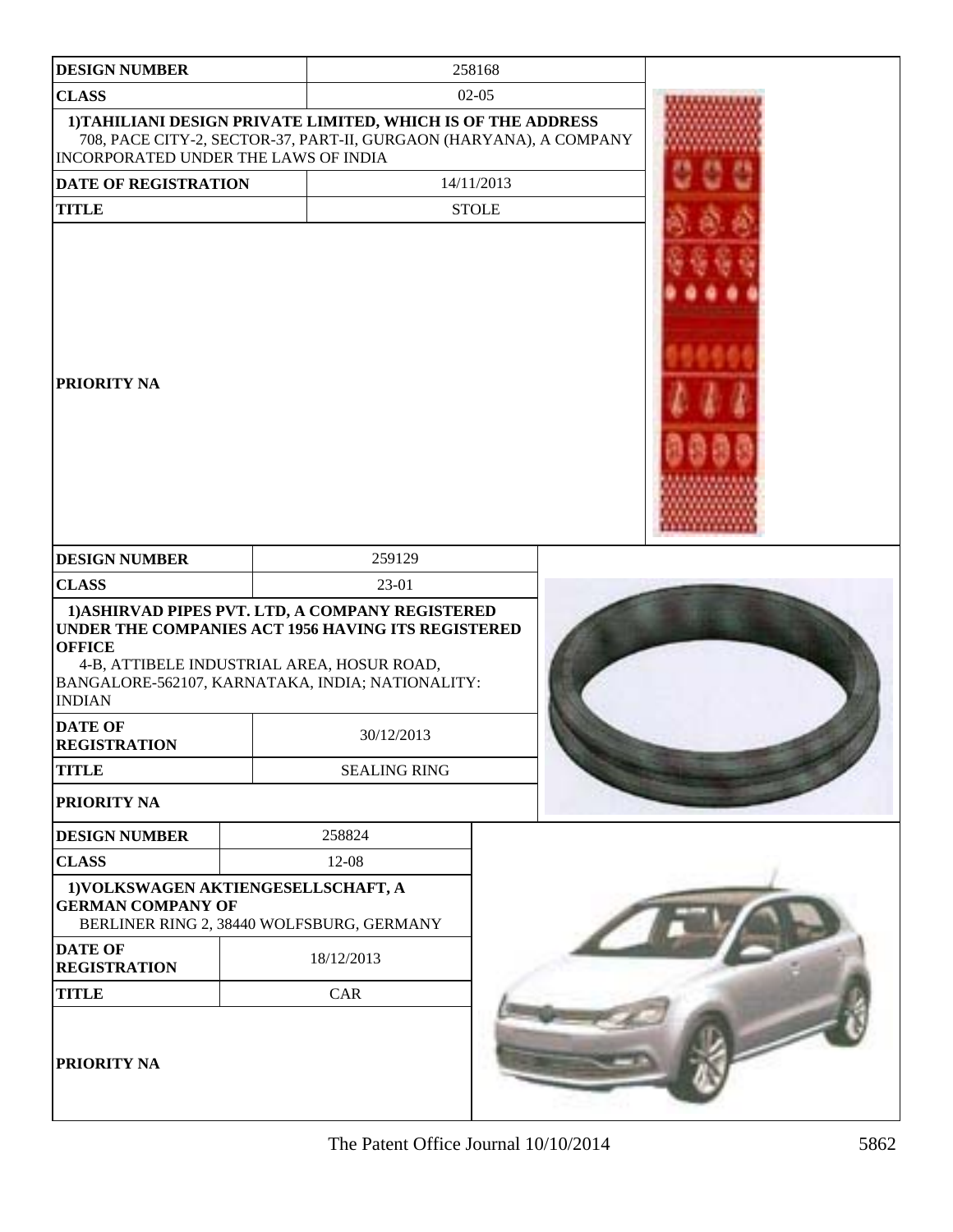| DESIGN NUMBER | 258168 |
|---|---|
| CLASS | 02-05 |
| 1)TAHILIANI DESIGN PRIVATE LIMITED, WHICH IS OF THE ADDRESS 708, PACE CITY-2, SECTOR-37, PART-II, GURGAON (HARYANA), A COMPANY INCORPORATED UNDER THE LAWS OF INDIA | |
| DATE OF REGISTRATION | 14/11/2013 |
| TITLE | STOLE |
| PRIORITY NA | |

| DESIGN NUMBER | 259129 |
|---|---|
| CLASS | 23-01 |
| 1)ASHIRVAD PIPES PVT. LTD, A COMPANY REGISTERED UNDER THE COMPANIES ACT 1956 HAVING ITS REGISTERED OFFICE 4-B, ATTIBELE INDUSTRIAL AREA, HOSUR ROAD, BANGALORE-562107, KARNATAKA, INDIA; NATIONALITY: INDIAN | |
| DATE OF REGISTRATION | 30/12/2013 |
| TITLE | SEALING RING |
| PRIORITY NA | |

| DESIGN NUMBER | 258824 |
|---|---|
| CLASS | 12-08 |
| 1)VOLKSWAGEN AKTIENGESELLSCHAFT, A GERMAN COMPANY OF BERLINER RING 2, 38440 WOLFSBURG, GERMANY | |
| DATE OF REGISTRATION | 18/12/2013 |
| TITLE | CAR |
| PRIORITY NA | |

The Patent Office Journal 10/10/2014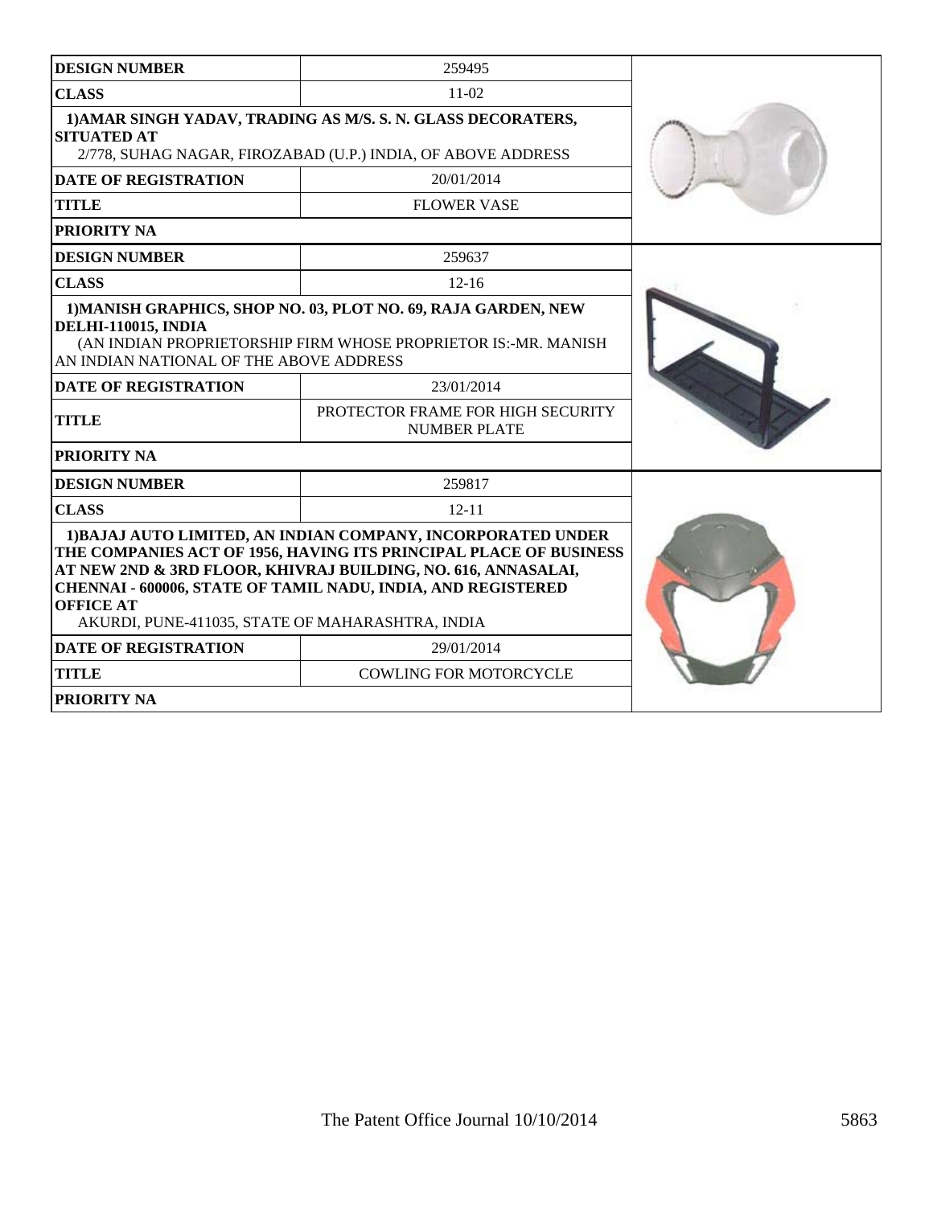| DESIGN NUMBER | 259495 |
|---|---|
| CLASS | 11-02 |
| 1)AMAR SINGH YADAV, TRADING AS M/S. S. N. GLASS DECORATERS, SITUATED AT 2/778, SUHAG NAGAR, FIROZABAD (U.P.) INDIA, OF ABOVE ADDRESS | |
| DATE OF REGISTRATION | 20/01/2014 |
| TITLE | FLOWER VASE |
| PRIORITY NA | |

| DESIGN NUMBER | 259637 |
|---|---|
| CLASS | 12-16 |
| 1)MANISH GRAPHICS, SHOP NO. 03, PLOT NO. 69, RAJA GARDEN, NEW DELHI-110015, INDIA (AN INDIAN PROPRIETORSHIP FIRM WHOSE PROPRIETOR IS:-MR. MANISH AN INDIAN NATIONAL OF THE ABOVE ADDRESS | |
| DATE OF REGISTRATION | 23/01/2014 |
| TITLE | PROTECTOR FRAME FOR HIGH SECURITY NUMBER PLATE |
| PRIORITY NA | |

| DESIGN NUMBER | 259817 |
|---|---|
| CLASS | 12-11 |
| 1)BAJAJ AUTO LIMITED, AN INDIAN COMPANY, INCORPORATED UNDER THE COMPANIES ACT OF 1956, HAVING ITS PRINCIPAL PLACE OF BUSINESS AT NEW 2ND & 3RD FLOOR, KHIVRAJ BUILDING, NO. 616, ANNASALAI, CHENNAI - 600006, STATE OF TAMIL NADU, INDIA, AND REGISTERED OFFICE AT AKURDI, PUNE-411035, STATE OF MAHARASHTRA, INDIA | |
| DATE OF REGISTRATION | 29/01/2014 |
| TITLE | COWLING FOR MOTORCYCLE |
| PRIORITY NA | |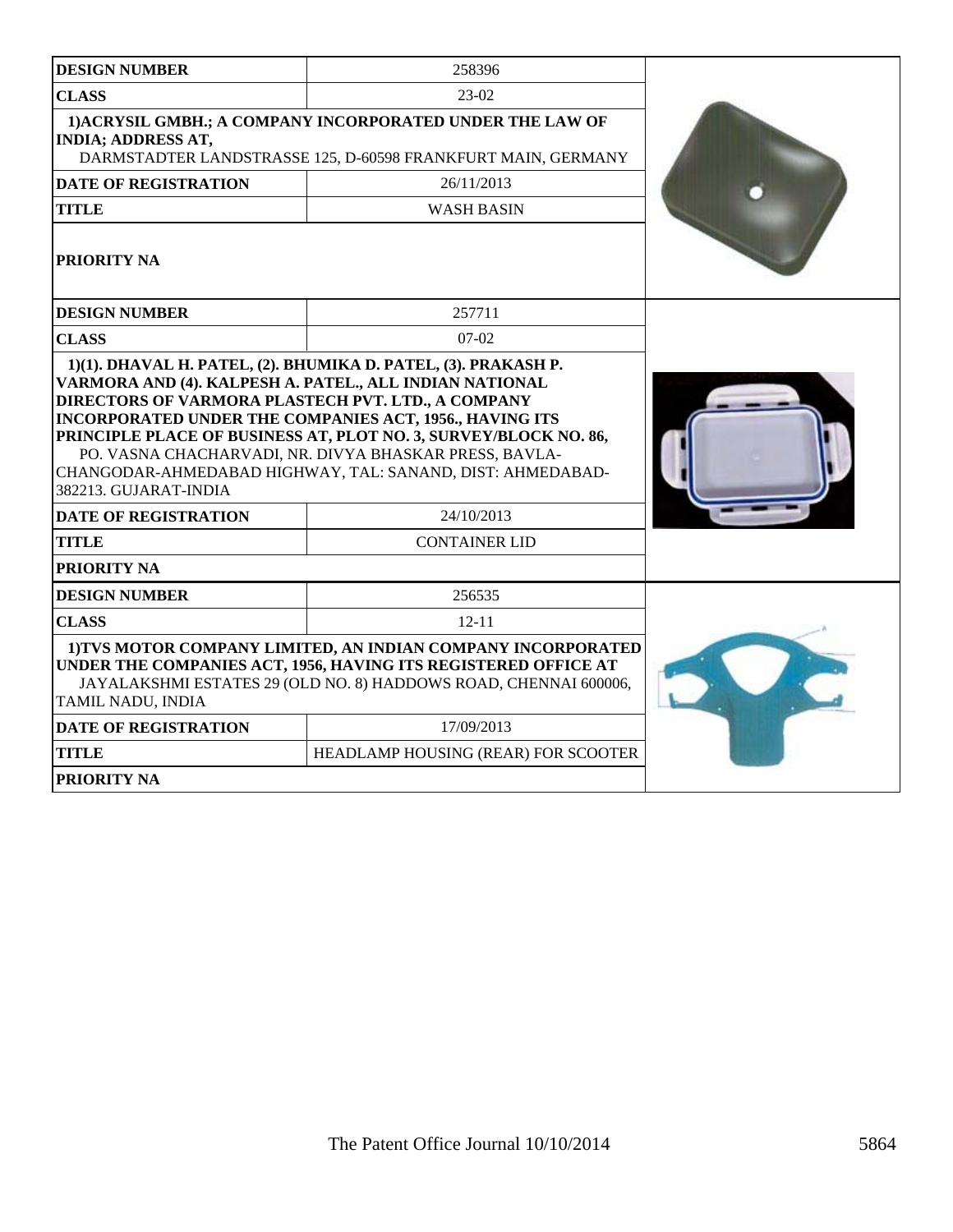| DESIGN NUMBER | 258396 |
|---|---|
| CLASS | 23-02 |
| 1)ACRYSIL GMBH.; A COMPANY INCORPORATED UNDER THE LAW OF INDIA; ADDRESS AT, DARMSTADTER LANDSTRASSE 125, D-60598 FRANKFURT MAIN, GERMANY | |
| DATE OF REGISTRATION | 26/11/2013 |
| TITLE | WASH BASIN |
| PRIORITY NA | |

| DESIGN NUMBER | 257711 |
|---|---|
| CLASS | 07-02 |
| 1)(1). DHAVAL H. PATEL, (2). BHUMIKA D. PATEL, (3). PRAKASH P. VARMORA AND (4). KALPESH A. PATEL., ALL INDIAN NATIONAL DIRECTORS OF VARMORA PLASTECH PVT. LTD., A COMPANY INCORPORATED UNDER THE COMPANIES ACT, 1956., HAVING ITS PRINCIPLE PLACE OF BUSINESS AT, PLOT NO. 3, SURVEY/BLOCK NO. 86, PO. VASNA CHACHARVADI, NR. DIVYA BHASKAR PRESS, BAVLA-CHANGODAR-AHMEDABAD HIGHWAY, TAL: SANAND, DIST: AHMEDABAD-382213. GUJARAT-INDIA | |
| DATE OF REGISTRATION | 24/10/2013 |
| TITLE | CONTAINER LID |
| PRIORITY NA | |

| DESIGN NUMBER | 256535 |
|---|---|
| CLASS | 12-11 |
| 1)TVS MOTOR COMPANY LIMITED, AN INDIAN COMPANY INCORPORATED UNDER THE COMPANIES ACT, 1956, HAVING ITS REGISTERED OFFICE AT JAYALAKSHMI ESTATES 29 (OLD NO. 8) HADDOWS ROAD, CHENNAI 600006, TAMIL NADU, INDIA | |
| DATE OF REGISTRATION | 17/09/2013 |
| TITLE | HEADLAMP HOUSING (REAR) FOR SCOOTER |
| PRIORITY NA | |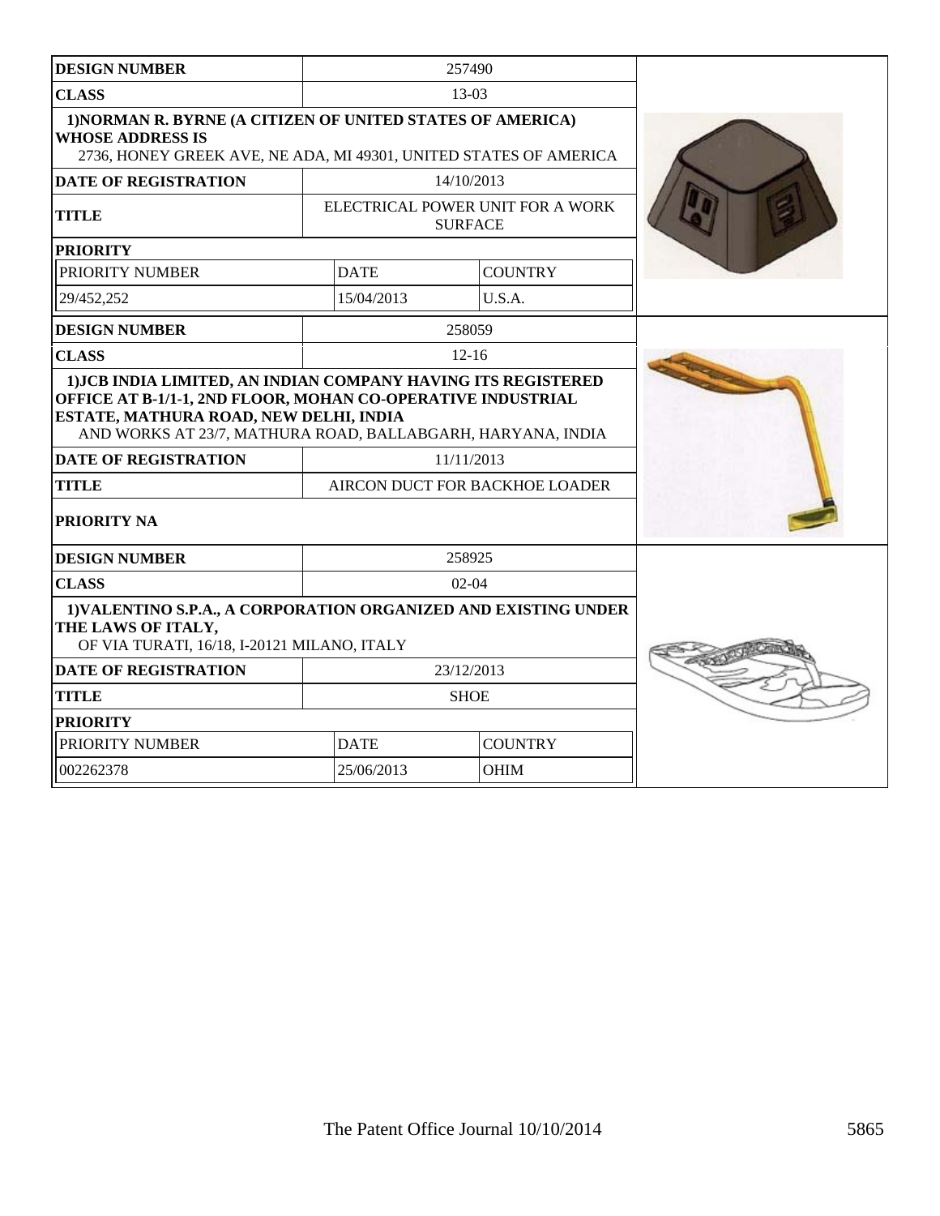| DESIGN NUMBER | 257490 | |
|---|---|---|
| CLASS | 13-03 | |
| 1)NORMAN R. BYRNE (A CITIZEN OF UNITED STATES OF AMERICA) WHOSE ADDRESS IS 2736, HONEY GREEK AVE, NE ADA, MI 49301, UNITED STATES OF AMERICA | | |
| DATE OF REGISTRATION | 14/10/2013 | |
| TITLE | ELECTRICAL POWER UNIT FOR A WORK SURFACE | |
| PRIORITY | | |
| PRIORITY NUMBER | DATE | COUNTRY |
| 29/452,252 | 15/04/2013 | U.S.A. |

| DESIGN NUMBER | 258059 |
|---|---|
| CLASS | 12-16 |
| 1)JCB INDIA LIMITED, AN INDIAN COMPANY HAVING ITS REGISTERED OFFICE AT B-1/1-1, 2ND FLOOR, MOHAN CO-OPERATIVE INDUSTRIAL ESTATE, MATHURA ROAD, NEW DELHI, INDIA AND WORKS AT 23/7, MATHURA ROAD, BALLABGARH, HARYANA, INDIA | |
| DATE OF REGISTRATION | 11/11/2013 |
| TITLE | AIRCON DUCT FOR BACKHOE LOADER |
| PRIORITY NA | |

| DESIGN NUMBER | 258925 | |
|---|---|---|
| CLASS | 02-04 | |
| 1)VALENTINO S.P.A., A CORPORATION ORGANIZED AND EXISTING UNDER THE LAWS OF ITALY, OF VIA TURATI, 16/18, I-20121 MILANO, ITALY | | |
| DATE OF REGISTRATION | 23/12/2013 | |
| TITLE | SHOE | |
| PRIORITY | | |
| PRIORITY NUMBER | DATE | COUNTRY |
| 002262378 | 25/06/2013 | OHIM |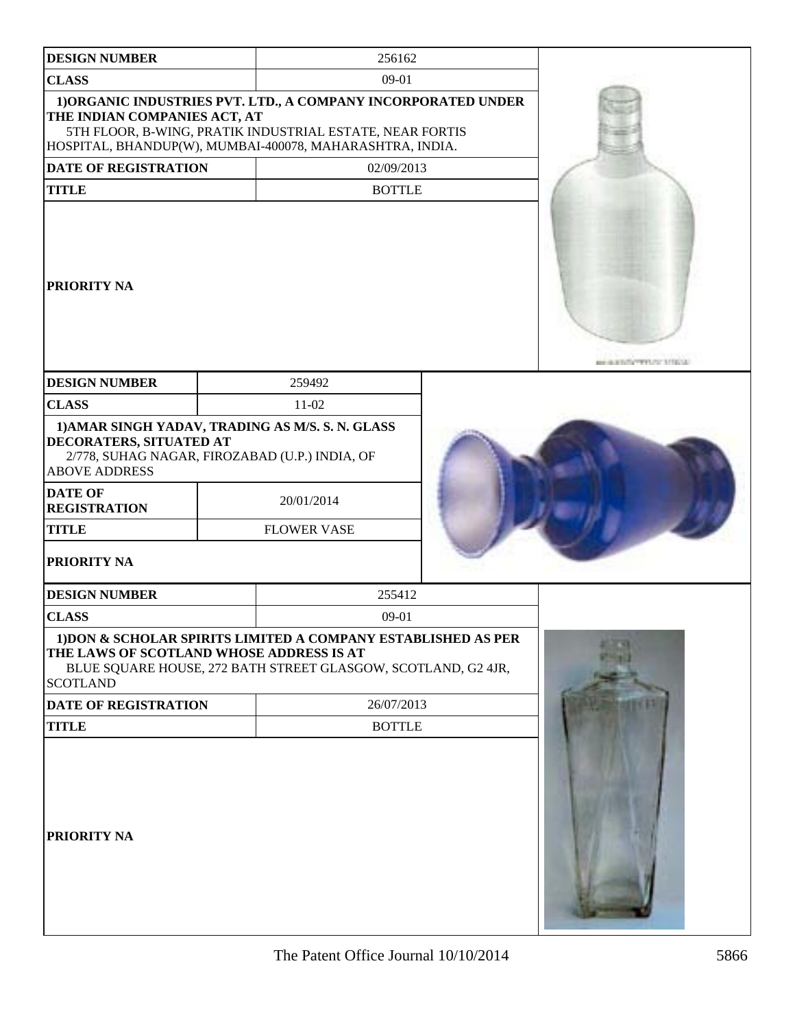| DESIGN NUMBER | 256162 |
| --- | --- |
| CLASS | 09-01 |
| 1)ORGANIC INDUSTRIES PVT. LTD., A COMPANY INCORPORATED UNDER THE INDIAN COMPANIES ACT, AT 5TH FLOOR, B-WING, PRATIK INDUSTRIAL ESTATE, NEAR FORTIS HOSPITAL, BHANDUP(W), MUMBAI-400078, MAHARASHTRA, INDIA. | |
| DATE OF REGISTRATION | 02/09/2013 |
| TITLE | BOTTLE |
| PRIORITY NA | |

| DESIGN NUMBER | 259492 |
| --- | --- |
| CLASS | 11-02 |
| 1)AMAR SINGH YADAV, TRADING AS M/S. S. N. GLASS DECORATERS, SITUATED AT 2/778, SUHAG NAGAR, FIROZABAD (U.P.) INDIA, OF ABOVE ADDRESS | |
| DATE OF REGISTRATION | 20/01/2014 |
| TITLE | FLOWER VASE |
| PRIORITY NA | |

| DESIGN NUMBER | 255412 |
| --- | --- |
| CLASS | 09-01 |
| 1)DON & SCHOLAR SPIRITS LIMITED A COMPANY ESTABLISHED AS PER THE LAWS OF SCOTLAND WHOSE ADDRESS IS AT BLUE SQUARE HOUSE, 272 BATH STREET GLASGOW, SCOTLAND, G2 4JR, SCOTLAND | |
| DATE OF REGISTRATION | 26/07/2013 |
| TITLE | BOTTLE |
| PRIORITY NA | |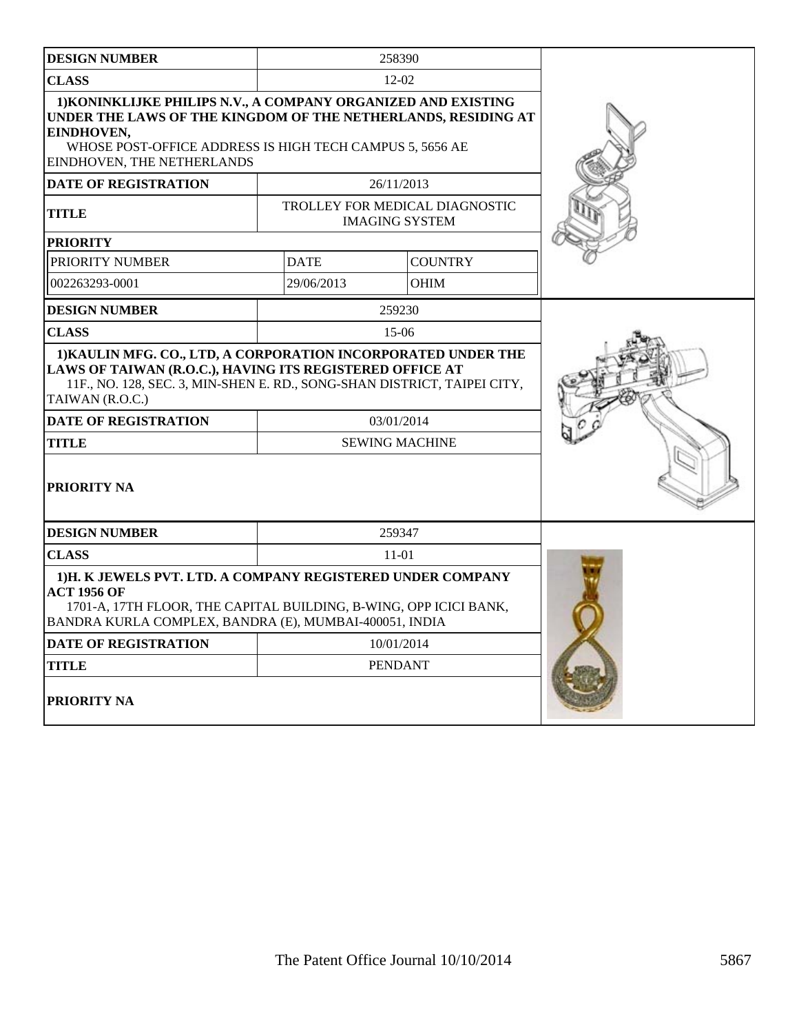| **DESIGN NUMBER** | 258390 | |
|---|---|---|
| **CLASS** | 12-02 | |
| **1)KONINKLIJKE PHILIPS N.V., A COMPANY ORGANIZED AND EXISTING UNDER THE LAWS OF THE KINGDOM OF THE NETHERLANDS, RESIDING AT EINDHOVEN,** WHOSE POST-OFFICE ADDRESS IS HIGH TECH CAMPUS 5, 5656 AE EINDHOVEN, THE NETHERLANDS | | |
| **DATE OF REGISTRATION** | 26/11/2013 | |
| **TITLE** | TROLLEY FOR MEDICAL DIAGNOSTIC IMAGING SYSTEM | |
| **PRIORITY** | | |
| PRIORITY NUMBER | DATE | COUNTRY |
| 002263293-0001 | 29/06/2013 | OHIM |

| **DESIGN NUMBER** | 259230 |
|---|---|
| **CLASS** | 15-06 |
| **1)KAULIN MFG. CO., LTD, A CORPORATION INCORPORATED UNDER THE LAWS OF TAIWAN (R.O.C.), HAVING ITS REGISTERED OFFICE AT** 11F., NO. 128, SEC. 3, MIN-SHEN E. RD., SONG-SHAN DISTRICT, TAIPEI CITY, TAIWAN (R.O.C.) | |
| **DATE OF REGISTRATION** | 03/01/2014 |
| **TITLE** | SEWING MACHINE |
| **PRIORITY NA** | |

| **DESIGN NUMBER** | 259347 |
|---|---|
| **CLASS** | 11-01 |
| **1)H. K JEWELS PVT. LTD. A COMPANY REGISTERED UNDER COMPANY ACT 1956 OF** 1701-A, 17TH FLOOR, THE CAPITAL BUILDING, B-WING, OPP ICICI BANK, BANDRA KURLA COMPLEX, BANDRA (E), MUMBAI-400051, INDIA | |
| **DATE OF REGISTRATION** | 10/01/2014 |
| **TITLE** | PENDANT |
| **PRIORITY NA** | |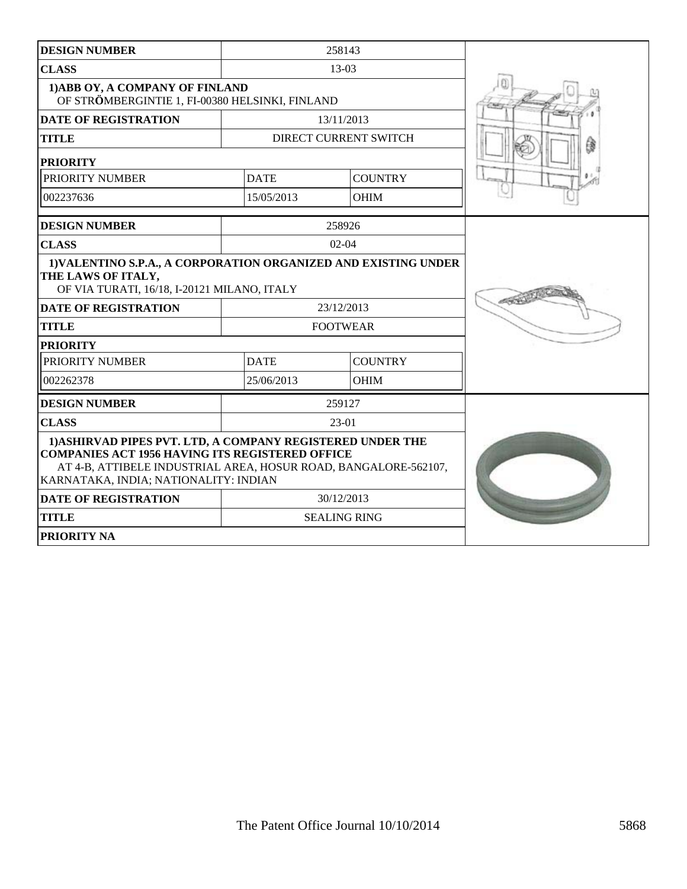| DESIGN NUMBER | 258143 | |
|---|---|---|
| CLASS | 13-03 | |
| 1)ABB OY, A COMPANY OF FINLAND<br>OF STRÖMBERGINTIE 1, FI-00380 HELSINKI, FINLAND | | |
| DATE OF REGISTRATION | 13/11/2013 | |
| TITLE | DIRECT CURRENT SWITCH | |
| PRIORITY | | |
| PRIORITY NUMBER | DATE | COUNTRY |
| 002237636 | 15/05/2013 | OHIM |

| DESIGN NUMBER | 258926 | |
|---|---|---|
| CLASS | 02-04 | |
| 1)VALENTINO S.P.A., A CORPORATION ORGANIZED AND EXISTING UNDER THE LAWS OF ITALY,<br>OF VIA TURATI, 16/18, I-20121 MILANO, ITALY | | |
| DATE OF REGISTRATION | 23/12/2013 | |
| TITLE | FOOTWEAR | |
| PRIORITY | | |
| PRIORITY NUMBER | DATE | COUNTRY |
| 002262378 | 25/06/2013 | OHIM |

| DESIGN NUMBER | 259127 |
|---|---|
| CLASS | 23-01 |
| 1)ASHIRVAD PIPES PVT. LTD, A COMPANY REGISTERED UNDER THE COMPANIES ACT 1956 HAVING ITS REGISTERED OFFICE<br>AT 4-B, ATTIBELE INDUSTRIAL AREA, HOSUR ROAD, BANGALORE-562107, KARNATAKA, INDIA; NATIONALITY: INDIAN | |
| DATE OF REGISTRATION | 30/12/2013 |
| TITLE | SEALING RING |
| PRIORITY NA | |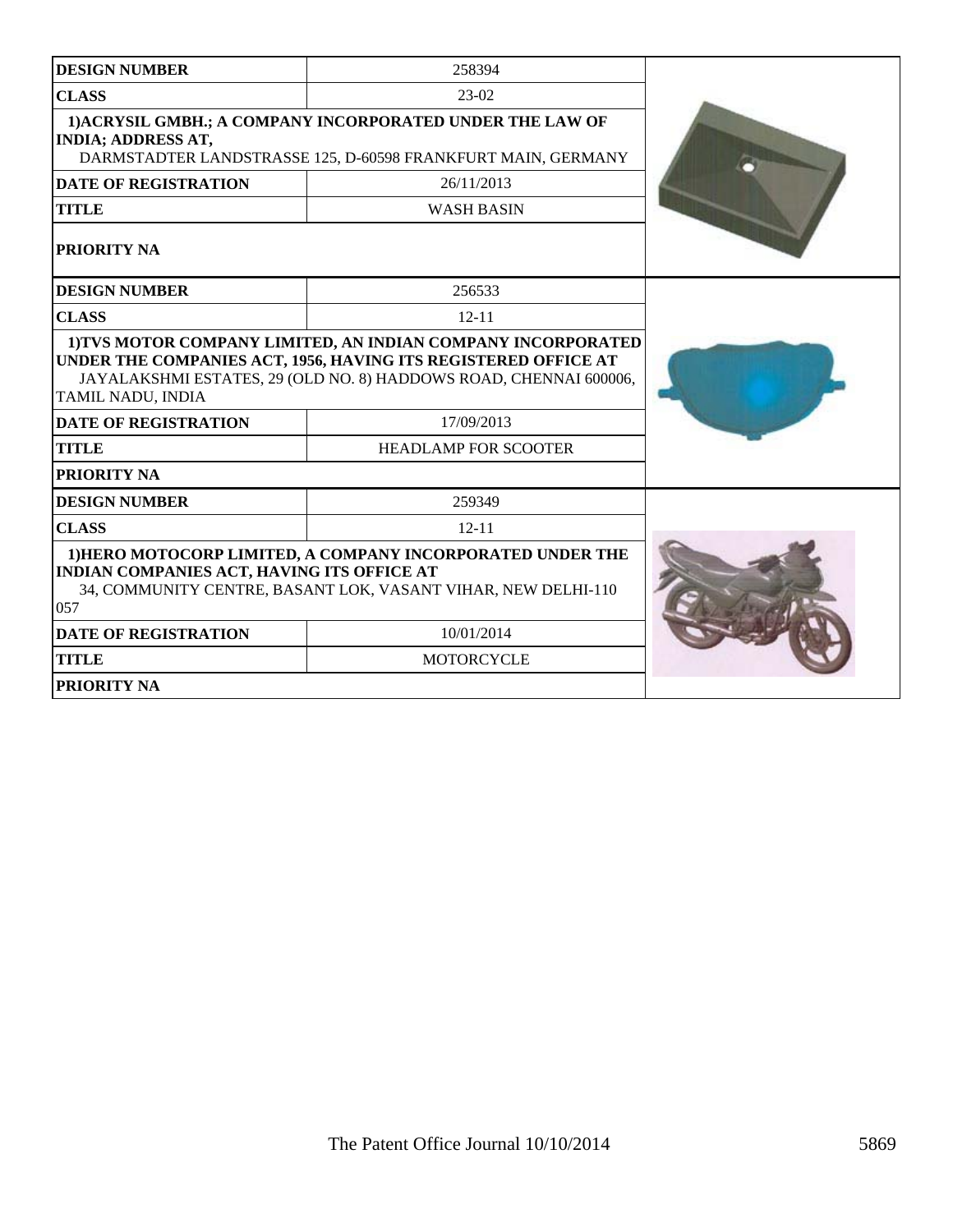| DESIGN NUMBER | 258394 |
| --- | --- |
| CLASS | 23-02 |
| 1)ACRYSIL GMBH.; A COMPANY INCORPORATED UNDER THE LAW OF INDIA; ADDRESS AT, DARMSTADTER LANDSTRASSE 125, D-60598 FRANKFURT MAIN, GERMANY | |
| DATE OF REGISTRATION | 26/11/2013 |
| TITLE | WASH BASIN |
| PRIORITY NA | |

| DESIGN NUMBER | 256533 |
| --- | --- |
| CLASS | 12-11 |
| 1)TVS MOTOR COMPANY LIMITED, AN INDIAN COMPANY INCORPORATED UNDER THE COMPANIES ACT, 1956, HAVING ITS REGISTERED OFFICE AT JAYALAKSHMI ESTATES, 29 (OLD NO. 8) HADDOWS ROAD, CHENNAI 600006, TAMIL NADU, INDIA | |
| DATE OF REGISTRATION | 17/09/2013 |
| TITLE | HEADLAMP FOR SCOOTER |
| PRIORITY NA | |

| DESIGN NUMBER | 259349 |
| --- | --- |
| CLASS | 12-11 |
| 1)HERO MOTOCORP LIMITED, A COMPANY INCORPORATED UNDER THE INDIAN COMPANIES ACT, HAVING ITS OFFICE AT 34, COMMUNITY CENTRE, BASANT LOK, VASANT VIHAR, NEW DELHI-110 057 | |
| DATE OF REGISTRATION | 10/01/2014 |
| TITLE | MOTORCYCLE |
| PRIORITY NA | |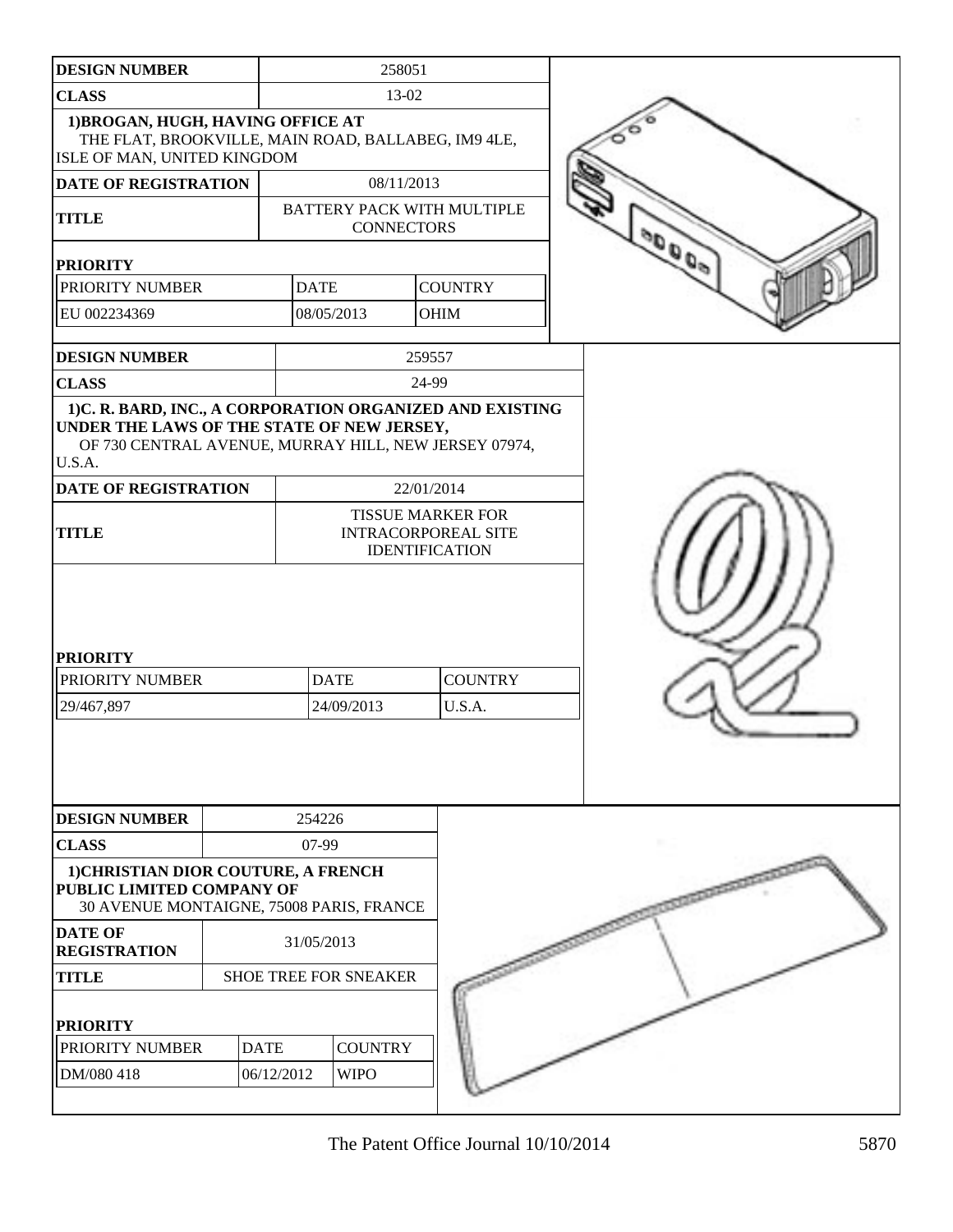| DESIGN NUMBER | 258051 |
| --- | --- |
| CLASS | 13-02 |
| 1)BROGAN, HUGH, HAVING OFFICE AT THE FLAT, BROOKVILLE, MAIN ROAD, BALLABEG, IM9 4LE, ISLE OF MAN, UNITED KINGDOM | |
| DATE OF REGISTRATION | 08/11/2013 |
| TITLE | BATTERY PACK WITH MULTIPLE CONNECTORS |

**PRIORITY**

| PRIORITY NUMBER | DATE | COUNTRY |
| --- | --- | --- |
| EU 002234369 | 08/05/2013 | OHIM |

| DESIGN NUMBER | 259557 |
| --- | --- |
| CLASS | 24-99 |
| 1)C. R. BARD, INC., A CORPORATION ORGANIZED AND EXISTING UNDER THE LAWS OF THE STATE OF NEW JERSEY, OF 730 CENTRAL AVENUE, MURRAY HILL, NEW JERSEY 07974, U.S.A. | |
| DATE OF REGISTRATION | 22/01/2014 |
| TITLE | TISSUE MARKER FOR INTRACORPOREAL SITE IDENTIFICATION |

**PRIORITY**

| PRIORITY NUMBER | DATE | COUNTRY |
| --- | --- | --- |
| 29/467,897 | 24/09/2013 | U.S.A. |

| DESIGN NUMBER | 254226 |
| --- | --- |
| CLASS | 07-99 |
| 1)CHRISTIAN DIOR COUTURE, A FRENCH PUBLIC LIMITED COMPANY OF 30 AVENUE MONTAIGNE, 75008 PARIS, FRANCE | |
| DATE OF REGISTRATION | 31/05/2013 |
| TITLE | SHOE TREE FOR SNEAKER |

**PRIORITY**

| PRIORITY NUMBER | DATE | COUNTRY |
| --- | --- | --- |
| DM/080 418 | 06/12/2012 | WIPO |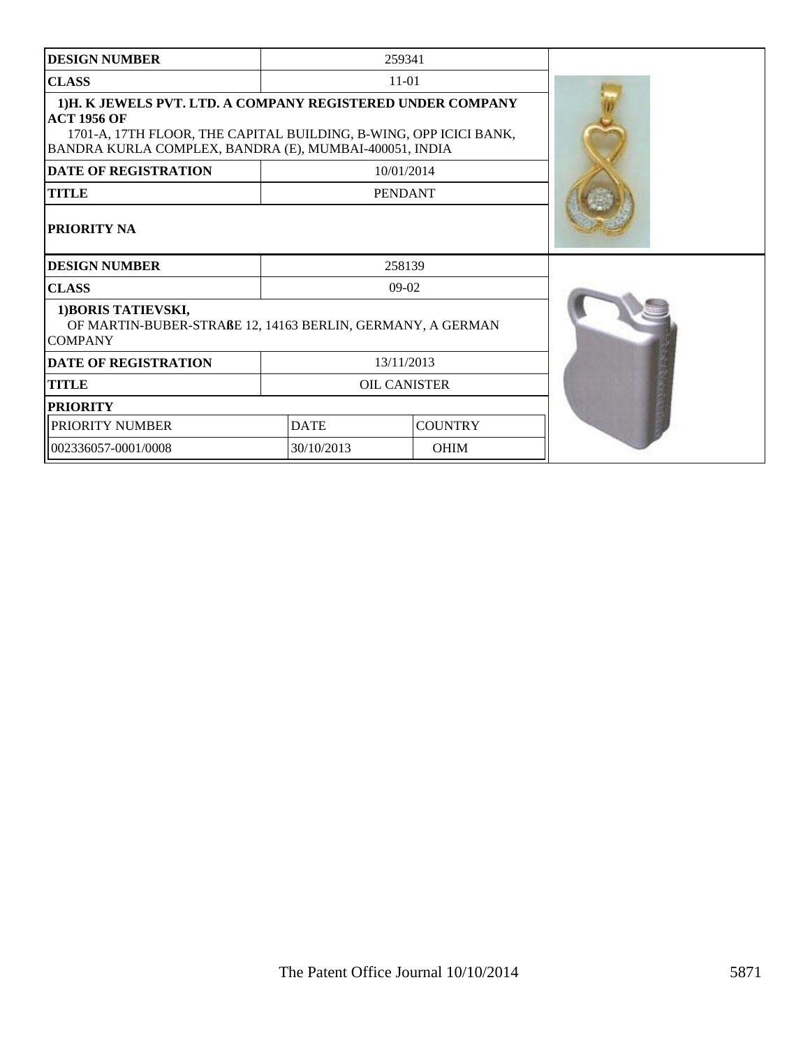| DESIGN NUMBER | 259341 | |
|---|---|---|
| CLASS | 11-01 | |
| **1)H. K JEWELS PVT. LTD. A COMPANY REGISTERED UNDER COMPANY ACT 1956 OF** 1701-A, 17TH FLOOR, THE CAPITAL BUILDING, B-WING, OPP ICICI BANK, BANDRA KURLA COMPLEX, BANDRA (E), MUMBAI-400051, INDIA | | |
| DATE OF REGISTRATION | 10/01/2014 | |
| TITLE | PENDANT | |
| PRIORITY NA | | |

| DESIGN NUMBER | 258139 | |
|---|---|---|
| CLASS | 09-02 | |
| **1)BORIS TATIEVSKI,** OF MARTIN-BUBER-STRAßE 12, 14163 BERLIN, GERMANY, A GERMAN COMPANY | | |
| DATE OF REGISTRATION | 13/11/2013 | |
| TITLE | OIL CANISTER | |
| **PRIORITY** | | |
| PRIORITY NUMBER | DATE | COUNTRY |
| 002336057-0001/0008 | 30/10/2013 | OHIM |